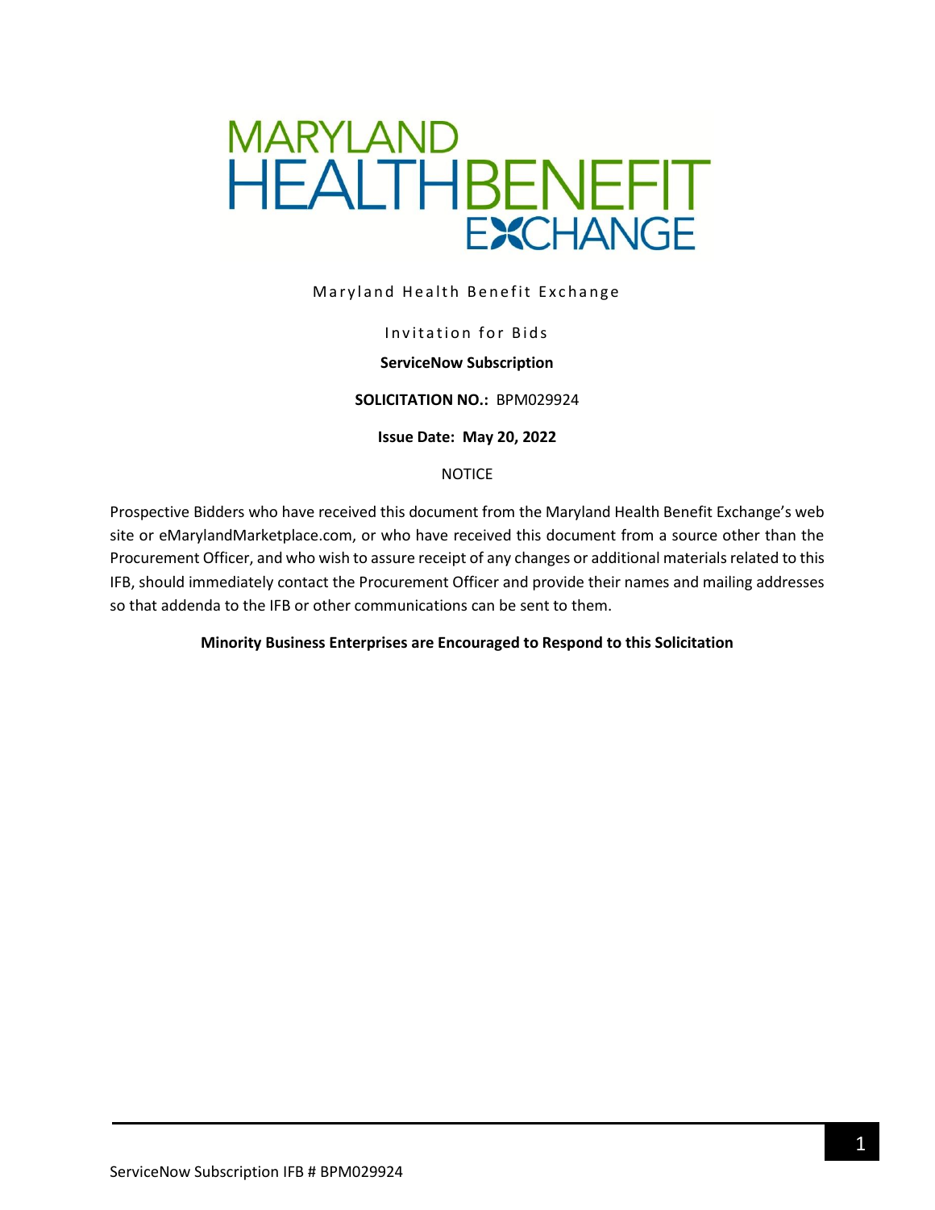# MARYLAND HEALTH BENEFIT EXCHANGE

Maryland Health Benefit Exchange

Invitation for Bids

**ServiceNow Subscription**

**SOLICITATION NO.:** BPM029924

**Issue Date: May 20, 2022**

NOTICE

Prospective Bidders who have received this document from the Maryland Health Benefit Exchange's web site or eMarylandMarketplace.com, or who have received this document from a source other than the Procurement Officer, and who wish to assure receipt of any changes or additional materials related to this IFB, should immediately contact the Procurement Officer and provide their names and mailing addresses so that addenda to the IFB or other communications can be sent to them.

**Minority Business Enterprises are Encouraged to Respond to this Solicitation**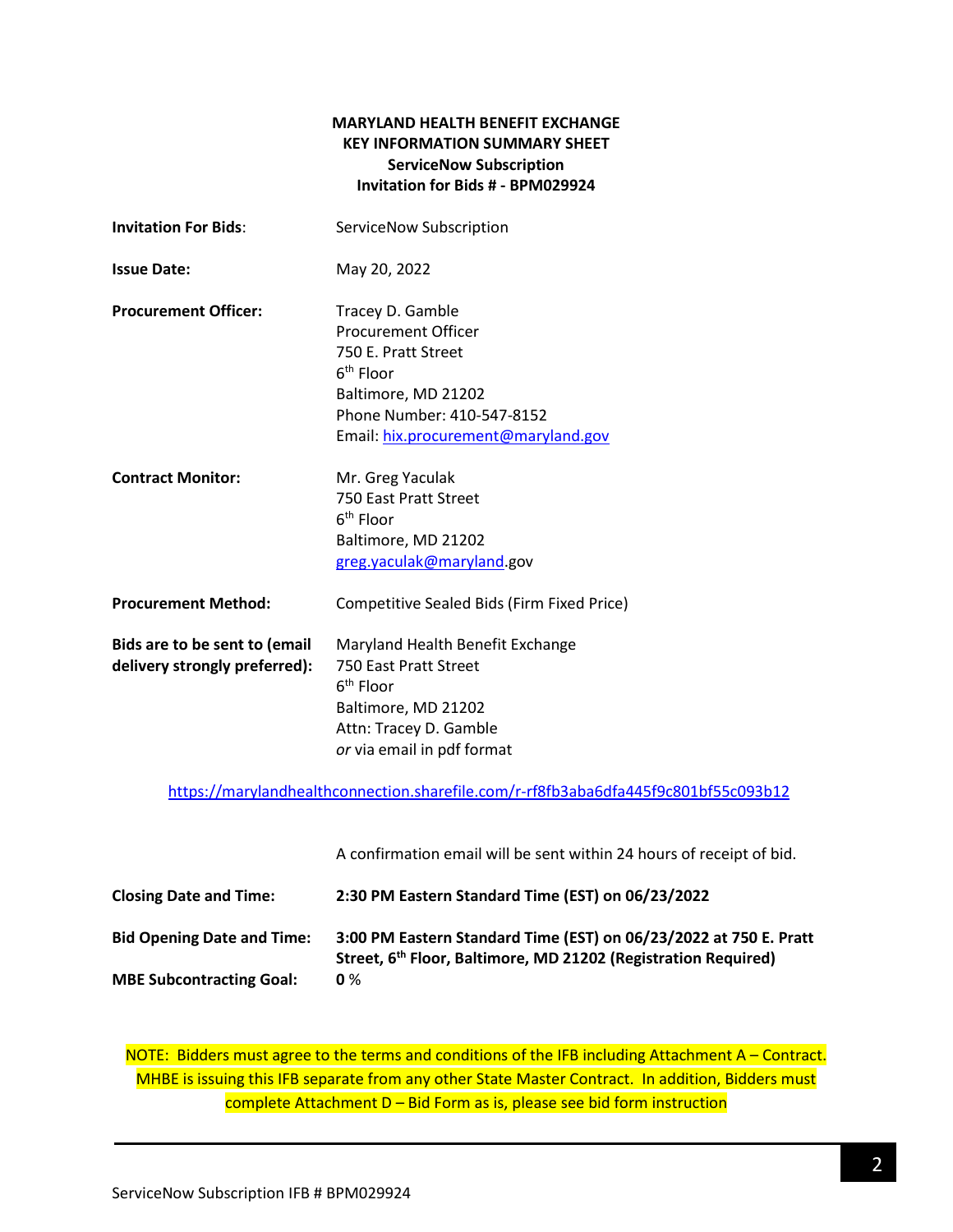**MARYLAND HEALTH BENEFIT EXCHANGE**
**KEY INFORMATION SUMMARY SHEET**
**ServiceNow Subscription**
**Invitation for Bids # - BPM029924**

| | |
|---|---|
| **Invitation For Bids**: | ServiceNow Subscription |
| **Issue Date:** | May 20, 2022 |
| **Procurement Officer:** | Tracey D. Gamble<br>Procurement Officer<br>750 E. Pratt Street<br>6th Floor<br>Baltimore, MD 21202<br>Phone Number: 410-547-8152<br>Email: hix.procurement@maryland.gov |
| **Contract Monitor:** | Mr. Greg Yaculak<br>750 East Pratt Street<br>6th Floor<br>Baltimore, MD 21202<br>greg.yaculak@maryland.gov |
| **Procurement Method:** | Competitive Sealed Bids (Firm Fixed Price) |
| **Bids are to be sent to (email delivery strongly preferred):** | Maryland Health Benefit Exchange<br>750 East Pratt Street<br>6th Floor<br>Baltimore, MD 21202<br>Attn: Tracey D. Gamble<br>*or* via email in pdf format |

https://marylandhealthconnection.sharefile.com/r-rf8fb3aba6dfa445f9c801bf55c093b12

A confirmation email will be sent within 24 hours of receipt of bid.

| | |
|---|---|
| **Closing Date and Time:** | **2:30 PM Eastern Standard Time (EST) on 06/23/2022** |
| **Bid Opening Date and Time:** | **3:00 PM Eastern Standard Time (EST) on 06/23/2022 at 750 E. Pratt Street, 6th Floor, Baltimore, MD 21202 (Registration Required)** |
| **MBE Subcontracting Goal:** | **0** % |

NOTE: Bidders must agree to the terms and conditions of the IFB including Attachment A – Contract. MHBE is issuing this IFB separate from any other State Master Contract. In addition, Bidders must complete Attachment D – Bid Form as is, please see bid form instruction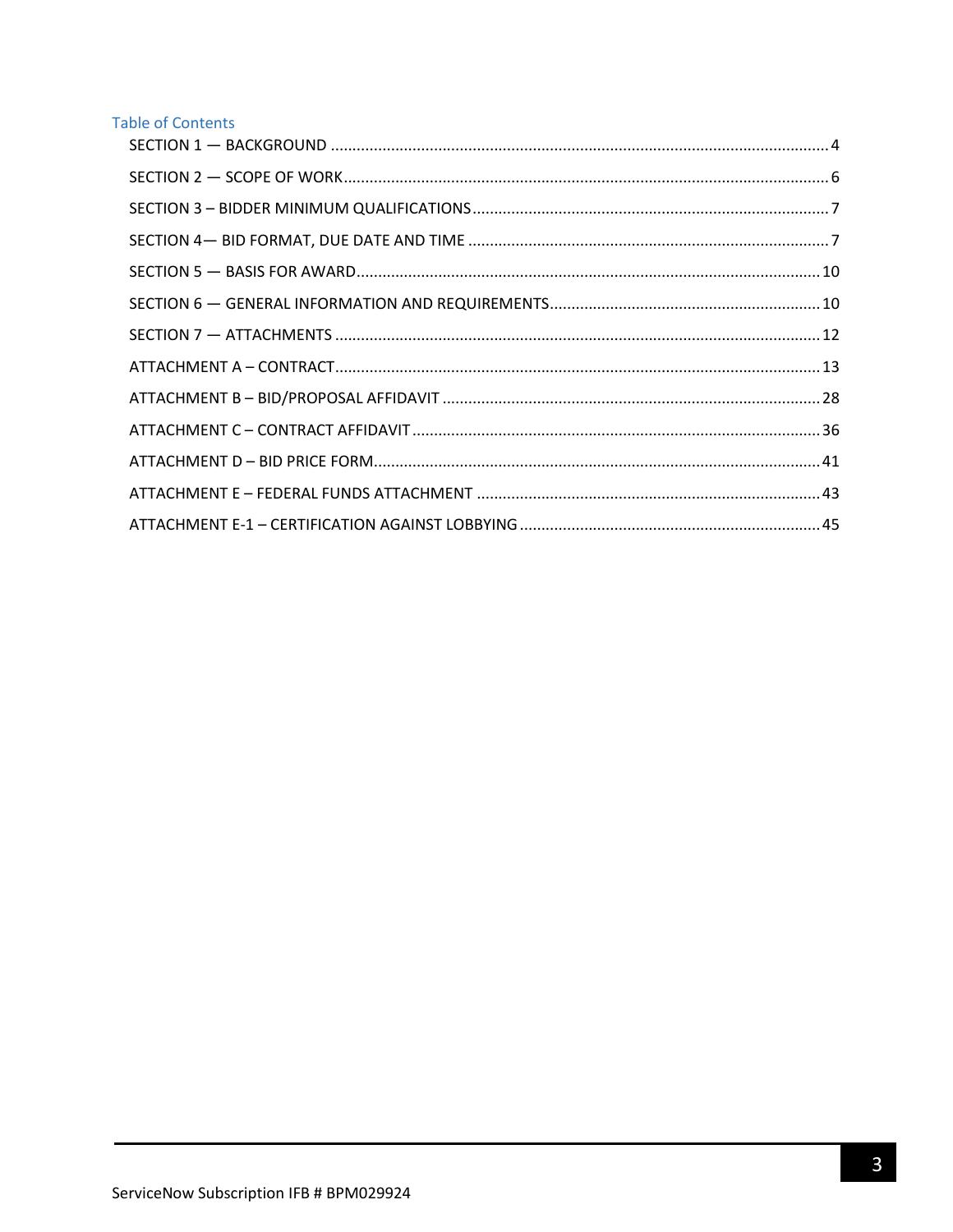## Table of Contents

SECTION 1 — BACKGROUND .......... 4

SECTION 2 — SCOPE OF WORK .......... 6

SECTION 3 – BIDDER MINIMUM QUALIFICATIONS .......... 7

SECTION 4— BID FORMAT, DUE DATE AND TIME .......... 7

SECTION 5 — BASIS FOR AWARD .......... 10

SECTION 6 — GENERAL INFORMATION AND REQUIREMENTS .......... 10

SECTION 7 — ATTACHMENTS .......... 12

ATTACHMENT A – CONTRACT .......... 13

ATTACHMENT B – BID/PROPOSAL AFFIDAVIT .......... 28

ATTACHMENT C – CONTRACT AFFIDAVIT .......... 36

ATTACHMENT D – BID PRICE FORM .......... 41

ATTACHMENT E – FEDERAL FUNDS ATTACHMENT .......... 43

ATTACHMENT E-1 – CERTIFICATION AGAINST LOBBYING .......... 45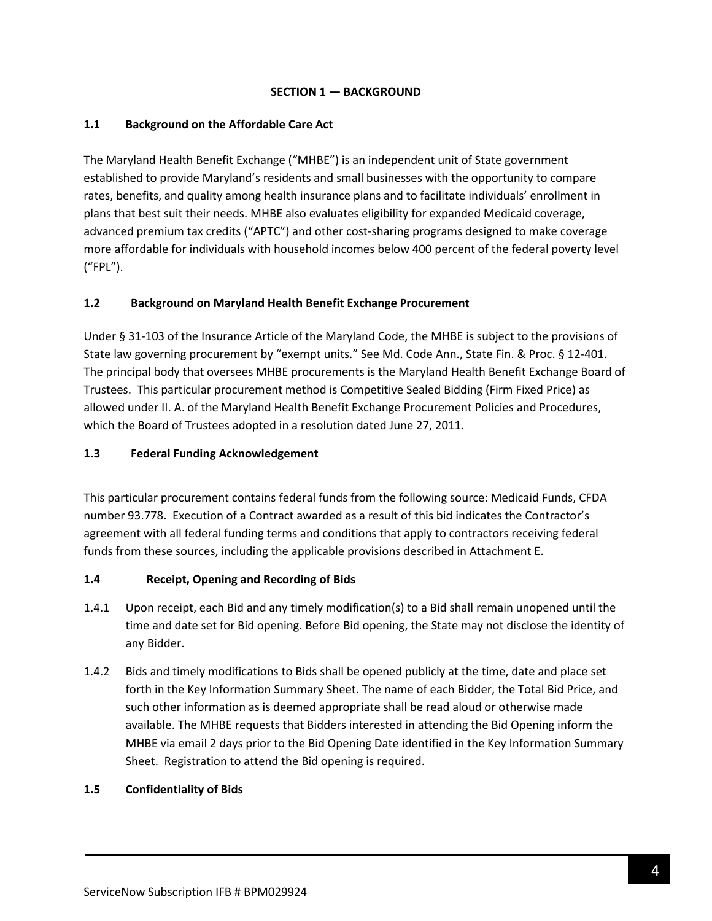## SECTION 1 — BACKGROUND

### 1.1 Background on the Affordable Care Act

The Maryland Health Benefit Exchange ("MHBE") is an independent unit of State government established to provide Maryland's residents and small businesses with the opportunity to compare rates, benefits, and quality among health insurance plans and to facilitate individuals' enrollment in plans that best suit their needs. MHBE also evaluates eligibility for expanded Medicaid coverage, advanced premium tax credits ("APTC") and other cost-sharing programs designed to make coverage more affordable for individuals with household incomes below 400 percent of the federal poverty level ("FPL").

### 1.2 Background on Maryland Health Benefit Exchange Procurement

Under § 31-103 of the Insurance Article of the Maryland Code, the MHBE is subject to the provisions of State law governing procurement by "exempt units." See Md. Code Ann., State Fin. & Proc. § 12-401. The principal body that oversees MHBE procurements is the Maryland Health Benefit Exchange Board of Trustees. This particular procurement method is Competitive Sealed Bidding (Firm Fixed Price) as allowed under II. A. of the Maryland Health Benefit Exchange Procurement Policies and Procedures, which the Board of Trustees adopted in a resolution dated June 27, 2011.

### 1.3 Federal Funding Acknowledgement

This particular procurement contains federal funds from the following source: Medicaid Funds, CFDA number 93.778. Execution of a Contract awarded as a result of this bid indicates the Contractor's agreement with all federal funding terms and conditions that apply to contractors receiving federal funds from these sources, including the applicable provisions described in Attachment E.

### 1.4 Receipt, Opening and Recording of Bids

1.4.1 Upon receipt, each Bid and any timely modification(s) to a Bid shall remain unopened until the time and date set for Bid opening. Before Bid opening, the State may not disclose the identity of any Bidder.

1.4.2 Bids and timely modifications to Bids shall be opened publicly at the time, date and place set forth in the Key Information Summary Sheet. The name of each Bidder, the Total Bid Price, and such other information as is deemed appropriate shall be read aloud or otherwise made available. The MHBE requests that Bidders interested in attending the Bid Opening inform the MHBE via email 2 days prior to the Bid Opening Date identified in the Key Information Summary Sheet. Registration to attend the Bid opening is required.

### 1.5 Confidentiality of Bids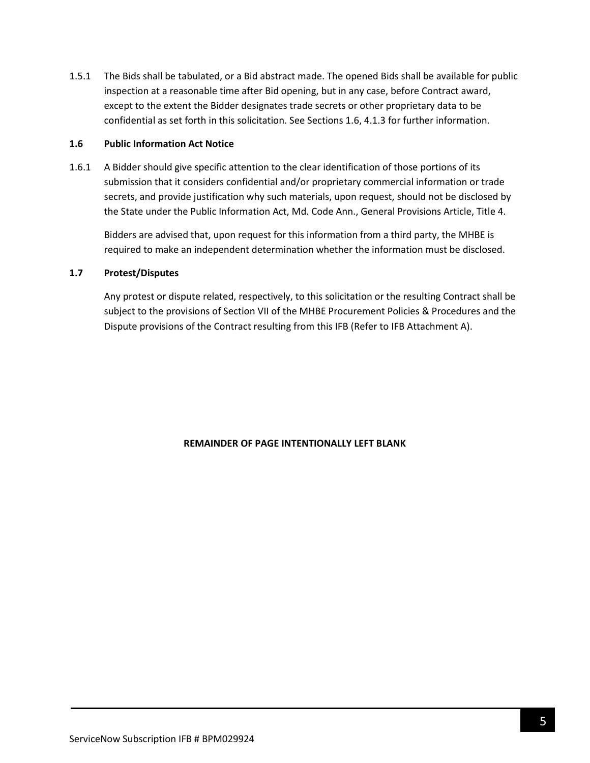1.5.1 The Bids shall be tabulated, or a Bid abstract made. The opened Bids shall be available for public inspection at a reasonable time after Bid opening, but in any case, before Contract award, except to the extent the Bidder designates trade secrets or other proprietary data to be confidential as set forth in this solicitation. See Sections 1.6, 4.1.3 for further information.

### 1.6 Public Information Act Notice

1.6.1 A Bidder should give specific attention to the clear identification of those portions of its submission that it considers confidential and/or proprietary commercial information or trade secrets, and provide justification why such materials, upon request, should not be disclosed by the State under the Public Information Act, Md. Code Ann., General Provisions Article, Title 4.

Bidders are advised that, upon request for this information from a third party, the MHBE is required to make an independent determination whether the information must be disclosed.

### 1.7 Protest/Disputes

Any protest or dispute related, respectively, to this solicitation or the resulting Contract shall be subject to the provisions of Section VII of the MHBE Procurement Policies & Procedures and the Dispute provisions of the Contract resulting from this IFB (Refer to IFB Attachment A).

**REMAINDER OF PAGE INTENTIONALLY LEFT BLANK**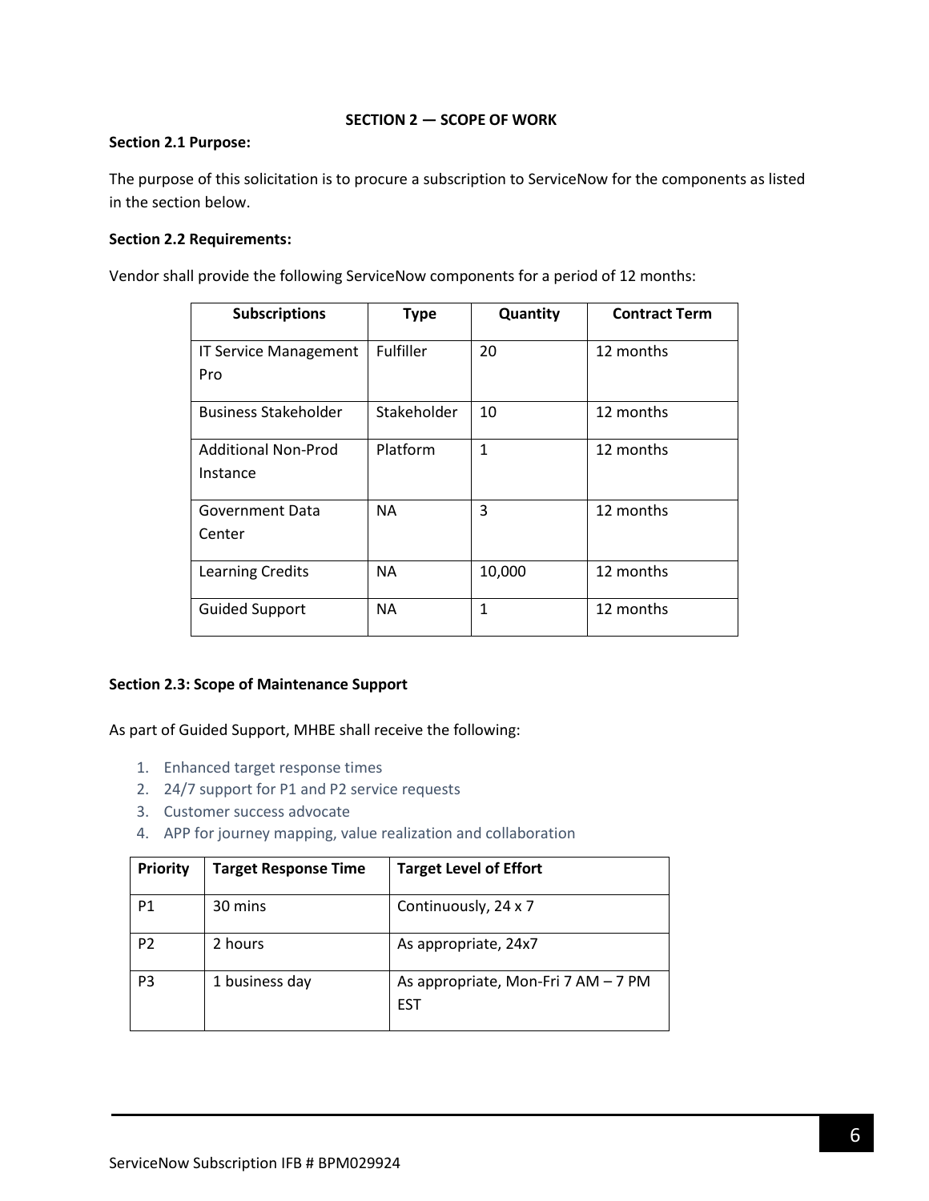## SECTION 2 — SCOPE OF WORK

**Section 2.1 Purpose:**

The purpose of this solicitation is to procure a subscription to ServiceNow for the components as listed in the section below.

**Section 2.2 Requirements:**

Vendor shall provide the following ServiceNow components for a period of 12 months:

| Subscriptions | Type | Quantity | Contract Term |
|---|---|---|---|
| IT Service Management Pro | Fulfiller | 20 | 12 months |
| Business Stakeholder | Stakeholder | 10 | 12 months |
| Additional Non-Prod Instance | Platform | 1 | 12 months |
| Government Data Center | NA | 3 | 12 months |
| Learning Credits | NA | 10,000 | 12 months |
| Guided Support | NA | 1 | 12 months |

**Section 2.3: Scope of Maintenance Support**

As part of Guided Support, MHBE shall receive the following:

1. Enhanced target response times
2. 24/7 support for P1 and P2 service requests
3. Customer success advocate
4. APP for journey mapping, value realization and collaboration

| Priority | Target Response Time | Target Level of Effort |
|---|---|---|
| P1 | 30 mins | Continuously, 24 x 7 |
| P2 | 2 hours | As appropriate, 24x7 |
| P3 | 1 business day | As appropriate, Mon-Fri 7 AM – 7 PM EST |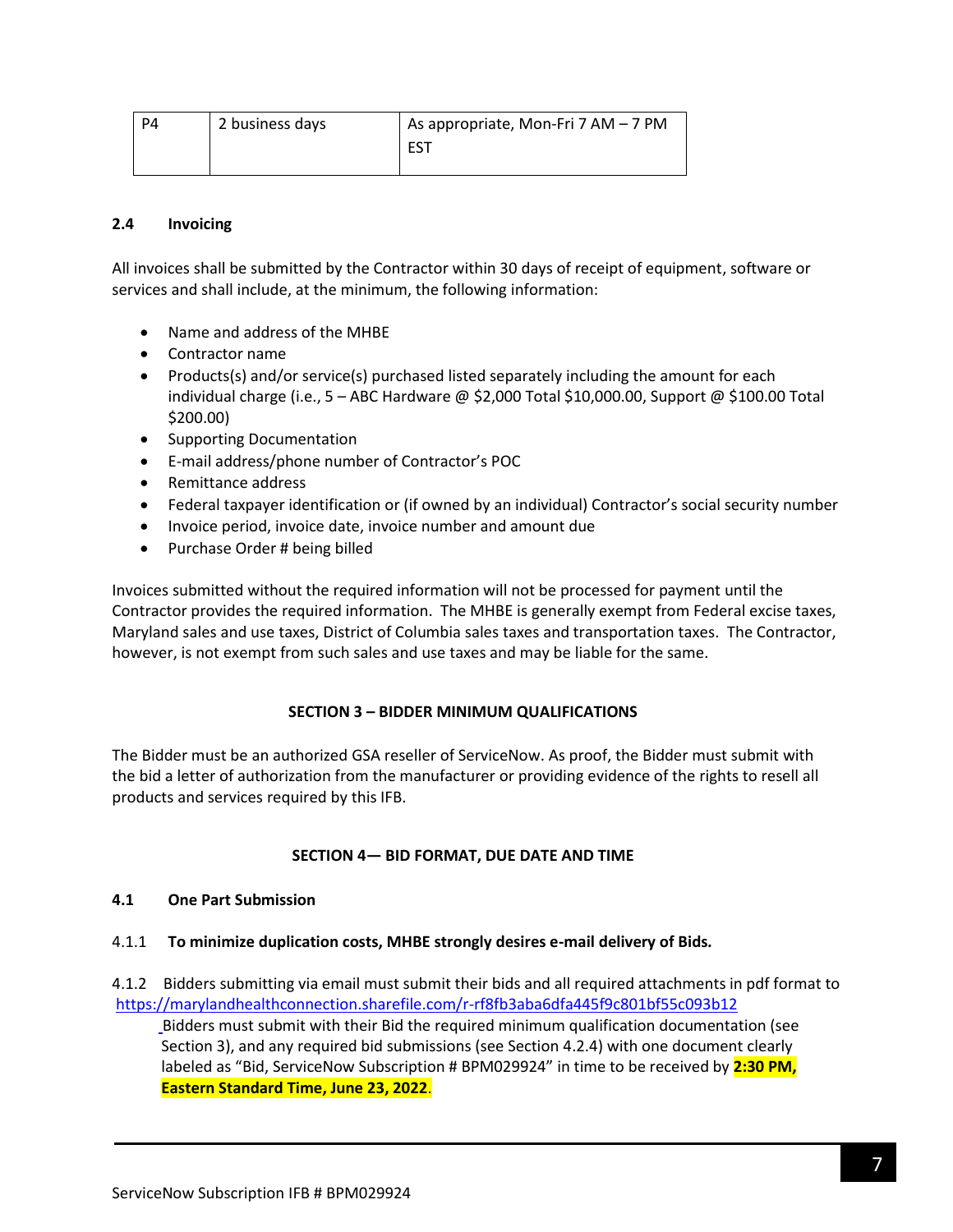| P4 | 2 business days | As appropriate, Mon-Fri 7 AM – 7 PM EST |
|---|---|---|

### 2.4 Invoicing

All invoices shall be submitted by the Contractor within 30 days of receipt of equipment, software or services and shall include, at the minimum, the following information:

- Name and address of the MHBE
- Contractor name
- Products(s) and/or service(s) purchased listed separately including the amount for each individual charge (i.e., 5 – ABC Hardware @ $2,000 Total $10,000.00, Support @ $100.00 Total $200.00)
- Supporting Documentation
- E-mail address/phone number of Contractor's POC
- Remittance address
- Federal taxpayer identification or (if owned by an individual) Contractor's social security number
- Invoice period, invoice date, invoice number and amount due
- Purchase Order # being billed

Invoices submitted without the required information will not be processed for payment until the Contractor provides the required information. The MHBE is generally exempt from Federal excise taxes, Maryland sales and use taxes, District of Columbia sales taxes and transportation taxes. The Contractor, however, is not exempt from such sales and use taxes and may be liable for the same.

## SECTION 3 – BIDDER MINIMUM QUALIFICATIONS

The Bidder must be an authorized GSA reseller of ServiceNow. As proof, the Bidder must submit with the bid a letter of authorization from the manufacturer or providing evidence of the rights to resell all products and services required by this IFB.

## SECTION 4— BID FORMAT, DUE DATE AND TIME

### 4.1 One Part Submission

4.1.1 **To minimize duplication costs, MHBE strongly desires e-mail delivery of Bids.**

4.1.2 Bidders submitting via email must submit their bids and all required attachments in pdf format to https://marylandhealthconnection.sharefile.com/r-rf8fb3aba6dfa445f9c801bf55c093b12
Bidders must submit with their Bid the required minimum qualification documentation (see Section 3), and any required bid submissions (see Section 4.2.4) with one document clearly labeled as "Bid, ServiceNow Subscription # BPM029924" in time to be received by **2:30 PM, Eastern Standard Time, June 23, 2022**.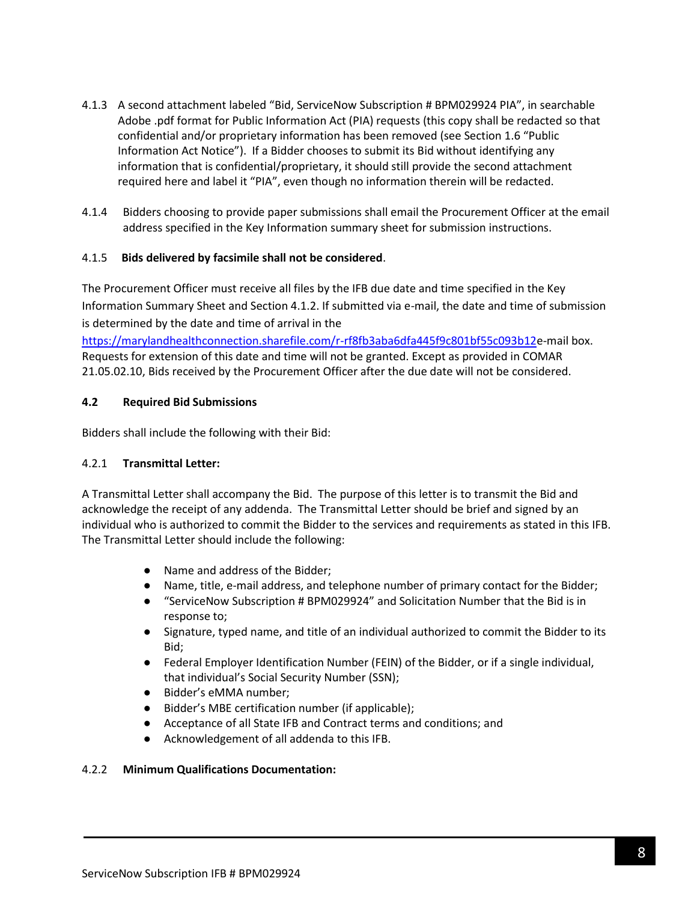4.1.3 A second attachment labeled "Bid, ServiceNow Subscription # BPM029924 PIA", in searchable Adobe .pdf format for Public Information Act (PIA) requests (this copy shall be redacted so that confidential and/or proprietary information has been removed (see Section 1.6 "Public Information Act Notice"). If a Bidder chooses to submit its Bid without identifying any information that is confidential/proprietary, it should still provide the second attachment required here and label it "PIA", even though no information therein will be redacted.

4.1.4 Bidders choosing to provide paper submissions shall email the Procurement Officer at the email address specified in the Key Information summary sheet for submission instructions.

4.1.5 **Bids delivered by facsimile shall not be considered**.

The Procurement Officer must receive all files by the IFB due date and time specified in the Key Information Summary Sheet and Section 4.1.2. If submitted via e-mail, the date and time of submission is determined by the date and time of arrival in the https://marylandhealthconnection.sharefile.com/r-rf8fb3aba6dfa445f9c801bf55c093b12e-mail box. Requests for extension of this date and time will not be granted. Except as provided in COMAR 21.05.02.10, Bids received by the Procurement Officer after the due date will not be considered.

### 4.2 Required Bid Submissions

Bidders shall include the following with their Bid:

#### 4.2.1 Transmittal Letter:

A Transmittal Letter shall accompany the Bid. The purpose of this letter is to transmit the Bid and acknowledge the receipt of any addenda. The Transmittal Letter should be brief and signed by an individual who is authorized to commit the Bidder to the services and requirements as stated in this IFB. The Transmittal Letter should include the following:

- Name and address of the Bidder;
- Name, title, e-mail address, and telephone number of primary contact for the Bidder;
- "ServiceNow Subscription # BPM029924" and Solicitation Number that the Bid is in response to;
- Signature, typed name, and title of an individual authorized to commit the Bidder to its Bid;
- Federal Employer Identification Number (FEIN) of the Bidder, or if a single individual, that individual's Social Security Number (SSN);
- Bidder's eMMA number;
- Bidder's MBE certification number (if applicable);
- Acceptance of all State IFB and Contract terms and conditions; and
- Acknowledgement of all addenda to this IFB.

#### 4.2.2 Minimum Qualifications Documentation: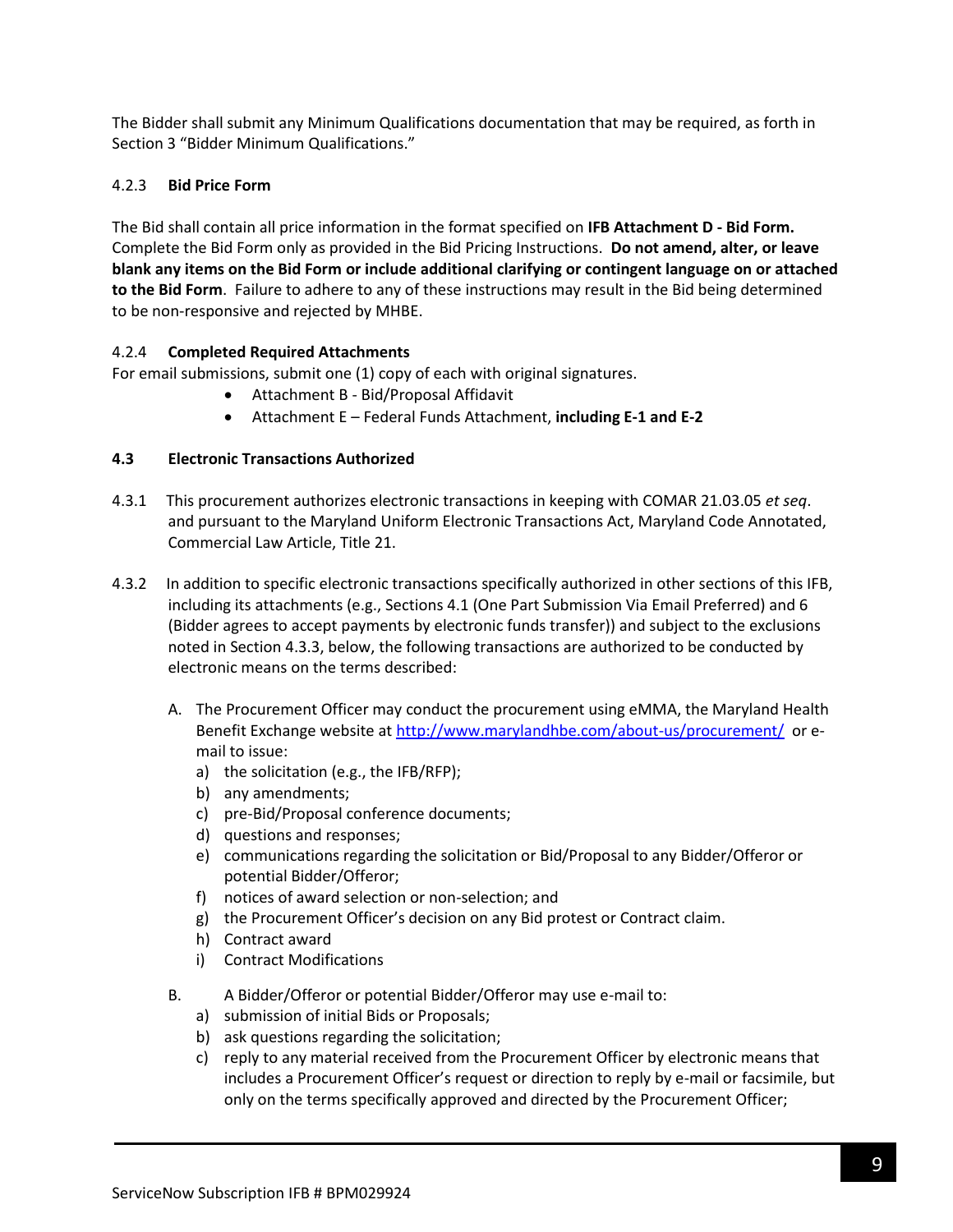The Bidder shall submit any Minimum Qualifications documentation that may be required, as forth in Section 3 "Bidder Minimum Qualifications."

#### 4.2.3 **Bid Price Form**

The Bid shall contain all price information in the format specified on **IFB Attachment D - Bid Form.** Complete the Bid Form only as provided in the Bid Pricing Instructions. **Do not amend, alter, or leave blank any items on the Bid Form or include additional clarifying or contingent language on or attached to the Bid Form**. Failure to adhere to any of these instructions may result in the Bid being determined to be non-responsive and rejected by MHBE.

#### 4.2.4 **Completed Required Attachments**

For email submissions, submit one (1) copy of each with original signatures.

- Attachment B - Bid/Proposal Affidavit
- Attachment E – Federal Funds Attachment, **including E-1 and E-2**

### 4.3 Electronic Transactions Authorized

4.3.1 This procurement authorizes electronic transactions in keeping with COMAR 21.03.05 *et seq*. and pursuant to the Maryland Uniform Electronic Transactions Act, Maryland Code Annotated, Commercial Law Article, Title 21.

4.3.2 In addition to specific electronic transactions specifically authorized in other sections of this IFB, including its attachments (e.g., Sections 4.1 (One Part Submission Via Email Preferred) and 6 (Bidder agrees to accept payments by electronic funds transfer)) and subject to the exclusions noted in Section 4.3.3, below, the following transactions are authorized to be conducted by electronic means on the terms described:

A. The Procurement Officer may conduct the procurement using eMMA, the Maryland Health Benefit Exchange website at http://www.marylandhbe.com/about-us/procurement/ or e-mail to issue:

a) the solicitation (e.g., the IFB/RFP);
b) any amendments;
c) pre-Bid/Proposal conference documents;
d) questions and responses;
e) communications regarding the solicitation or Bid/Proposal to any Bidder/Offeror or potential Bidder/Offeror;
f) notices of award selection or non-selection; and
g) the Procurement Officer's decision on any Bid protest or Contract claim.
h) Contract award
i) Contract Modifications

B. A Bidder/Offeror or potential Bidder/Offeror may use e-mail to:

a) submission of initial Bids or Proposals;
b) ask questions regarding the solicitation;
c) reply to any material received from the Procurement Officer by electronic means that includes a Procurement Officer's request or direction to reply by e-mail or facsimile, but only on the terms specifically approved and directed by the Procurement Officer;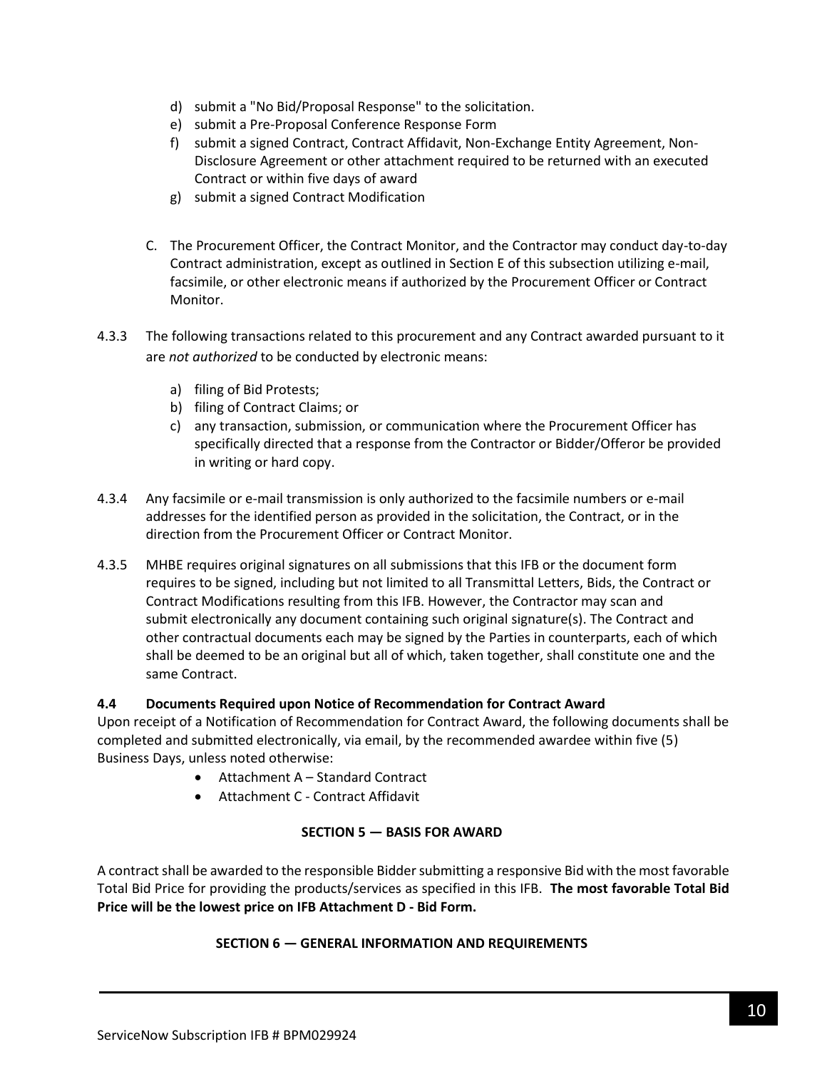d) submit a "No Bid/Proposal Response" to the solicitation.
e) submit a Pre-Proposal Conference Response Form
f) submit a signed Contract, Contract Affidavit, Non-Exchange Entity Agreement, Non-Disclosure Agreement or other attachment required to be returned with an executed Contract or within five days of award
g) submit a signed Contract Modification

C. The Procurement Officer, the Contract Monitor, and the Contractor may conduct day-to-day Contract administration, except as outlined in Section E of this subsection utilizing e-mail, facsimile, or other electronic means if authorized by the Procurement Officer or Contract Monitor.

4.3.3 The following transactions related to this procurement and any Contract awarded pursuant to it are *not authorized* to be conducted by electronic means:

a) filing of Bid Protests;
b) filing of Contract Claims; or
c) any transaction, submission, or communication where the Procurement Officer has specifically directed that a response from the Contractor or Bidder/Offeror be provided in writing or hard copy.

4.3.4 Any facsimile or e-mail transmission is only authorized to the facsimile numbers or e-mail addresses for the identified person as provided in the solicitation, the Contract, or in the direction from the Procurement Officer or Contract Monitor.

4.3.5 MHBE requires original signatures on all submissions that this IFB or the document form requires to be signed, including but not limited to all Transmittal Letters, Bids, the Contract or Contract Modifications resulting from this IFB. However, the Contractor may scan and submit electronically any document containing such original signature(s). The Contract and other contractual documents each may be signed by the Parties in counterparts, each of which shall be deemed to be an original but all of which, taken together, shall constitute one and the same Contract.

### 4.4 Documents Required upon Notice of Recommendation for Contract Award

Upon receipt of a Notification of Recommendation for Contract Award, the following documents shall be completed and submitted electronically, via email, by the recommended awardee within five (5) Business Days, unless noted otherwise:

- Attachment A – Standard Contract
- Attachment C - Contract Affidavit

## SECTION 5 — BASIS FOR AWARD

A contract shall be awarded to the responsible Bidder submitting a responsive Bid with the most favorable Total Bid Price for providing the products/services as specified in this IFB. **The most favorable Total Bid Price will be the lowest price on IFB Attachment D - Bid Form.**

## SECTION 6 — GENERAL INFORMATION AND REQUIREMENTS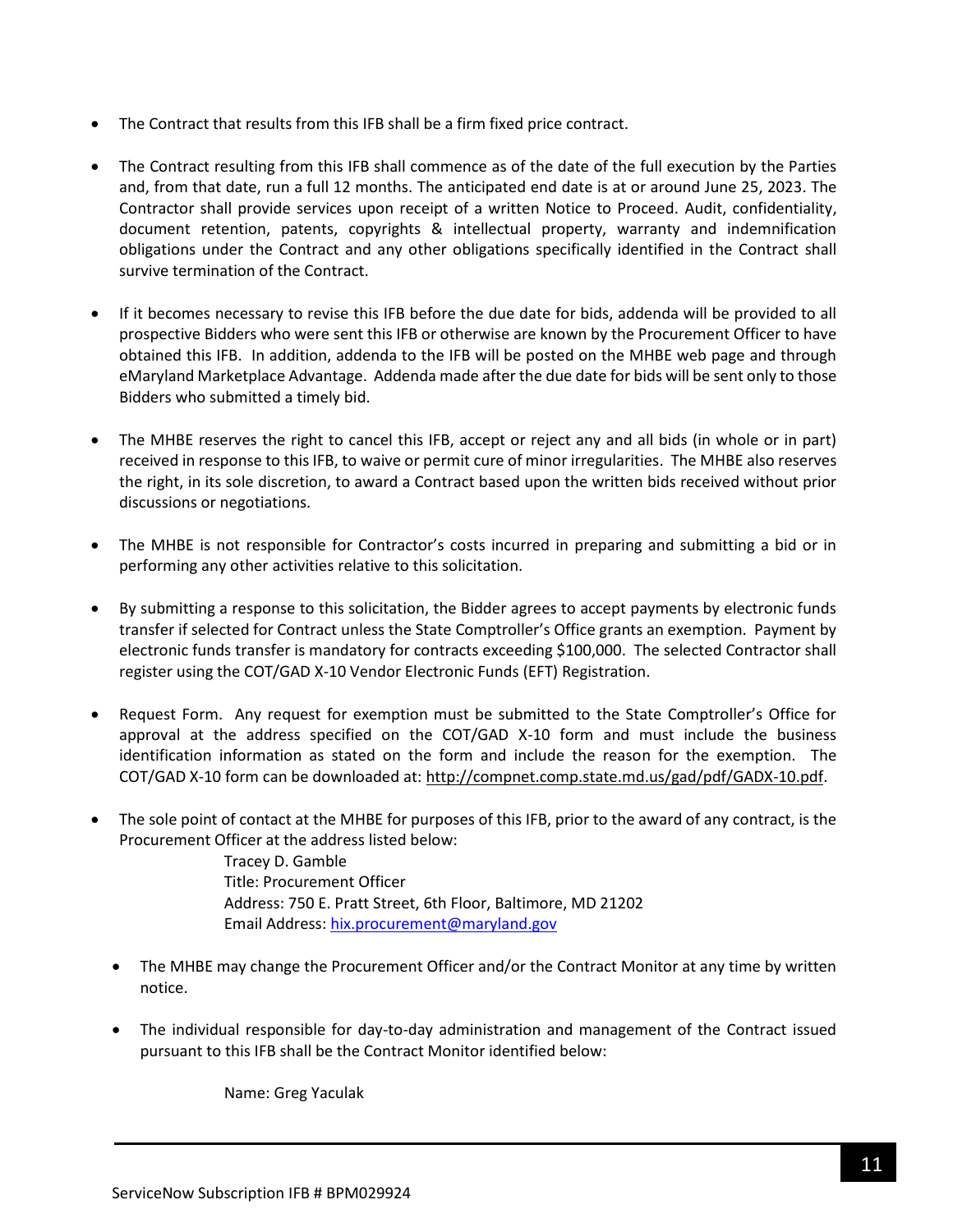- The Contract that results from this IFB shall be a firm fixed price contract.

- The Contract resulting from this IFB shall commence as of the date of the full execution by the Parties and, from that date, run a full 12 months. The anticipated end date is at or around June 25, 2023. The Contractor shall provide services upon receipt of a written Notice to Proceed. Audit, confidentiality, document retention, patents, copyrights & intellectual property, warranty and indemnification obligations under the Contract and any other obligations specifically identified in the Contract shall survive termination of the Contract.

- If it becomes necessary to revise this IFB before the due date for bids, addenda will be provided to all prospective Bidders who were sent this IFB or otherwise are known by the Procurement Officer to have obtained this IFB. In addition, addenda to the IFB will be posted on the MHBE web page and through eMaryland Marketplace Advantage. Addenda made after the due date for bids will be sent only to those Bidders who submitted a timely bid.

- The MHBE reserves the right to cancel this IFB, accept or reject any and all bids (in whole or in part) received in response to this IFB, to waive or permit cure of minor irregularities. The MHBE also reserves the right, in its sole discretion, to award a Contract based upon the written bids received without prior discussions or negotiations.

- The MHBE is not responsible for Contractor's costs incurred in preparing and submitting a bid or in performing any other activities relative to this solicitation.

- By submitting a response to this solicitation, the Bidder agrees to accept payments by electronic funds transfer if selected for Contract unless the State Comptroller's Office grants an exemption. Payment by electronic funds transfer is mandatory for contracts exceeding $100,000. The selected Contractor shall register using the COT/GAD X-10 Vendor Electronic Funds (EFT) Registration.

- Request Form. Any request for exemption must be submitted to the State Comptroller's Office for approval at the address specified on the COT/GAD X-10 form and must include the business identification information as stated on the form and include the reason for the exemption. The COT/GAD X-10 form can be downloaded at: http://compnet.comp.state.md.us/gad/pdf/GADX-10.pdf.

- The sole point of contact at the MHBE for purposes of this IFB, prior to the award of any contract, is the Procurement Officer at the address listed below:

  Tracey D. Gamble
  Title: Procurement Officer
  Address: 750 E. Pratt Street, 6th Floor, Baltimore, MD 21202
  Email Address: hix.procurement@maryland.gov

  - The MHBE may change the Procurement Officer and/or the Contract Monitor at any time by written notice.

  - The individual responsible for day-to-day administration and management of the Contract issued pursuant to this IFB shall be the Contract Monitor identified below:

    Name: Greg Yaculak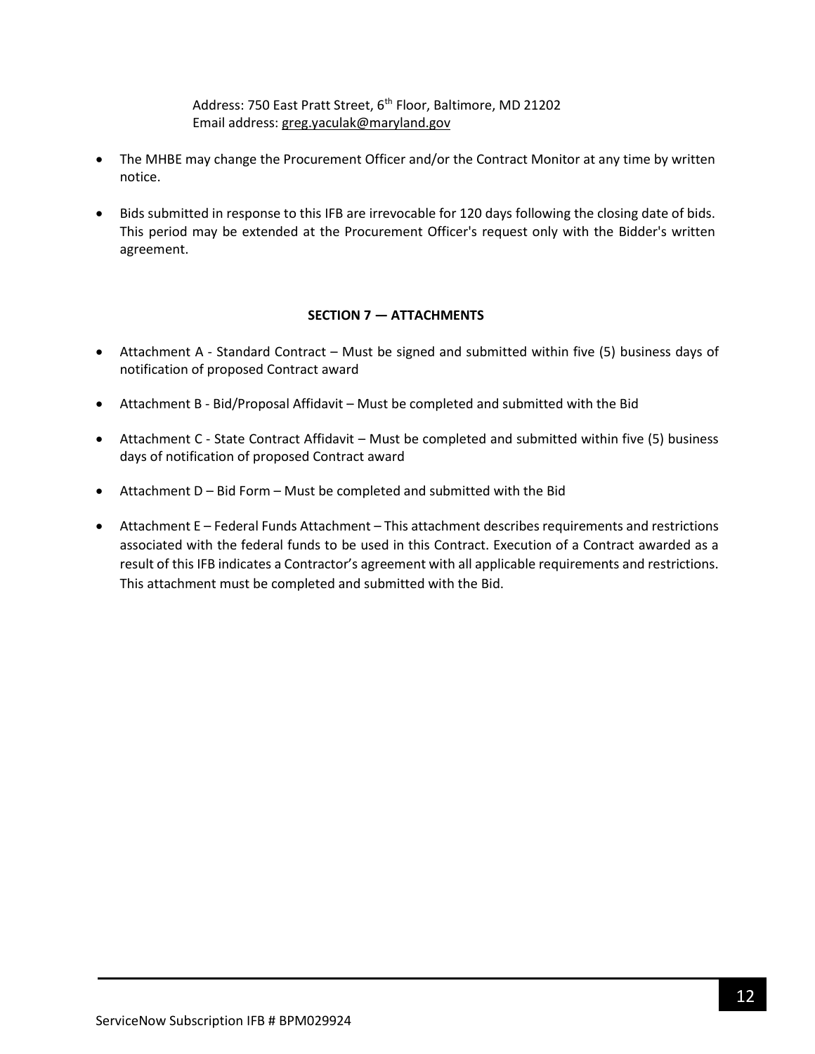Address: 750 East Pratt Street, 6th Floor, Baltimore, MD 21202
Email address: greg.yaculak@maryland.gov

- The MHBE may change the Procurement Officer and/or the Contract Monitor at any time by written notice.
- Bids submitted in response to this IFB are irrevocable for 120 days following the closing date of bids. This period may be extended at the Procurement Officer's request only with the Bidder's written agreement.

## SECTION 7 — ATTACHMENTS

- Attachment A - Standard Contract – Must be signed and submitted within five (5) business days of notification of proposed Contract award
- Attachment B - Bid/Proposal Affidavit – Must be completed and submitted with the Bid
- Attachment C - State Contract Affidavit – Must be completed and submitted within five (5) business days of notification of proposed Contract award
- Attachment D – Bid Form – Must be completed and submitted with the Bid
- Attachment E – Federal Funds Attachment – This attachment describes requirements and restrictions associated with the federal funds to be used in this Contract. Execution of a Contract awarded as a result of this IFB indicates a Contractor's agreement with all applicable requirements and restrictions. This attachment must be completed and submitted with the Bid.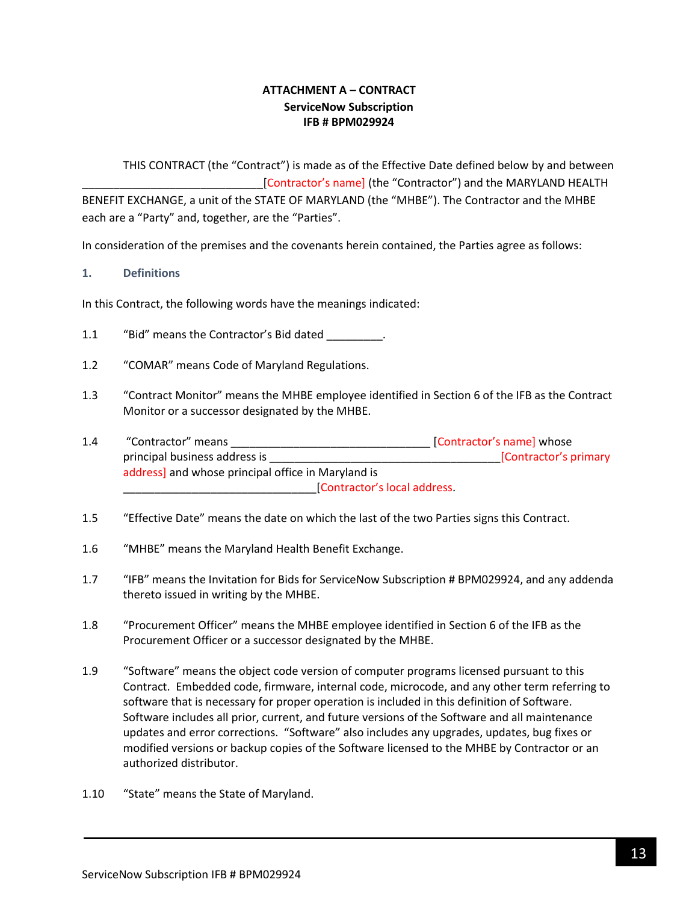**ATTACHMENT A – CONTRACT**
**ServiceNow Subscription**
**IFB # BPM029924**

THIS CONTRACT (the "Contract") is made as of the Effective Date defined below by and between _____________________________[Contractor's name] (the "Contractor") and the MARYLAND HEALTH BENEFIT EXCHANGE, a unit of the STATE OF MARYLAND (the "MHBE"). The Contractor and the MHBE each are a "Party" and, together, are the "Parties".

In consideration of the premises and the covenants herein contained, the Parties agree as follows:

## 1. Definitions

In this Contract, the following words have the meanings indicated:

1.1 "Bid" means the Contractor's Bid dated _________.

1.2 "COMAR" means Code of Maryland Regulations.

1.3 "Contract Monitor" means the MHBE employee identified in Section 6 of the IFB as the Contract Monitor or a successor designated by the MHBE.

1.4 "Contractor" means ________________________________ [Contractor's name] whose principal business address is ______________________________________[Contractor's primary address] and whose principal office in Maryland is _______________________________[Contractor's local address.

1.5 "Effective Date" means the date on which the last of the two Parties signs this Contract.

1.6 "MHBE" means the Maryland Health Benefit Exchange.

1.7 "IFB" means the Invitation for Bids for ServiceNow Subscription # BPM029924, and any addenda thereto issued in writing by the MHBE.

1.8 "Procurement Officer" means the MHBE employee identified in Section 6 of the IFB as the Procurement Officer or a successor designated by the MHBE.

1.9 "Software" means the object code version of computer programs licensed pursuant to this Contract. Embedded code, firmware, internal code, microcode, and any other term referring to software that is necessary for proper operation is included in this definition of Software. Software includes all prior, current, and future versions of the Software and all maintenance updates and error corrections. "Software" also includes any upgrades, updates, bug fixes or modified versions or backup copies of the Software licensed to the MHBE by Contractor or an authorized distributor.

1.10 "State" means the State of Maryland.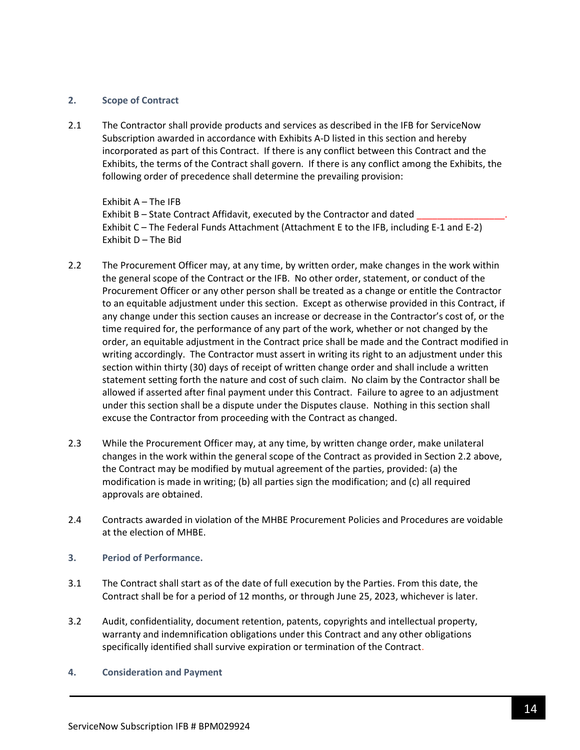## 2. Scope of Contract

2.1 The Contractor shall provide products and services as described in the IFB for ServiceNow Subscription awarded in accordance with Exhibits A-D listed in this section and hereby incorporated as part of this Contract. If there is any conflict between this Contract and the Exhibits, the terms of the Contract shall govern. If there is any conflict among the Exhibits, the following order of precedence shall determine the prevailing provision:

Exhibit A – The IFB
Exhibit B – State Contract Affidavit, executed by the Contractor and dated ________________.
Exhibit C – The Federal Funds Attachment (Attachment E to the IFB, including E-1 and E-2)
Exhibit D – The Bid

2.2 The Procurement Officer may, at any time, by written order, make changes in the work within the general scope of the Contract or the IFB. No other order, statement, or conduct of the Procurement Officer or any other person shall be treated as a change or entitle the Contractor to an equitable adjustment under this section. Except as otherwise provided in this Contract, if any change under this section causes an increase or decrease in the Contractor's cost of, or the time required for, the performance of any part of the work, whether or not changed by the order, an equitable adjustment in the Contract price shall be made and the Contract modified in writing accordingly. The Contractor must assert in writing its right to an adjustment under this section within thirty (30) days of receipt of written change order and shall include a written statement setting forth the nature and cost of such claim. No claim by the Contractor shall be allowed if asserted after final payment under this Contract. Failure to agree to an adjustment under this section shall be a dispute under the Disputes clause. Nothing in this section shall excuse the Contractor from proceeding with the Contract as changed.

2.3 While the Procurement Officer may, at any time, by written change order, make unilateral changes in the work within the general scope of the Contract as provided in Section 2.2 above, the Contract may be modified by mutual agreement of the parties, provided: (a) the modification is made in writing; (b) all parties sign the modification; and (c) all required approvals are obtained.

2.4 Contracts awarded in violation of the MHBE Procurement Policies and Procedures are voidable at the election of MHBE.

## 3. Period of Performance.

3.1 The Contract shall start as of the date of full execution by the Parties. From this date, the Contract shall be for a period of 12 months, or through June 25, 2023, whichever is later.

3.2 Audit, confidentiality, document retention, patents, copyrights and intellectual property, warranty and indemnification obligations under this Contract and any other obligations specifically identified shall survive expiration or termination of the Contract.

## 4. Consideration and Payment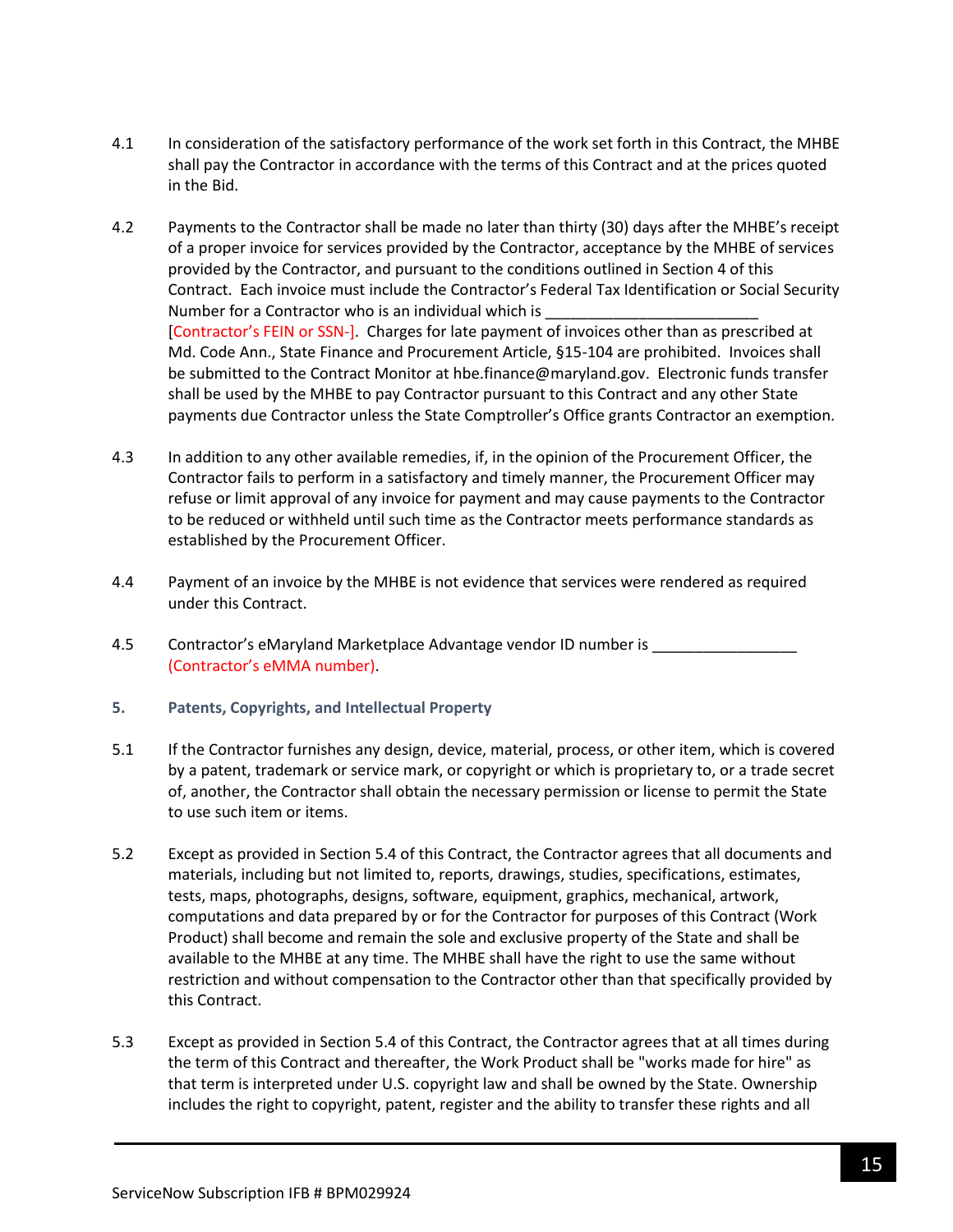4.1 In consideration of the satisfactory performance of the work set forth in this Contract, the MHBE shall pay the Contractor in accordance with the terms of this Contract and at the prices quoted in the Bid.

4.2 Payments to the Contractor shall be made no later than thirty (30) days after the MHBE's receipt of a proper invoice for services provided by the Contractor, acceptance by the MHBE of services provided by the Contractor, and pursuant to the conditions outlined in Section 4 of this Contract. Each invoice must include the Contractor's Federal Tax Identification or Social Security Number for a Contractor who is an individual which is _________________________ [Contractor's FEIN or SSN-]. Charges for late payment of invoices other than as prescribed at Md. Code Ann., State Finance and Procurement Article, §15-104 are prohibited. Invoices shall be submitted to the Contract Monitor at hbe.finance@maryland.gov. Electronic funds transfer shall be used by the MHBE to pay Contractor pursuant to this Contract and any other State payments due Contractor unless the State Comptroller's Office grants Contractor an exemption.

4.3 In addition to any other available remedies, if, in the opinion of the Procurement Officer, the Contractor fails to perform in a satisfactory and timely manner, the Procurement Officer may refuse or limit approval of any invoice for payment and may cause payments to the Contractor to be reduced or withheld until such time as the Contractor meets performance standards as established by the Procurement Officer.

4.4 Payment of an invoice by the MHBE is not evidence that services were rendered as required under this Contract.

4.5 Contractor's eMaryland Marketplace Advantage vendor ID number is _________________ (Contractor's eMMA number).

### 5. Patents, Copyrights, and Intellectual Property

5.1 If the Contractor furnishes any design, device, material, process, or other item, which is covered by a patent, trademark or service mark, or copyright or which is proprietary to, or a trade secret of, another, the Contractor shall obtain the necessary permission or license to permit the State to use such item or items.

5.2 Except as provided in Section 5.4 of this Contract, the Contractor agrees that all documents and materials, including but not limited to, reports, drawings, studies, specifications, estimates, tests, maps, photographs, designs, software, equipment, graphics, mechanical, artwork, computations and data prepared by or for the Contractor for purposes of this Contract (Work Product) shall become and remain the sole and exclusive property of the State and shall be available to the MHBE at any time. The MHBE shall have the right to use the same without restriction and without compensation to the Contractor other than that specifically provided by this Contract.

5.3 Except as provided in Section 5.4 of this Contract, the Contractor agrees that at all times during the term of this Contract and thereafter, the Work Product shall be "works made for hire" as that term is interpreted under U.S. copyright law and shall be owned by the State. Ownership includes the right to copyright, patent, register and the ability to transfer these rights and all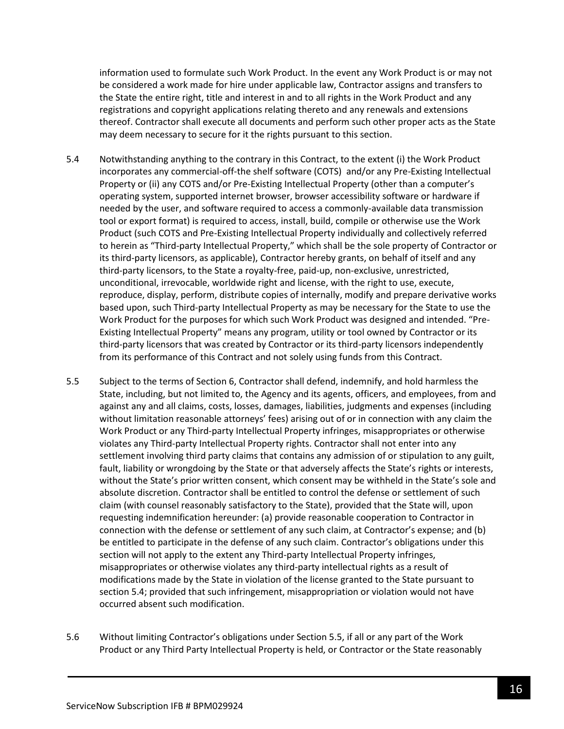information used to formulate such Work Product. In the event any Work Product is or may not be considered a work made for hire under applicable law, Contractor assigns and transfers to the State the entire right, title and interest in and to all rights in the Work Product and any registrations and copyright applications relating thereto and any renewals and extensions thereof. Contractor shall execute all documents and perform such other proper acts as the State may deem necessary to secure for it the rights pursuant to this section.

5.4 Notwithstanding anything to the contrary in this Contract, to the extent (i) the Work Product incorporates any commercial-off-the shelf software (COTS) and/or any Pre-Existing Intellectual Property or (ii) any COTS and/or Pre-Existing Intellectual Property (other than a computer's operating system, supported internet browser, browser accessibility software or hardware if needed by the user, and software required to access a commonly-available data transmission tool or export format) is required to access, install, build, compile or otherwise use the Work Product (such COTS and Pre-Existing Intellectual Property individually and collectively referred to herein as "Third-party Intellectual Property," which shall be the sole property of Contractor or its third-party licensors, as applicable), Contractor hereby grants, on behalf of itself and any third-party licensors, to the State a royalty-free, paid-up, non-exclusive, unrestricted, unconditional, irrevocable, worldwide right and license, with the right to use, execute, reproduce, display, perform, distribute copies of internally, modify and prepare derivative works based upon, such Third-party Intellectual Property as may be necessary for the State to use the Work Product for the purposes for which such Work Product was designed and intended. "Pre-Existing Intellectual Property" means any program, utility or tool owned by Contractor or its third-party licensors that was created by Contractor or its third-party licensors independently from its performance of this Contract and not solely using funds from this Contract.

5.5 Subject to the terms of Section 6, Contractor shall defend, indemnify, and hold harmless the State, including, but not limited to, the Agency and its agents, officers, and employees, from and against any and all claims, costs, losses, damages, liabilities, judgments and expenses (including without limitation reasonable attorneys' fees) arising out of or in connection with any claim the Work Product or any Third-party Intellectual Property infringes, misappropriates or otherwise violates any Third-party Intellectual Property rights. Contractor shall not enter into any settlement involving third party claims that contains any admission of or stipulation to any guilt, fault, liability or wrongdoing by the State or that adversely affects the State's rights or interests, without the State's prior written consent, which consent may be withheld in the State's sole and absolute discretion. Contractor shall be entitled to control the defense or settlement of such claim (with counsel reasonably satisfactory to the State), provided that the State will, upon requesting indemnification hereunder: (a) provide reasonable cooperation to Contractor in connection with the defense or settlement of any such claim, at Contractor's expense; and (b) be entitled to participate in the defense of any such claim. Contractor's obligations under this section will not apply to the extent any Third-party Intellectual Property infringes, misappropriates or otherwise violates any third-party intellectual rights as a result of modifications made by the State in violation of the license granted to the State pursuant to section 5.4; provided that such infringement, misappropriation or violation would not have occurred absent such modification.

5.6 Without limiting Contractor's obligations under Section 5.5, if all or any part of the Work Product or any Third Party Intellectual Property is held, or Contractor or the State reasonably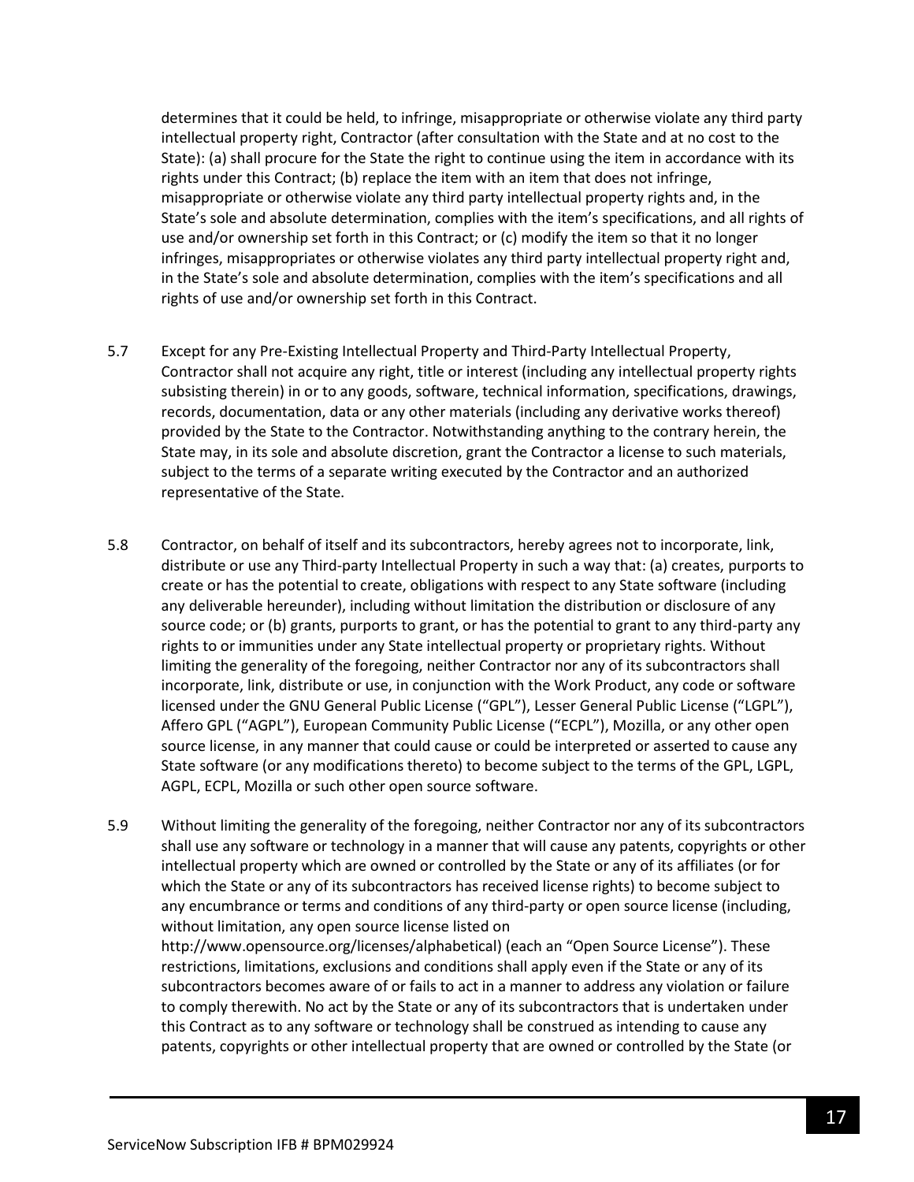determines that it could be held, to infringe, misappropriate or otherwise violate any third party intellectual property right, Contractor (after consultation with the State and at no cost to the State): (a) shall procure for the State the right to continue using the item in accordance with its rights under this Contract; (b) replace the item with an item that does not infringe, misappropriate or otherwise violate any third party intellectual property rights and, in the State's sole and absolute determination, complies with the item's specifications, and all rights of use and/or ownership set forth in this Contract; or (c) modify the item so that it no longer infringes, misappropriates or otherwise violates any third party intellectual property right and, in the State's sole and absolute determination, complies with the item's specifications and all rights of use and/or ownership set forth in this Contract.

5.7 Except for any Pre-Existing Intellectual Property and Third-Party Intellectual Property, Contractor shall not acquire any right, title or interest (including any intellectual property rights subsisting therein) in or to any goods, software, technical information, specifications, drawings, records, documentation, data or any other materials (including any derivative works thereof) provided by the State to the Contractor. Notwithstanding anything to the contrary herein, the State may, in its sole and absolute discretion, grant the Contractor a license to such materials, subject to the terms of a separate writing executed by the Contractor and an authorized representative of the State.

5.8 Contractor, on behalf of itself and its subcontractors, hereby agrees not to incorporate, link, distribute or use any Third-party Intellectual Property in such a way that: (a) creates, purports to create or has the potential to create, obligations with respect to any State software (including any deliverable hereunder), including without limitation the distribution or disclosure of any source code; or (b) grants, purports to grant, or has the potential to grant to any third-party any rights to or immunities under any State intellectual property or proprietary rights. Without limiting the generality of the foregoing, neither Contractor nor any of its subcontractors shall incorporate, link, distribute or use, in conjunction with the Work Product, any code or software licensed under the GNU General Public License ("GPL"), Lesser General Public License ("LGPL"), Affero GPL ("AGPL"), European Community Public License ("ECPL"), Mozilla, or any other open source license, in any manner that could cause or could be interpreted or asserted to cause any State software (or any modifications thereto) to become subject to the terms of the GPL, LGPL, AGPL, ECPL, Mozilla or such other open source software.

5.9 Without limiting the generality of the foregoing, neither Contractor nor any of its subcontractors shall use any software or technology in a manner that will cause any patents, copyrights or other intellectual property which are owned or controlled by the State or any of its affiliates (or for which the State or any of its subcontractors has received license rights) to become subject to any encumbrance or terms and conditions of any third-party or open source license (including, without limitation, any open source license listed on http://www.opensource.org/licenses/alphabetical) (each an "Open Source License"). These restrictions, limitations, exclusions and conditions shall apply even if the State or any of its subcontractors becomes aware of or fails to act in a manner to address any violation or failure to comply therewith. No act by the State or any of its subcontractors that is undertaken under this Contract as to any software or technology shall be construed as intending to cause any patents, copyrights or other intellectual property that are owned or controlled by the State (or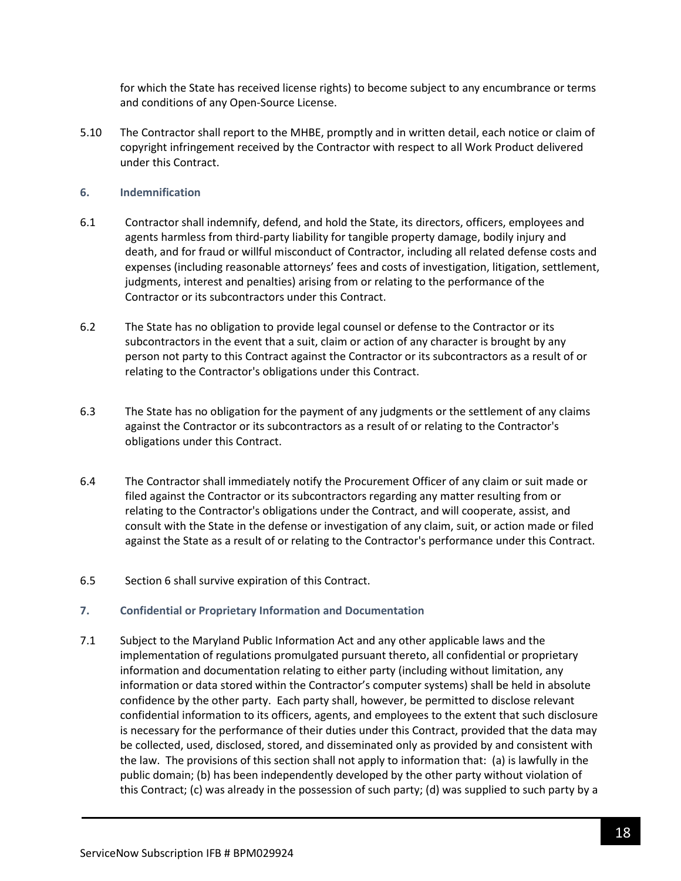for which the State has received license rights) to become subject to any encumbrance or terms and conditions of any Open-Source License.

5.10 The Contractor shall report to the MHBE, promptly and in written detail, each notice or claim of copyright infringement received by the Contractor with respect to all Work Product delivered under this Contract.

## 6. Indemnification

6.1 Contractor shall indemnify, defend, and hold the State, its directors, officers, employees and agents harmless from third-party liability for tangible property damage, bodily injury and death, and for fraud or willful misconduct of Contractor, including all related defense costs and expenses (including reasonable attorneys' fees and costs of investigation, litigation, settlement, judgments, interest and penalties) arising from or relating to the performance of the Contractor or its subcontractors under this Contract.

6.2 The State has no obligation to provide legal counsel or defense to the Contractor or its subcontractors in the event that a suit, claim or action of any character is brought by any person not party to this Contract against the Contractor or its subcontractors as a result of or relating to the Contractor's obligations under this Contract.

6.3 The State has no obligation for the payment of any judgments or the settlement of any claims against the Contractor or its subcontractors as a result of or relating to the Contractor's obligations under this Contract.

6.4 The Contractor shall immediately notify the Procurement Officer of any claim or suit made or filed against the Contractor or its subcontractors regarding any matter resulting from or relating to the Contractor's obligations under the Contract, and will cooperate, assist, and consult with the State in the defense or investigation of any claim, suit, or action made or filed against the State as a result of or relating to the Contractor's performance under this Contract.

6.5 Section 6 shall survive expiration of this Contract.

## 7. Confidential or Proprietary Information and Documentation

7.1 Subject to the Maryland Public Information Act and any other applicable laws and the implementation of regulations promulgated pursuant thereto, all confidential or proprietary information and documentation relating to either party (including without limitation, any information or data stored within the Contractor's computer systems) shall be held in absolute confidence by the other party. Each party shall, however, be permitted to disclose relevant confidential information to its officers, agents, and employees to the extent that such disclosure is necessary for the performance of their duties under this Contract, provided that the data may be collected, used, disclosed, stored, and disseminated only as provided by and consistent with the law. The provisions of this section shall not apply to information that: (a) is lawfully in the public domain; (b) has been independently developed by the other party without violation of this Contract; (c) was already in the possession of such party; (d) was supplied to such party by a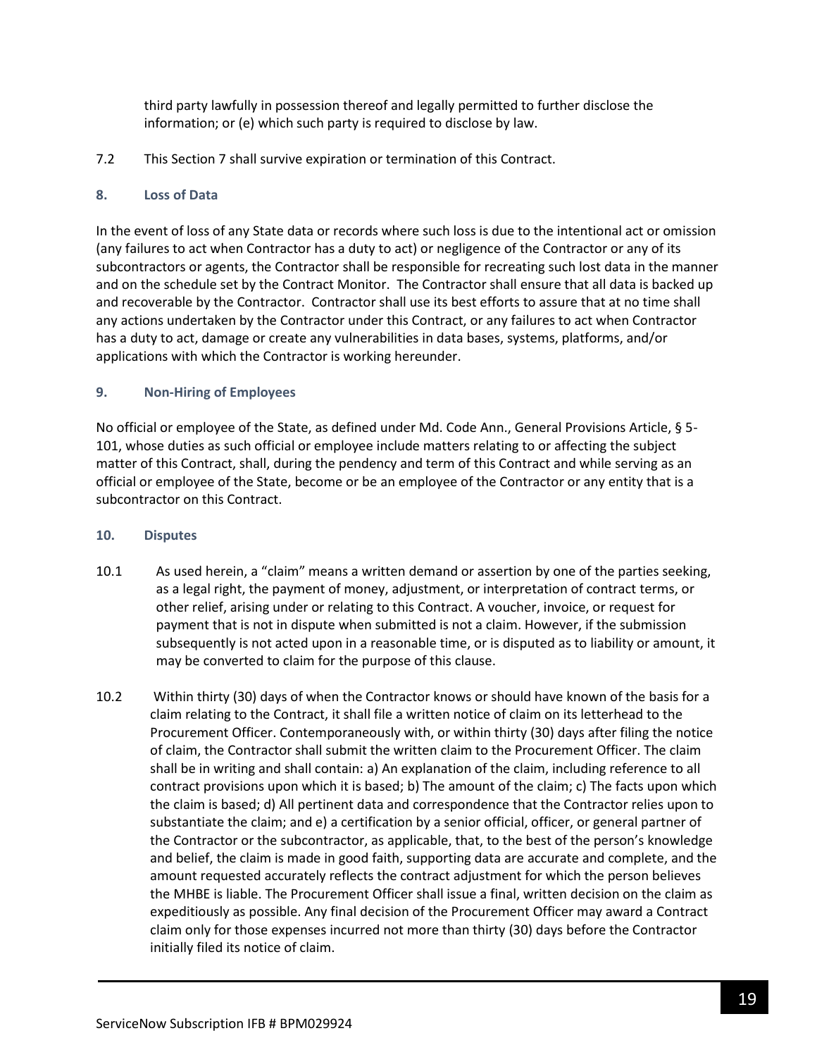third party lawfully in possession thereof and legally permitted to further disclose the information; or (e) which such party is required to disclose by law.

7.2 This Section 7 shall survive expiration or termination of this Contract.

### 8. Loss of Data

In the event of loss of any State data or records where such loss is due to the intentional act or omission (any failures to act when Contractor has a duty to act) or negligence of the Contractor or any of its subcontractors or agents, the Contractor shall be responsible for recreating such lost data in the manner and on the schedule set by the Contract Monitor. The Contractor shall ensure that all data is backed up and recoverable by the Contractor. Contractor shall use its best efforts to assure that at no time shall any actions undertaken by the Contractor under this Contract, or any failures to act when Contractor has a duty to act, damage or create any vulnerabilities in data bases, systems, platforms, and/or applications with which the Contractor is working hereunder.

### 9. Non-Hiring of Employees

No official or employee of the State, as defined under Md. Code Ann., General Provisions Article, § 5-101, whose duties as such official or employee include matters relating to or affecting the subject matter of this Contract, shall, during the pendency and term of this Contract and while serving as an official or employee of the State, become or be an employee of the Contractor or any entity that is a subcontractor on this Contract.

### 10. Disputes

10.1 As used herein, a "claim" means a written demand or assertion by one of the parties seeking, as a legal right, the payment of money, adjustment, or interpretation of contract terms, or other relief, arising under or relating to this Contract. A voucher, invoice, or request for payment that is not in dispute when submitted is not a claim. However, if the submission subsequently is not acted upon in a reasonable time, or is disputed as to liability or amount, it may be converted to claim for the purpose of this clause.

10.2 Within thirty (30) days of when the Contractor knows or should have known of the basis for a claim relating to the Contract, it shall file a written notice of claim on its letterhead to the Procurement Officer. Contemporaneously with, or within thirty (30) days after filing the notice of claim, the Contractor shall submit the written claim to the Procurement Officer. The claim shall be in writing and shall contain: a) An explanation of the claim, including reference to all contract provisions upon which it is based; b) The amount of the claim; c) The facts upon which the claim is based; d) All pertinent data and correspondence that the Contractor relies upon to substantiate the claim; and e) a certification by a senior official, officer, or general partner of the Contractor or the subcontractor, as applicable, that, to the best of the person's knowledge and belief, the claim is made in good faith, supporting data are accurate and complete, and the amount requested accurately reflects the contract adjustment for which the person believes the MHBE is liable. The Procurement Officer shall issue a final, written decision on the claim as expeditiously as possible. Any final decision of the Procurement Officer may award a Contract claim only for those expenses incurred not more than thirty (30) days before the Contractor initially filed its notice of claim.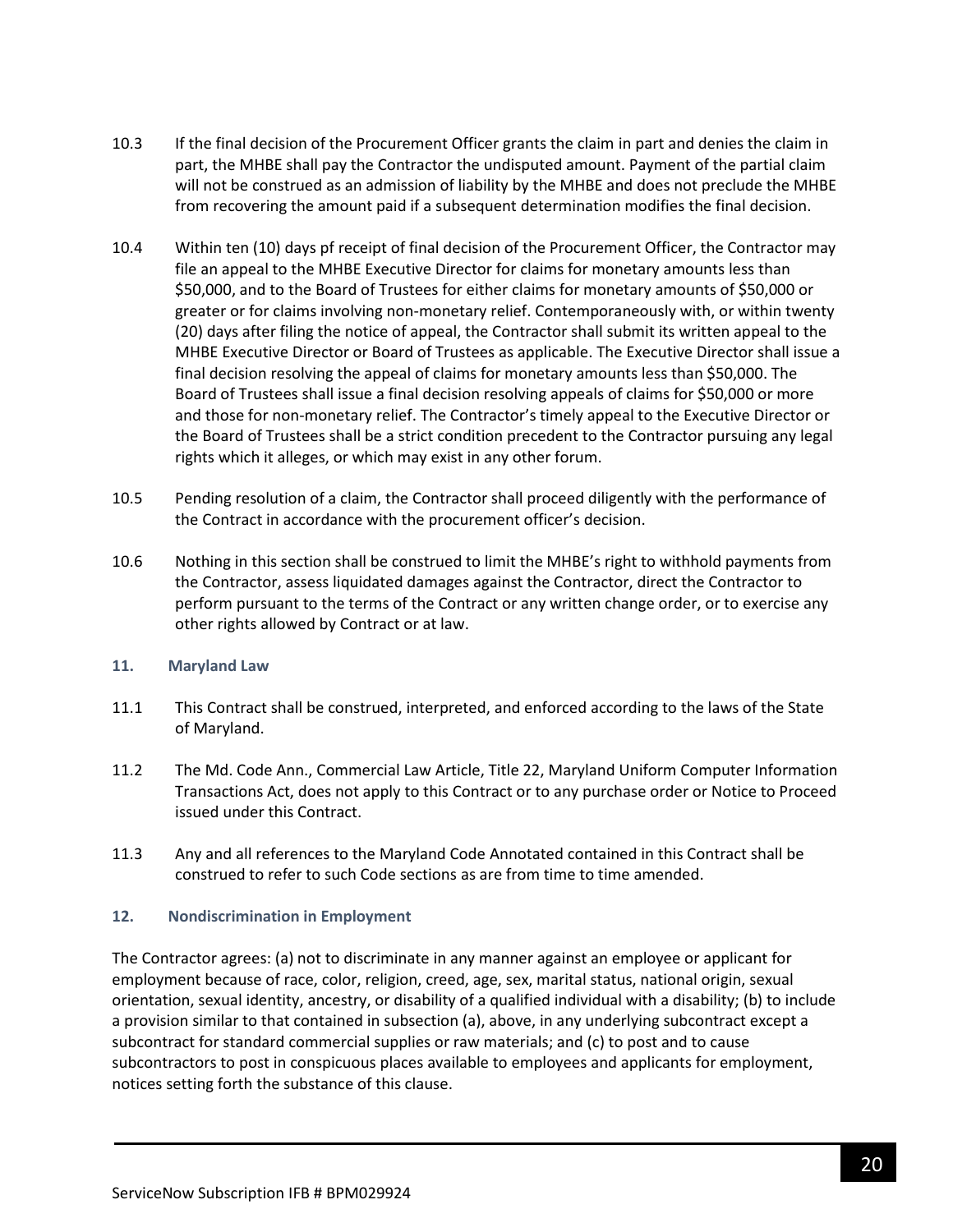10.3 If the final decision of the Procurement Officer grants the claim in part and denies the claim in part, the MHBE shall pay the Contractor the undisputed amount. Payment of the partial claim will not be construed as an admission of liability by the MHBE and does not preclude the MHBE from recovering the amount paid if a subsequent determination modifies the final decision.

10.4 Within ten (10) days pf receipt of final decision of the Procurement Officer, the Contractor may file an appeal to the MHBE Executive Director for claims for monetary amounts less than $50,000, and to the Board of Trustees for either claims for monetary amounts of $50,000 or greater or for claims involving non-monetary relief. Contemporaneously with, or within twenty (20) days after filing the notice of appeal, the Contractor shall submit its written appeal to the MHBE Executive Director or Board of Trustees as applicable. The Executive Director shall issue a final decision resolving the appeal of claims for monetary amounts less than $50,000. The Board of Trustees shall issue a final decision resolving appeals of claims for $50,000 or more and those for non-monetary relief. The Contractor's timely appeal to the Executive Director or the Board of Trustees shall be a strict condition precedent to the Contractor pursuing any legal rights which it alleges, or which may exist in any other forum.

10.5 Pending resolution of a claim, the Contractor shall proceed diligently with the performance of the Contract in accordance with the procurement officer's decision.

10.6 Nothing in this section shall be construed to limit the MHBE's right to withhold payments from the Contractor, assess liquidated damages against the Contractor, direct the Contractor to perform pursuant to the terms of the Contract or any written change order, or to exercise any other rights allowed by Contract or at law.

### 11. Maryland Law

11.1 This Contract shall be construed, interpreted, and enforced according to the laws of the State of Maryland.

11.2 The Md. Code Ann., Commercial Law Article, Title 22, Maryland Uniform Computer Information Transactions Act, does not apply to this Contract or to any purchase order or Notice to Proceed issued under this Contract.

11.3 Any and all references to the Maryland Code Annotated contained in this Contract shall be construed to refer to such Code sections as are from time to time amended.

### 12. Nondiscrimination in Employment

The Contractor agrees: (a) not to discriminate in any manner against an employee or applicant for employment because of race, color, religion, creed, age, sex, marital status, national origin, sexual orientation, sexual identity, ancestry, or disability of a qualified individual with a disability; (b) to include a provision similar to that contained in subsection (a), above, in any underlying subcontract except a subcontract for standard commercial supplies or raw materials; and (c) to post and to cause subcontractors to post in conspicuous places available to employees and applicants for employment, notices setting forth the substance of this clause.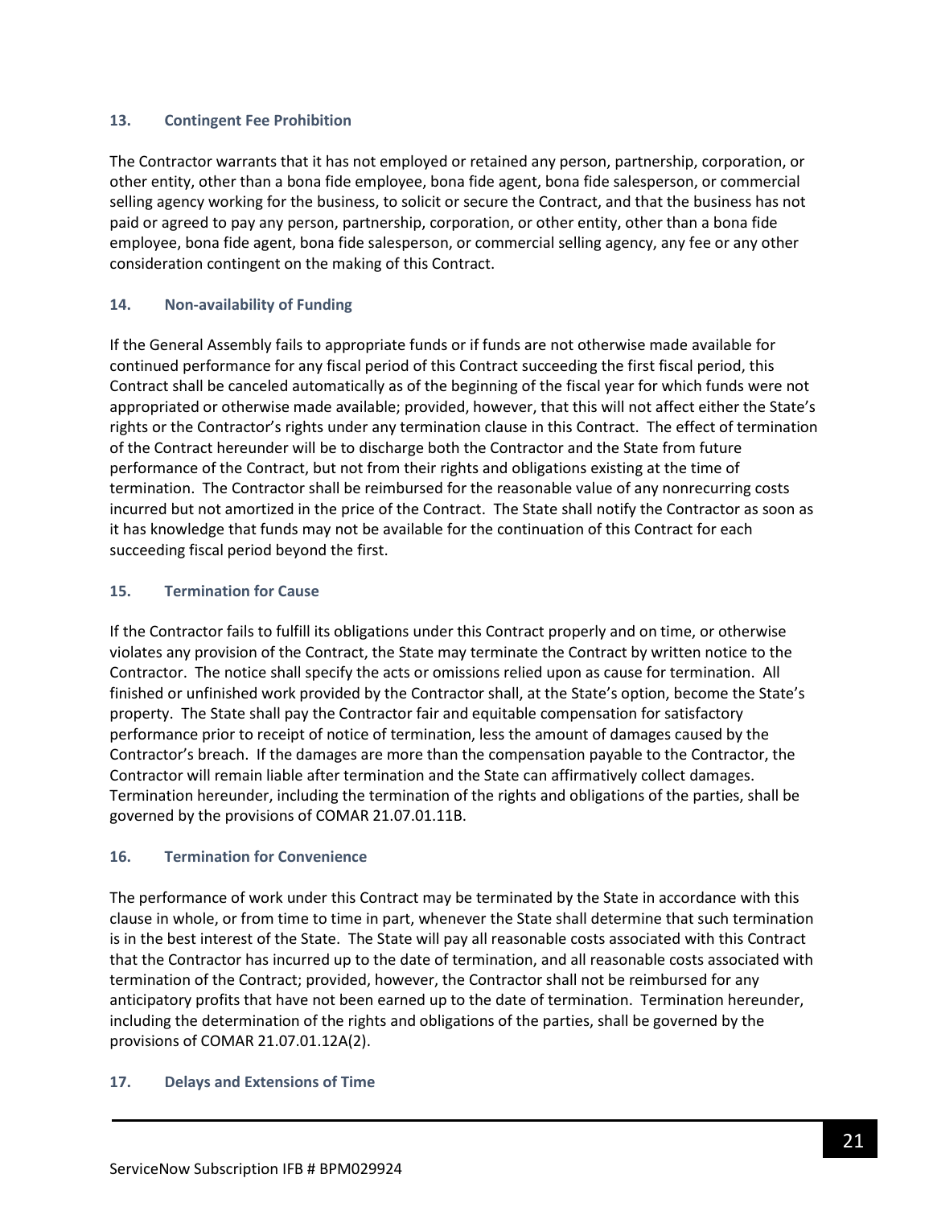### 13. Contingent Fee Prohibition

The Contractor warrants that it has not employed or retained any person, partnership, corporation, or other entity, other than a bona fide employee, bona fide agent, bona fide salesperson, or commercial selling agency working for the business, to solicit or secure the Contract, and that the business has not paid or agreed to pay any person, partnership, corporation, or other entity, other than a bona fide employee, bona fide agent, bona fide salesperson, or commercial selling agency, any fee or any other consideration contingent on the making of this Contract.

### 14. Non-availability of Funding

If the General Assembly fails to appropriate funds or if funds are not otherwise made available for continued performance for any fiscal period of this Contract succeeding the first fiscal period, this Contract shall be canceled automatically as of the beginning of the fiscal year for which funds were not appropriated or otherwise made available; provided, however, that this will not affect either the State's rights or the Contractor's rights under any termination clause in this Contract. The effect of termination of the Contract hereunder will be to discharge both the Contractor and the State from future performance of the Contract, but not from their rights and obligations existing at the time of termination. The Contractor shall be reimbursed for the reasonable value of any nonrecurring costs incurred but not amortized in the price of the Contract. The State shall notify the Contractor as soon as it has knowledge that funds may not be available for the continuation of this Contract for each succeeding fiscal period beyond the first.

### 15. Termination for Cause

If the Contractor fails to fulfill its obligations under this Contract properly and on time, or otherwise violates any provision of the Contract, the State may terminate the Contract by written notice to the Contractor. The notice shall specify the acts or omissions relied upon as cause for termination. All finished or unfinished work provided by the Contractor shall, at the State's option, become the State's property. The State shall pay the Contractor fair and equitable compensation for satisfactory performance prior to receipt of notice of termination, less the amount of damages caused by the Contractor's breach. If the damages are more than the compensation payable to the Contractor, the Contractor will remain liable after termination and the State can affirmatively collect damages. Termination hereunder, including the termination of the rights and obligations of the parties, shall be governed by the provisions of COMAR 21.07.01.11B.

### 16. Termination for Convenience

The performance of work under this Contract may be terminated by the State in accordance with this clause in whole, or from time to time in part, whenever the State shall determine that such termination is in the best interest of the State. The State will pay all reasonable costs associated with this Contract that the Contractor has incurred up to the date of termination, and all reasonable costs associated with termination of the Contract; provided, however, the Contractor shall not be reimbursed for any anticipatory profits that have not been earned up to the date of termination. Termination hereunder, including the determination of the rights and obligations of the parties, shall be governed by the provisions of COMAR 21.07.01.12A(2).

### 17. Delays and Extensions of Time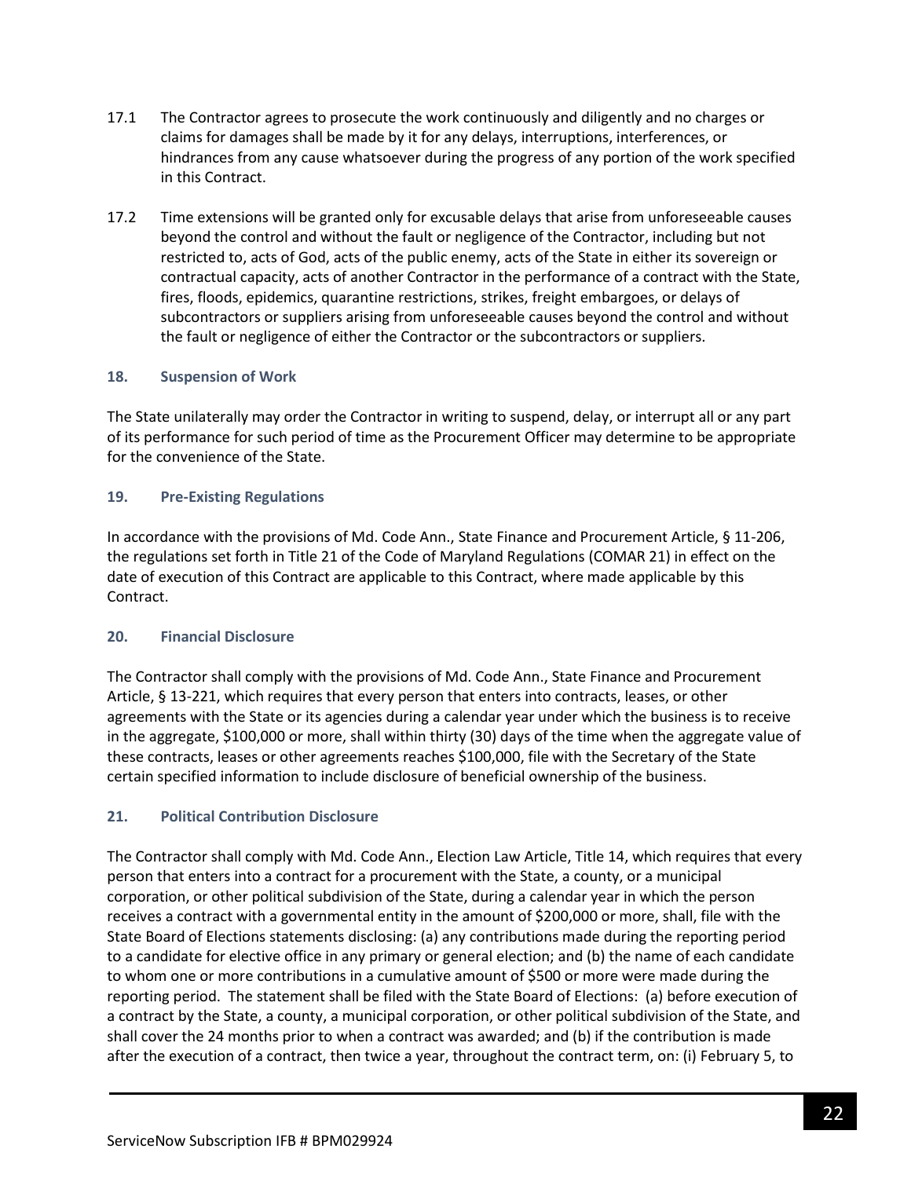17.1 The Contractor agrees to prosecute the work continuously and diligently and no charges or claims for damages shall be made by it for any delays, interruptions, interferences, or hindrances from any cause whatsoever during the progress of any portion of the work specified in this Contract.

17.2 Time extensions will be granted only for excusable delays that arise from unforeseeable causes beyond the control and without the fault or negligence of the Contractor, including but not restricted to, acts of God, acts of the public enemy, acts of the State in either its sovereign or contractual capacity, acts of another Contractor in the performance of a contract with the State, fires, floods, epidemics, quarantine restrictions, strikes, freight embargoes, or delays of subcontractors or suppliers arising from unforeseeable causes beyond the control and without the fault or negligence of either the Contractor or the subcontractors or suppliers.

### 18. Suspension of Work

The State unilaterally may order the Contractor in writing to suspend, delay, or interrupt all or any part of its performance for such period of time as the Procurement Officer may determine to be appropriate for the convenience of the State.

### 19. Pre-Existing Regulations

In accordance with the provisions of Md. Code Ann., State Finance and Procurement Article, § 11-206, the regulations set forth in Title 21 of the Code of Maryland Regulations (COMAR 21) in effect on the date of execution of this Contract are applicable to this Contract, where made applicable by this Contract.

### 20. Financial Disclosure

The Contractor shall comply with the provisions of Md. Code Ann., State Finance and Procurement Article, § 13-221, which requires that every person that enters into contracts, leases, or other agreements with the State or its agencies during a calendar year under which the business is to receive in the aggregate, $100,000 or more, shall within thirty (30) days of the time when the aggregate value of these contracts, leases or other agreements reaches $100,000, file with the Secretary of the State certain specified information to include disclosure of beneficial ownership of the business.

### 21. Political Contribution Disclosure

The Contractor shall comply with Md. Code Ann., Election Law Article, Title 14, which requires that every person that enters into a contract for a procurement with the State, a county, or a municipal corporation, or other political subdivision of the State, during a calendar year in which the person receives a contract with a governmental entity in the amount of $200,000 or more, shall, file with the State Board of Elections statements disclosing: (a) any contributions made during the reporting period to a candidate for elective office in any primary or general election; and (b) the name of each candidate to whom one or more contributions in a cumulative amount of $500 or more were made during the reporting period. The statement shall be filed with the State Board of Elections: (a) before execution of a contract by the State, a county, a municipal corporation, or other political subdivision of the State, and shall cover the 24 months prior to when a contract was awarded; and (b) if the contribution is made after the execution of a contract, then twice a year, throughout the contract term, on: (i) February 5, to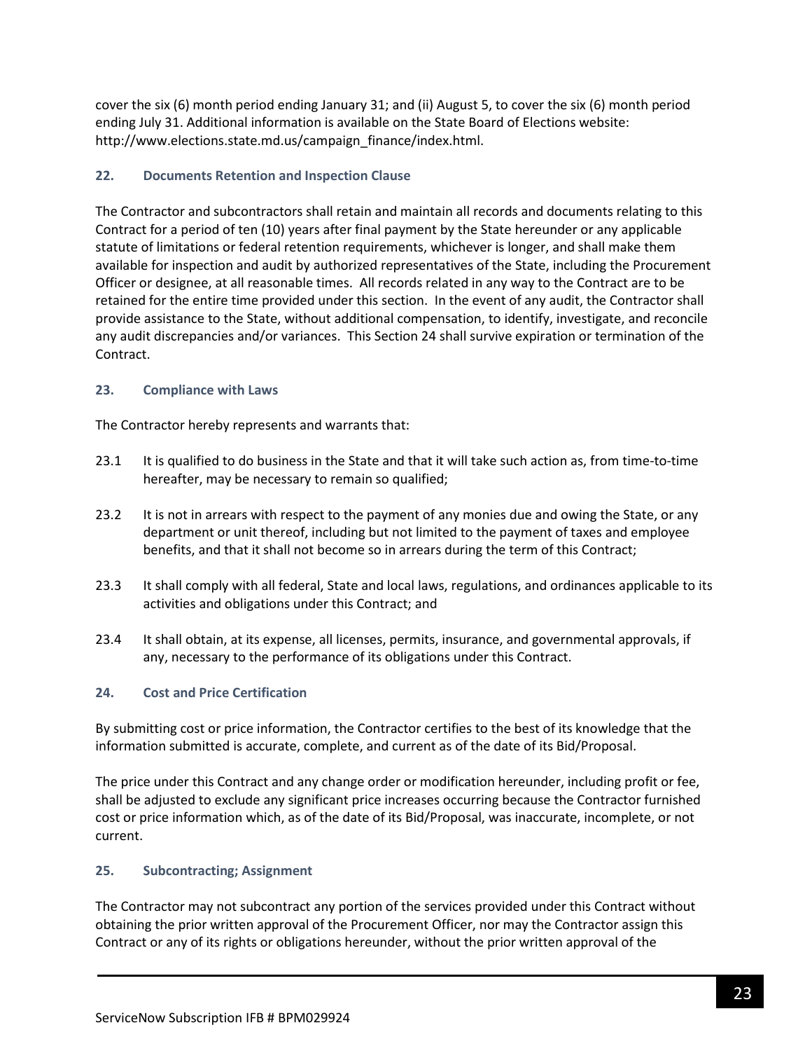cover the six (6) month period ending January 31; and (ii) August 5, to cover the six (6) month period ending July 31. Additional information is available on the State Board of Elections website: http://www.elections.state.md.us/campaign_finance/index.html.

### 22. Documents Retention and Inspection Clause

The Contractor and subcontractors shall retain and maintain all records and documents relating to this Contract for a period of ten (10) years after final payment by the State hereunder or any applicable statute of limitations or federal retention requirements, whichever is longer, and shall make them available for inspection and audit by authorized representatives of the State, including the Procurement Officer or designee, at all reasonable times. All records related in any way to the Contract are to be retained for the entire time provided under this section. In the event of any audit, the Contractor shall provide assistance to the State, without additional compensation, to identify, investigate, and reconcile any audit discrepancies and/or variances. This Section 24 shall survive expiration or termination of the Contract.

### 23. Compliance with Laws

The Contractor hereby represents and warrants that:

23.1 It is qualified to do business in the State and that it will take such action as, from time-to-time hereafter, may be necessary to remain so qualified;

23.2 It is not in arrears with respect to the payment of any monies due and owing the State, or any department or unit thereof, including but not limited to the payment of taxes and employee benefits, and that it shall not become so in arrears during the term of this Contract;

23.3 It shall comply with all federal, State and local laws, regulations, and ordinances applicable to its activities and obligations under this Contract; and

23.4 It shall obtain, at its expense, all licenses, permits, insurance, and governmental approvals, if any, necessary to the performance of its obligations under this Contract.

### 24. Cost and Price Certification

By submitting cost or price information, the Contractor certifies to the best of its knowledge that the information submitted is accurate, complete, and current as of the date of its Bid/Proposal.

The price under this Contract and any change order or modification hereunder, including profit or fee, shall be adjusted to exclude any significant price increases occurring because the Contractor furnished cost or price information which, as of the date of its Bid/Proposal, was inaccurate, incomplete, or not current.

### 25. Subcontracting; Assignment

The Contractor may not subcontract any portion of the services provided under this Contract without obtaining the prior written approval of the Procurement Officer, nor may the Contractor assign this Contract or any of its rights or obligations hereunder, without the prior written approval of the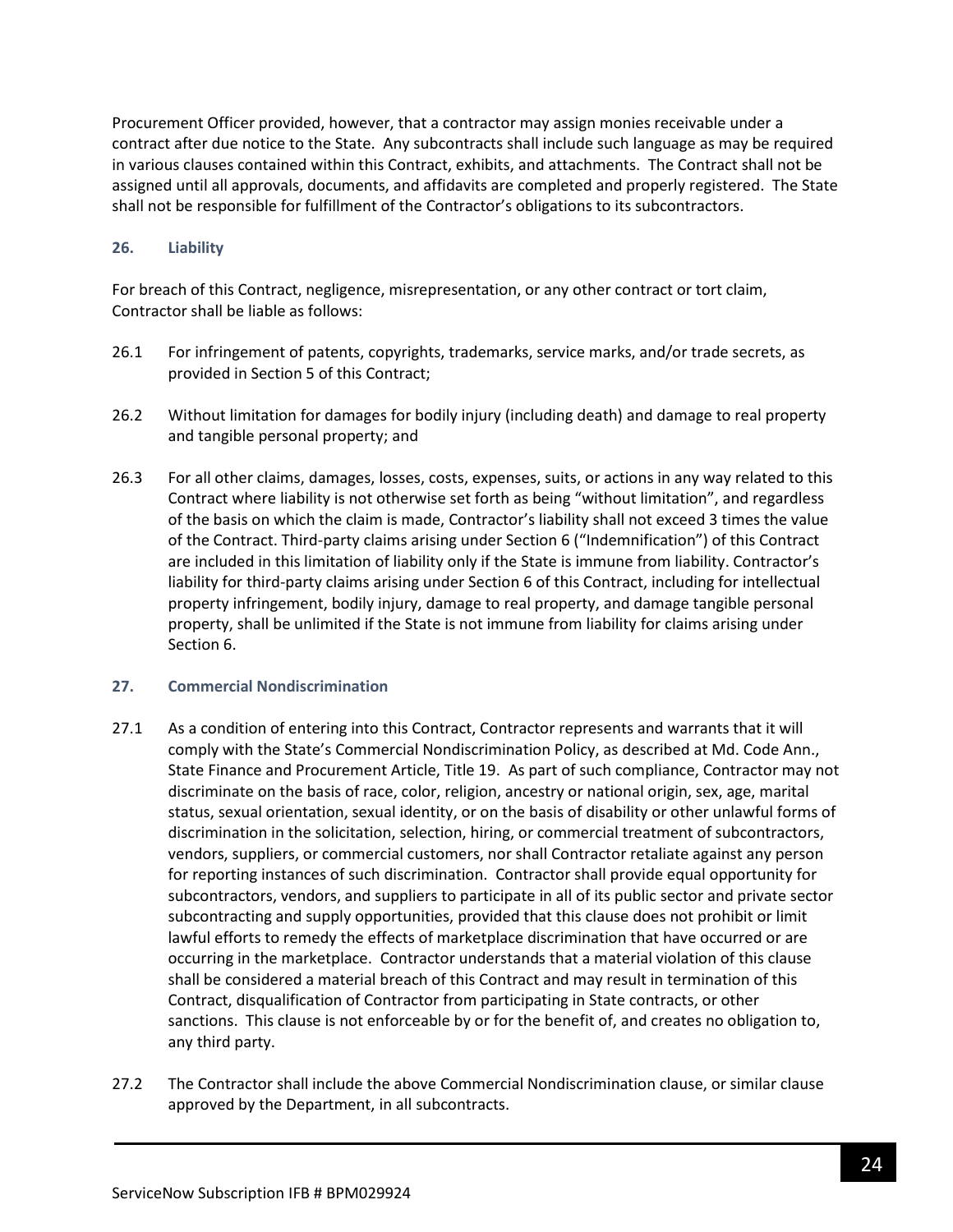Procurement Officer provided, however, that a contractor may assign monies receivable under a contract after due notice to the State. Any subcontracts shall include such language as may be required in various clauses contained within this Contract, exhibits, and attachments. The Contract shall not be assigned until all approvals, documents, and affidavits are completed and properly registered. The State shall not be responsible for fulfillment of the Contractor's obligations to its subcontractors.

### 26. Liability

For breach of this Contract, negligence, misrepresentation, or any other contract or tort claim, Contractor shall be liable as follows:

26.1 For infringement of patents, copyrights, trademarks, service marks, and/or trade secrets, as provided in Section 5 of this Contract;

26.2 Without limitation for damages for bodily injury (including death) and damage to real property and tangible personal property; and

26.3 For all other claims, damages, losses, costs, expenses, suits, or actions in any way related to this Contract where liability is not otherwise set forth as being "without limitation", and regardless of the basis on which the claim is made, Contractor's liability shall not exceed 3 times the value of the Contract. Third-party claims arising under Section 6 ("Indemnification") of this Contract are included in this limitation of liability only if the State is immune from liability. Contractor's liability for third-party claims arising under Section 6 of this Contract, including for intellectual property infringement, bodily injury, damage to real property, and damage tangible personal property, shall be unlimited if the State is not immune from liability for claims arising under Section 6.

### 27. Commercial Nondiscrimination

27.1 As a condition of entering into this Contract, Contractor represents and warrants that it will comply with the State's Commercial Nondiscrimination Policy, as described at Md. Code Ann., State Finance and Procurement Article, Title 19. As part of such compliance, Contractor may not discriminate on the basis of race, color, religion, ancestry or national origin, sex, age, marital status, sexual orientation, sexual identity, or on the basis of disability or other unlawful forms of discrimination in the solicitation, selection, hiring, or commercial treatment of subcontractors, vendors, suppliers, or commercial customers, nor shall Contractor retaliate against any person for reporting instances of such discrimination. Contractor shall provide equal opportunity for subcontractors, vendors, and suppliers to participate in all of its public sector and private sector subcontracting and supply opportunities, provided that this clause does not prohibit or limit lawful efforts to remedy the effects of marketplace discrimination that have occurred or are occurring in the marketplace. Contractor understands that a material violation of this clause shall be considered a material breach of this Contract and may result in termination of this Contract, disqualification of Contractor from participating in State contracts, or other sanctions. This clause is not enforceable by or for the benefit of, and creates no obligation to, any third party.

27.2 The Contractor shall include the above Commercial Nondiscrimination clause, or similar clause approved by the Department, in all subcontracts.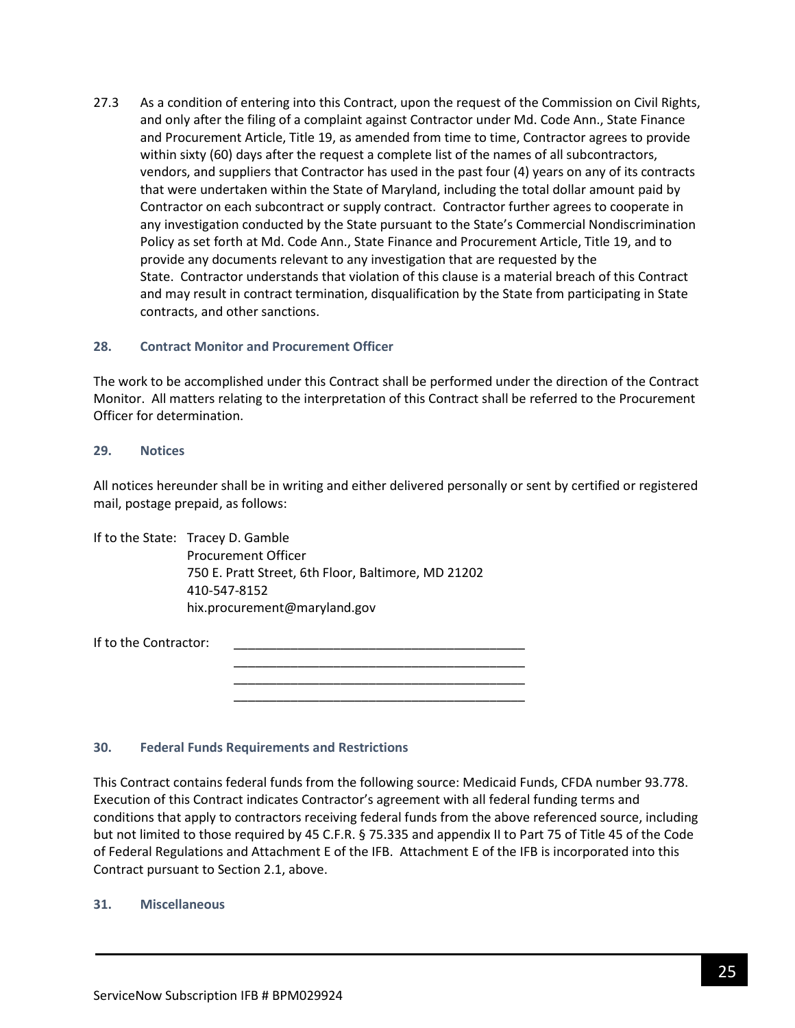27.3 As a condition of entering into this Contract, upon the request of the Commission on Civil Rights, and only after the filing of a complaint against Contractor under Md. Code Ann., State Finance and Procurement Article, Title 19, as amended from time to time, Contractor agrees to provide within sixty (60) days after the request a complete list of the names of all subcontractors, vendors, and suppliers that Contractor has used in the past four (4) years on any of its contracts that were undertaken within the State of Maryland, including the total dollar amount paid by Contractor on each subcontract or supply contract. Contractor further agrees to cooperate in any investigation conducted by the State pursuant to the State's Commercial Nondiscrimination Policy as set forth at Md. Code Ann., State Finance and Procurement Article, Title 19, and to provide any documents relevant to any investigation that are requested by the State. Contractor understands that violation of this clause is a material breach of this Contract and may result in contract termination, disqualification by the State from participating in State contracts, and other sanctions.

### 28. Contract Monitor and Procurement Officer

The work to be accomplished under this Contract shall be performed under the direction of the Contract Monitor. All matters relating to the interpretation of this Contract shall be referred to the Procurement Officer for determination.

### 29. Notices

All notices hereunder shall be in writing and either delivered personally or sent by certified or registered mail, postage prepaid, as follows:

If to the State: Tracey D. Gamble
Procurement Officer
750 E. Pratt Street, 6th Floor, Baltimore, MD 21202
410-547-8152
hix.procurement@maryland.gov

If to the Contractor: ________________________________________
________________________________________
________________________________________
________________________________________

### 30. Federal Funds Requirements and Restrictions

This Contract contains federal funds from the following source: Medicaid Funds, CFDA number 93.778. Execution of this Contract indicates Contractor's agreement with all federal funding terms and conditions that apply to contractors receiving federal funds from the above referenced source, including but not limited to those required by 45 C.F.R. § 75.335 and appendix II to Part 75 of Title 45 of the Code of Federal Regulations and Attachment E of the IFB. Attachment E of the IFB is incorporated into this Contract pursuant to Section 2.1, above.

### 31. Miscellaneous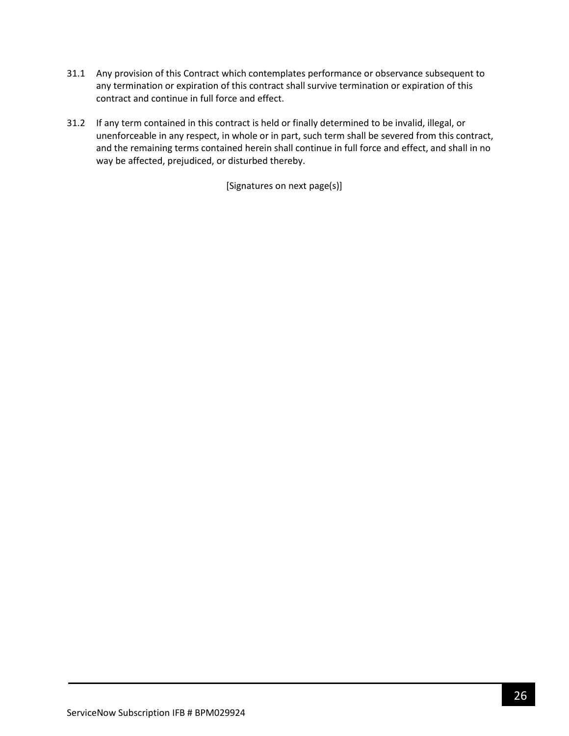31.1 Any provision of this Contract which contemplates performance or observance subsequent to any termination or expiration of this contract shall survive termination or expiration of this contract and continue in full force and effect.

31.2 If any term contained in this contract is held or finally determined to be invalid, illegal, or unenforceable in any respect, in whole or in part, such term shall be severed from this contract, and the remaining terms contained herein shall continue in full force and effect, and shall in no way be affected, prejudiced, or disturbed thereby.

[Signatures on next page(s)]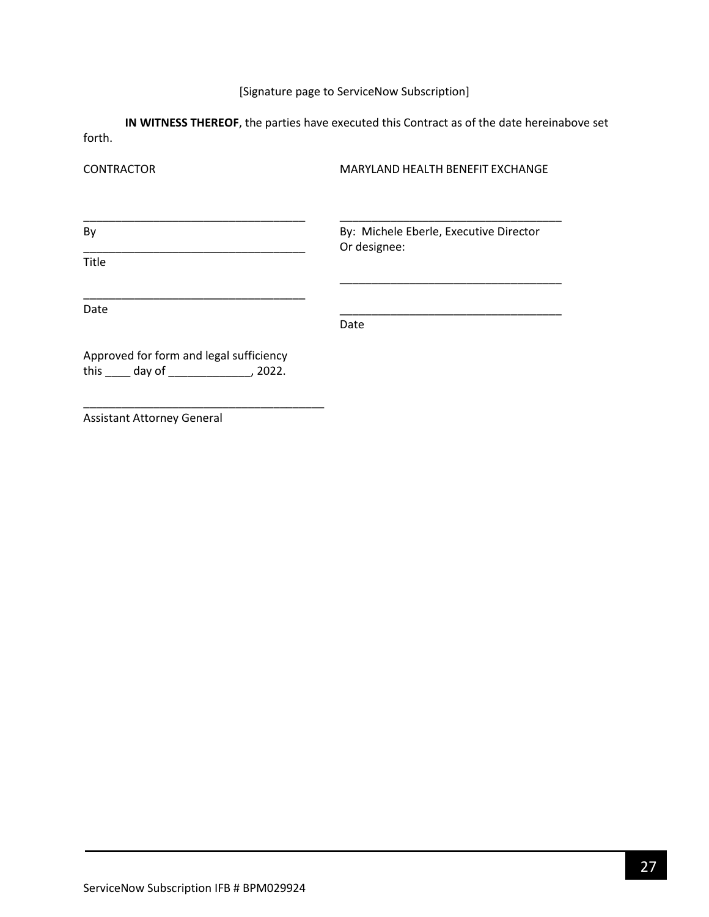[Signature page to ServiceNow Subscription]

**IN WITNESS THEREOF**, the parties have executed this Contract as of the date hereinabove set forth.

| CONTRACTOR | MARYLAND HEALTH BENEFIT EXCHANGE |
|---|---|
| ___________________________________ | ___________________________________ |
| By | By: Michele Eberle, Executive Director<br>Or designee: |
| ___________________________________ | |
| Title | ___________________________________ |
| ___________________________________ | ___________________________________ |
| Date | Date |

Approved for form and legal sufficiency
this ____ day of _____________, 2022.

______________________________________
Assistant Attorney General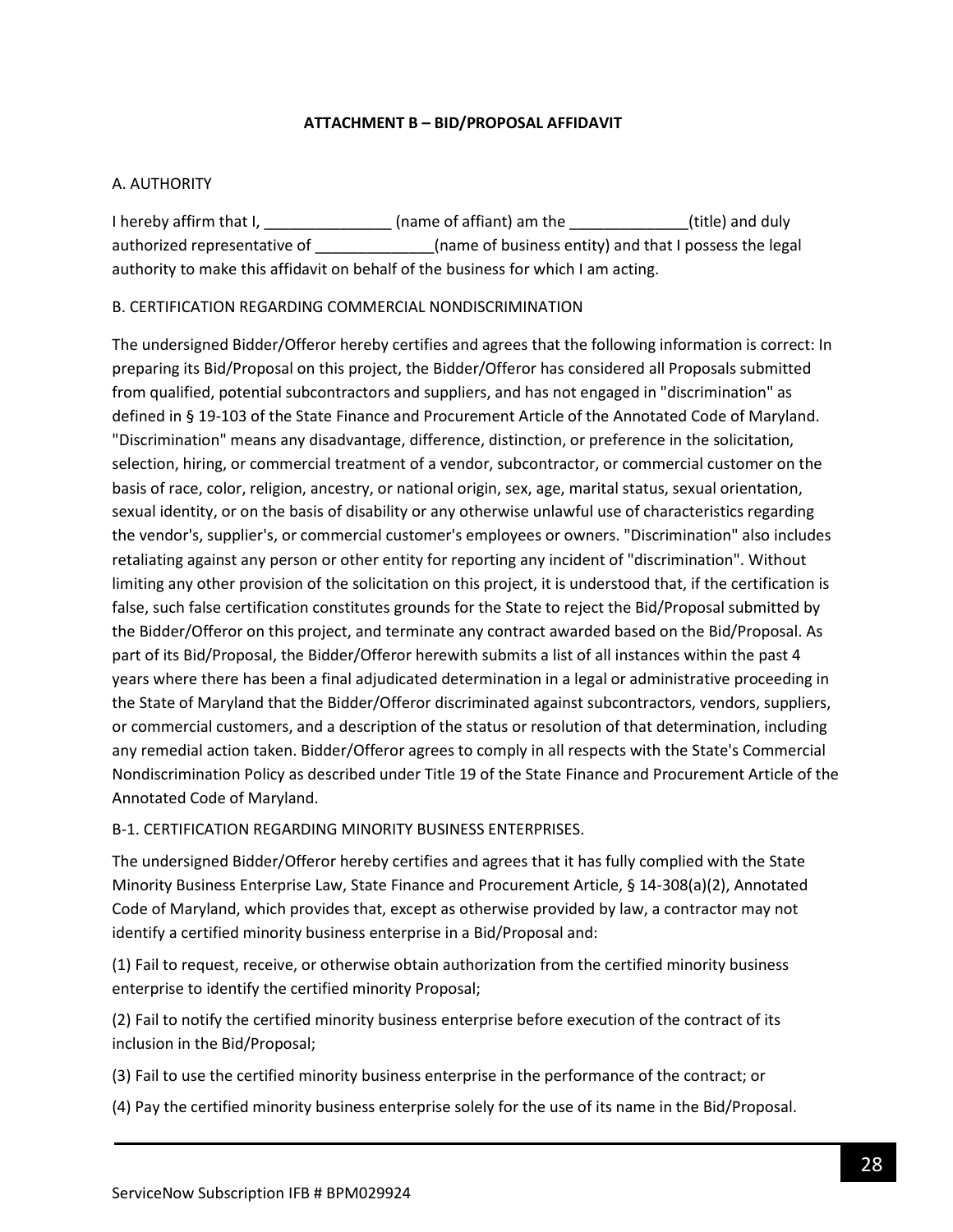## ATTACHMENT B – BID/PROPOSAL AFFIDAVIT

A. AUTHORITY

I hereby affirm that I, _______________ (name of affiant) am the ______________(title) and duly authorized representative of ______________(name of business entity) and that I possess the legal authority to make this affidavit on behalf of the business for which I am acting.

B. CERTIFICATION REGARDING COMMERCIAL NONDISCRIMINATION

The undersigned Bidder/Offeror hereby certifies and agrees that the following information is correct: In preparing its Bid/Proposal on this project, the Bidder/Offeror has considered all Proposals submitted from qualified, potential subcontractors and suppliers, and has not engaged in "discrimination" as defined in § 19-103 of the State Finance and Procurement Article of the Annotated Code of Maryland. "Discrimination" means any disadvantage, difference, distinction, or preference in the solicitation, selection, hiring, or commercial treatment of a vendor, subcontractor, or commercial customer on the basis of race, color, religion, ancestry, or national origin, sex, age, marital status, sexual orientation, sexual identity, or on the basis of disability or any otherwise unlawful use of characteristics regarding the vendor's, supplier's, or commercial customer's employees or owners. "Discrimination" also includes retaliating against any person or other entity for reporting any incident of "discrimination". Without limiting any other provision of the solicitation on this project, it is understood that, if the certification is false, such false certification constitutes grounds for the State to reject the Bid/Proposal submitted by the Bidder/Offeror on this project, and terminate any contract awarded based on the Bid/Proposal. As part of its Bid/Proposal, the Bidder/Offeror herewith submits a list of all instances within the past 4 years where there has been a final adjudicated determination in a legal or administrative proceeding in the State of Maryland that the Bidder/Offeror discriminated against subcontractors, vendors, suppliers, or commercial customers, and a description of the status or resolution of that determination, including any remedial action taken. Bidder/Offeror agrees to comply in all respects with the State's Commercial Nondiscrimination Policy as described under Title 19 of the State Finance and Procurement Article of the Annotated Code of Maryland.

B-1. CERTIFICATION REGARDING MINORITY BUSINESS ENTERPRISES.

The undersigned Bidder/Offeror hereby certifies and agrees that it has fully complied with the State Minority Business Enterprise Law, State Finance and Procurement Article, § 14-308(a)(2), Annotated Code of Maryland, which provides that, except as otherwise provided by law, a contractor may not identify a certified minority business enterprise in a Bid/Proposal and:

(1) Fail to request, receive, or otherwise obtain authorization from the certified minority business enterprise to identify the certified minority Proposal;

(2) Fail to notify the certified minority business enterprise before execution of the contract of its inclusion in the Bid/Proposal;

(3) Fail to use the certified minority business enterprise in the performance of the contract; or

(4) Pay the certified minority business enterprise solely for the use of its name in the Bid/Proposal.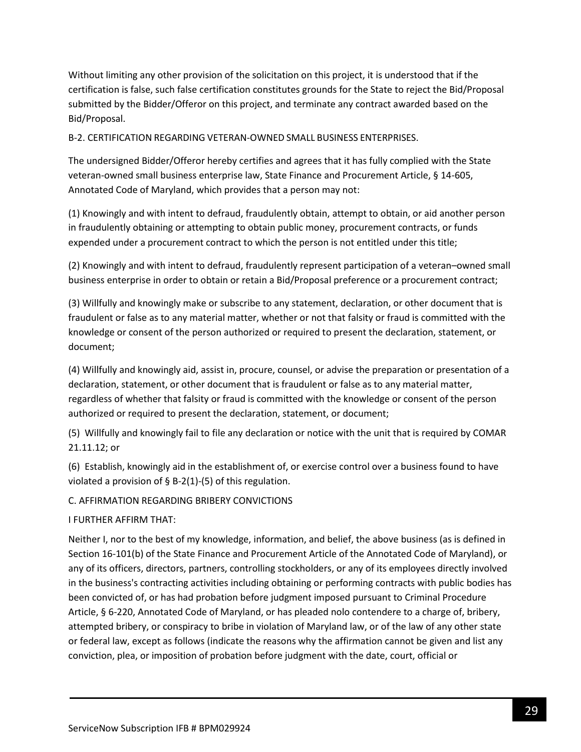Without limiting any other provision of the solicitation on this project, it is understood that if the certification is false, such false certification constitutes grounds for the State to reject the Bid/Proposal submitted by the Bidder/Offeror on this project, and terminate any contract awarded based on the Bid/Proposal.

B-2. CERTIFICATION REGARDING VETERAN-OWNED SMALL BUSINESS ENTERPRISES.

The undersigned Bidder/Offeror hereby certifies and agrees that it has fully complied with the State veteran-owned small business enterprise law, State Finance and Procurement Article, § 14-605, Annotated Code of Maryland, which provides that a person may not:

(1) Knowingly and with intent to defraud, fraudulently obtain, attempt to obtain, or aid another person in fraudulently obtaining or attempting to obtain public money, procurement contracts, or funds expended under a procurement contract to which the person is not entitled under this title;

(2) Knowingly and with intent to defraud, fraudulently represent participation of a veteran–owned small business enterprise in order to obtain or retain a Bid/Proposal preference or a procurement contract;

(3) Willfully and knowingly make or subscribe to any statement, declaration, or other document that is fraudulent or false as to any material matter, whether or not that falsity or fraud is committed with the knowledge or consent of the person authorized or required to present the declaration, statement, or document;

(4) Willfully and knowingly aid, assist in, procure, counsel, or advise the preparation or presentation of a declaration, statement, or other document that is fraudulent or false as to any material matter, regardless of whether that falsity or fraud is committed with the knowledge or consent of the person authorized or required to present the declaration, statement, or document;

(5) Willfully and knowingly fail to file any declaration or notice with the unit that is required by COMAR 21.11.12; or

(6) Establish, knowingly aid in the establishment of, or exercise control over a business found to have violated a provision of § B-2(1)-(5) of this regulation.

C. AFFIRMATION REGARDING BRIBERY CONVICTIONS

I FURTHER AFFIRM THAT:

Neither I, nor to the best of my knowledge, information, and belief, the above business (as is defined in Section 16-101(b) of the State Finance and Procurement Article of the Annotated Code of Maryland), or any of its officers, directors, partners, controlling stockholders, or any of its employees directly involved in the business's contracting activities including obtaining or performing contracts with public bodies has been convicted of, or has had probation before judgment imposed pursuant to Criminal Procedure Article, § 6-220, Annotated Code of Maryland, or has pleaded nolo contendere to a charge of, bribery, attempted bribery, or conspiracy to bribe in violation of Maryland law, or of the law of any other state or federal law, except as follows (indicate the reasons why the affirmation cannot be given and list any conviction, plea, or imposition of probation before judgment with the date, court, official or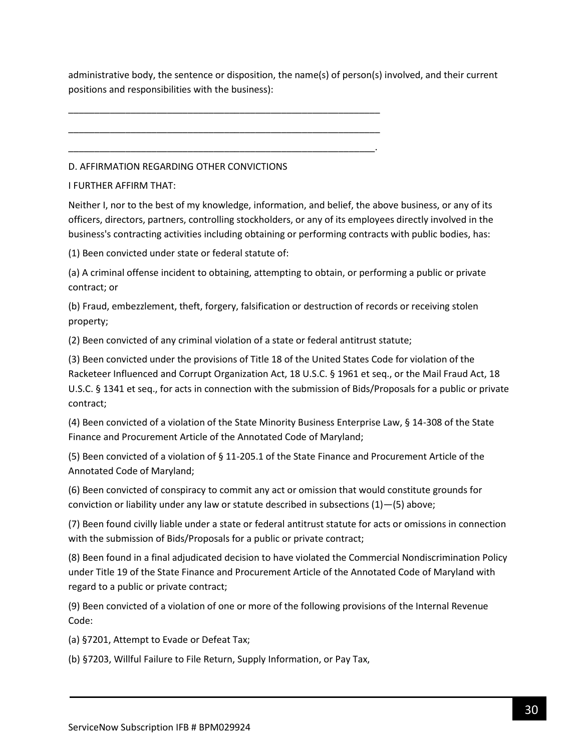administrative body, the sentence or disposition, the name(s) of person(s) involved, and their current positions and responsibilities with the business):

_______________________________________________________________

_______________________________________________________________

______________________________________________________________.

D. AFFIRMATION REGARDING OTHER CONVICTIONS

I FURTHER AFFIRM THAT:

Neither I, nor to the best of my knowledge, information, and belief, the above business, or any of its officers, directors, partners, controlling stockholders, or any of its employees directly involved in the business's contracting activities including obtaining or performing contracts with public bodies, has:

(1) Been convicted under state or federal statute of:

(a) A criminal offense incident to obtaining, attempting to obtain, or performing a public or private contract; or

(b) Fraud, embezzlement, theft, forgery, falsification or destruction of records or receiving stolen property;

(2) Been convicted of any criminal violation of a state or federal antitrust statute;

(3) Been convicted under the provisions of Title 18 of the United States Code for violation of the Racketeer Influenced and Corrupt Organization Act, 18 U.S.C. § 1961 et seq., or the Mail Fraud Act, 18 U.S.C. § 1341 et seq., for acts in connection with the submission of Bids/Proposals for a public or private contract;

(4) Been convicted of a violation of the State Minority Business Enterprise Law, § 14-308 of the State Finance and Procurement Article of the Annotated Code of Maryland;

(5) Been convicted of a violation of § 11-205.1 of the State Finance and Procurement Article of the Annotated Code of Maryland;

(6) Been convicted of conspiracy to commit any act or omission that would constitute grounds for conviction or liability under any law or statute described in subsections (1)—(5) above;

(7) Been found civilly liable under a state or federal antitrust statute for acts or omissions in connection with the submission of Bids/Proposals for a public or private contract;

(8) Been found in a final adjudicated decision to have violated the Commercial Nondiscrimination Policy under Title 19 of the State Finance and Procurement Article of the Annotated Code of Maryland with regard to a public or private contract;

(9) Been convicted of a violation of one or more of the following provisions of the Internal Revenue Code:

(a) §7201, Attempt to Evade or Defeat Tax;

(b) §7203, Willful Failure to File Return, Supply Information, or Pay Tax,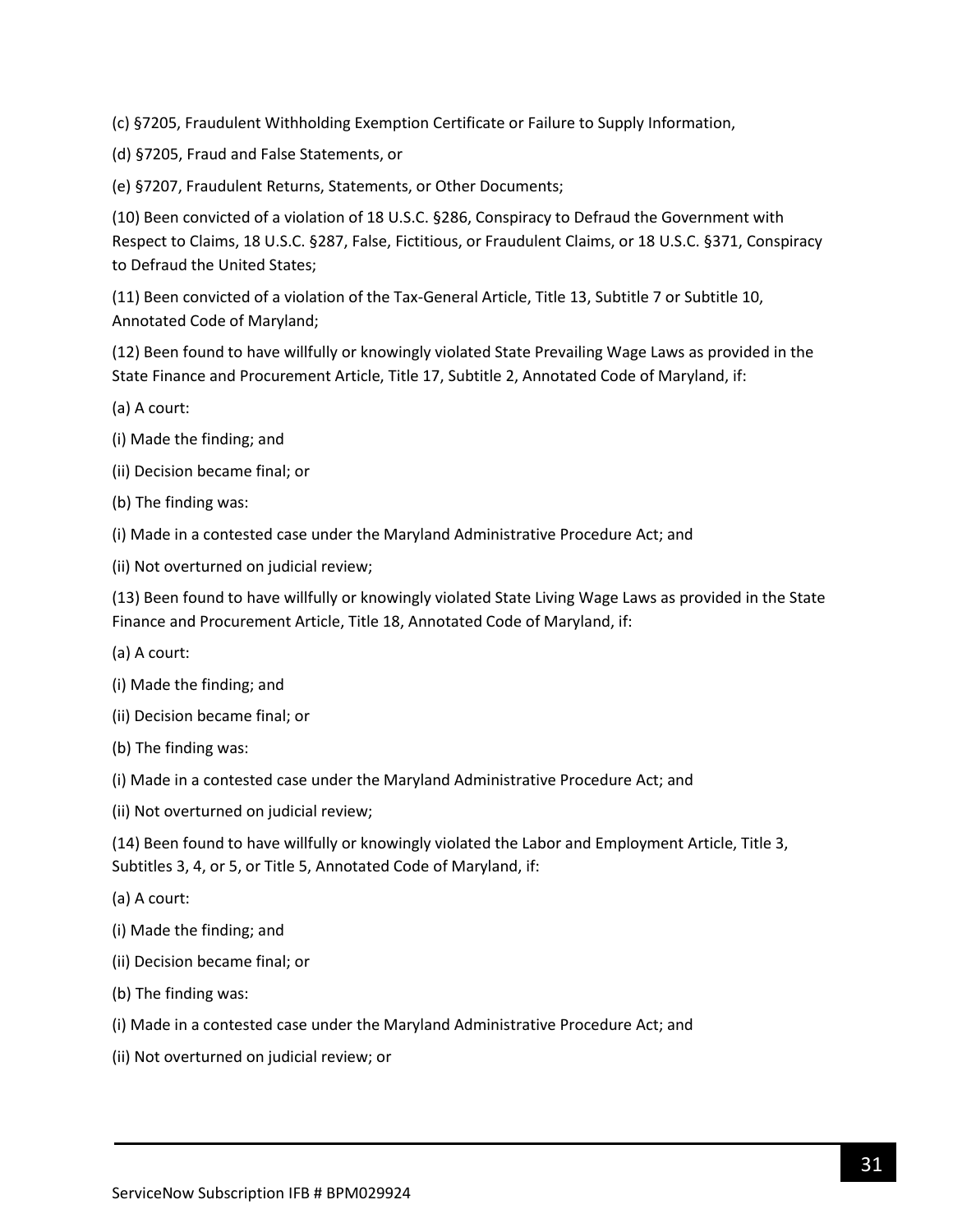(c) §7205, Fraudulent Withholding Exemption Certificate or Failure to Supply Information,

(d) §7205, Fraud and False Statements, or

(e) §7207, Fraudulent Returns, Statements, or Other Documents;

(10) Been convicted of a violation of 18 U.S.C. §286, Conspiracy to Defraud the Government with Respect to Claims, 18 U.S.C. §287, False, Fictitious, or Fraudulent Claims, or 18 U.S.C. §371, Conspiracy to Defraud the United States;

(11) Been convicted of a violation of the Tax-General Article, Title 13, Subtitle 7 or Subtitle 10, Annotated Code of Maryland;

(12) Been found to have willfully or knowingly violated State Prevailing Wage Laws as provided in the State Finance and Procurement Article, Title 17, Subtitle 2, Annotated Code of Maryland, if:

(a) A court:

(i) Made the finding; and

(ii) Decision became final; or

(b) The finding was:

(i) Made in a contested case under the Maryland Administrative Procedure Act; and

(ii) Not overturned on judicial review;

(13) Been found to have willfully or knowingly violated State Living Wage Laws as provided in the State Finance and Procurement Article, Title 18, Annotated Code of Maryland, if:

(a) A court:

(i) Made the finding; and

(ii) Decision became final; or

(b) The finding was:

(i) Made in a contested case under the Maryland Administrative Procedure Act; and

(ii) Not overturned on judicial review;

(14) Been found to have willfully or knowingly violated the Labor and Employment Article, Title 3, Subtitles 3, 4, or 5, or Title 5, Annotated Code of Maryland, if:

(a) A court:

(i) Made the finding; and

(ii) Decision became final; or

(b) The finding was:

(i) Made in a contested case under the Maryland Administrative Procedure Act; and

(ii) Not overturned on judicial review; or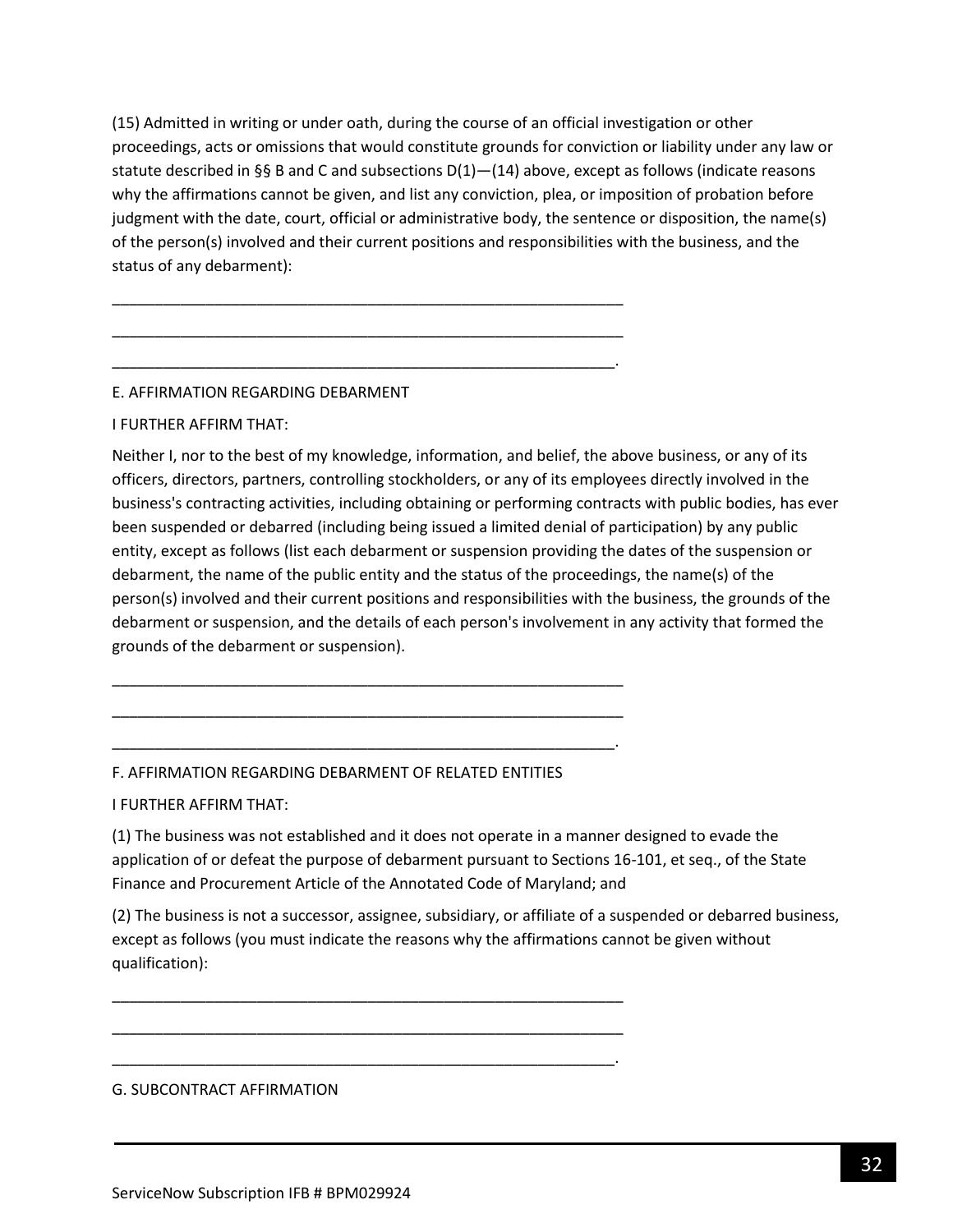(15) Admitted in writing or under oath, during the course of an official investigation or other proceedings, acts or omissions that would constitute grounds for conviction or liability under any law or statute described in §§ B and C and subsections D(1)—(14) above, except as follows (indicate reasons why the affirmations cannot be given, and list any conviction, plea, or imposition of probation before judgment with the date, court, official or administrative body, the sentence or disposition, the name(s) of the person(s) involved and their current positions and responsibilities with the business, and the status of any debarment):

______________________________________________________________

______________________________________________________________

______________________________________________________________.

E. AFFIRMATION REGARDING DEBARMENT

I FURTHER AFFIRM THAT:

Neither I, nor to the best of my knowledge, information, and belief, the above business, or any of its officers, directors, partners, controlling stockholders, or any of its employees directly involved in the business's contracting activities, including obtaining or performing contracts with public bodies, has ever been suspended or debarred (including being issued a limited denial of participation) by any public entity, except as follows (list each debarment or suspension providing the dates of the suspension or debarment, the name of the public entity and the status of the proceedings, the name(s) of the person(s) involved and their current positions and responsibilities with the business, the grounds of the debarment or suspension, and the details of each person's involvement in any activity that formed the grounds of the debarment or suspension).

______________________________________________________________

______________________________________________________________

______________________________________________________________.

F. AFFIRMATION REGARDING DEBARMENT OF RELATED ENTITIES

I FURTHER AFFIRM THAT:

(1) The business was not established and it does not operate in a manner designed to evade the application of or defeat the purpose of debarment pursuant to Sections 16-101, et seq., of the State Finance and Procurement Article of the Annotated Code of Maryland; and

(2) The business is not a successor, assignee, subsidiary, or affiliate of a suspended or debarred business, except as follows (you must indicate the reasons why the affirmations cannot be given without qualification):

______________________________________________________________

______________________________________________________________

______________________________________________________________.

G. SUBCONTRACT AFFIRMATION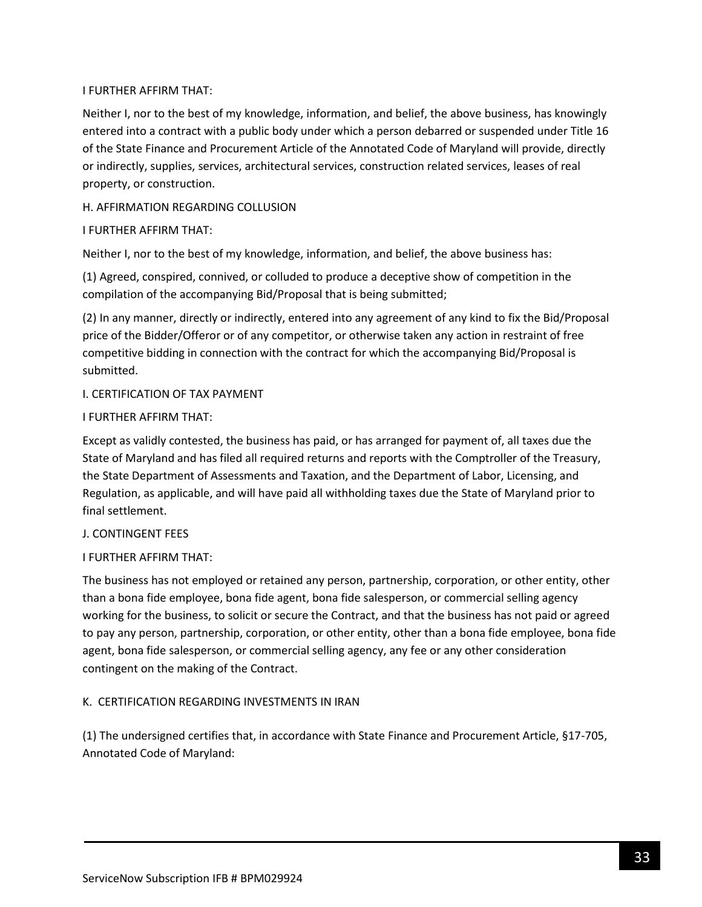I FURTHER AFFIRM THAT:

Neither I, nor to the best of my knowledge, information, and belief, the above business, has knowingly entered into a contract with a public body under which a person debarred or suspended under Title 16 of the State Finance and Procurement Article of the Annotated Code of Maryland will provide, directly or indirectly, supplies, services, architectural services, construction related services, leases of real property, or construction.

H. AFFIRMATION REGARDING COLLUSION

I FURTHER AFFIRM THAT:

Neither I, nor to the best of my knowledge, information, and belief, the above business has:

(1) Agreed, conspired, connived, or colluded to produce a deceptive show of competition in the compilation of the accompanying Bid/Proposal that is being submitted;

(2) In any manner, directly or indirectly, entered into any agreement of any kind to fix the Bid/Proposal price of the Bidder/Offeror or of any competitor, or otherwise taken any action in restraint of free competitive bidding in connection with the contract for which the accompanying Bid/Proposal is submitted.

I. CERTIFICATION OF TAX PAYMENT

I FURTHER AFFIRM THAT:

Except as validly contested, the business has paid, or has arranged for payment of, all taxes due the State of Maryland and has filed all required returns and reports with the Comptroller of the Treasury, the State Department of Assessments and Taxation, and the Department of Labor, Licensing, and Regulation, as applicable, and will have paid all withholding taxes due the State of Maryland prior to final settlement.

J. CONTINGENT FEES

I FURTHER AFFIRM THAT:

The business has not employed or retained any person, partnership, corporation, or other entity, other than a bona fide employee, bona fide agent, bona fide salesperson, or commercial selling agency working for the business, to solicit or secure the Contract, and that the business has not paid or agreed to pay any person, partnership, corporation, or other entity, other than a bona fide employee, bona fide agent, bona fide salesperson, or commercial selling agency, any fee or any other consideration contingent on the making of the Contract.

K. CERTIFICATION REGARDING INVESTMENTS IN IRAN

(1) The undersigned certifies that, in accordance with State Finance and Procurement Article, §17-705, Annotated Code of Maryland: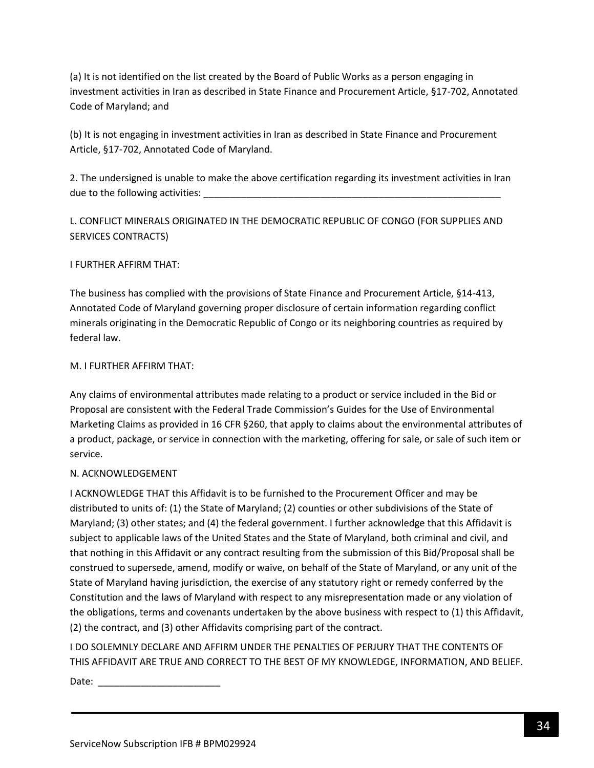(a) It is not identified on the list created by the Board of Public Works as a person engaging in investment activities in Iran as described in State Finance and Procurement Article, §17-702, Annotated Code of Maryland; and

(b) It is not engaging in investment activities in Iran as described in State Finance and Procurement Article, §17-702, Annotated Code of Maryland.

2. The undersigned is unable to make the above certification regarding its investment activities in Iran due to the following activities: ___________________________________________________________

L. CONFLICT MINERALS ORIGINATED IN THE DEMOCRATIC REPUBLIC OF CONGO (FOR SUPPLIES AND SERVICES CONTRACTS)

I FURTHER AFFIRM THAT:

The business has complied with the provisions of State Finance and Procurement Article, §14-413, Annotated Code of Maryland governing proper disclosure of certain information regarding conflict minerals originating in the Democratic Republic of Congo or its neighboring countries as required by federal law.

M. I FURTHER AFFIRM THAT:

Any claims of environmental attributes made relating to a product or service included in the Bid or Proposal are consistent with the Federal Trade Commission's Guides for the Use of Environmental Marketing Claims as provided in 16 CFR §260, that apply to claims about the environmental attributes of a product, package, or service in connection with the marketing, offering for sale, or sale of such item or service.

N. ACKNOWLEDGEMENT

I ACKNOWLEDGE THAT this Affidavit is to be furnished to the Procurement Officer and may be distributed to units of: (1) the State of Maryland; (2) counties or other subdivisions of the State of Maryland; (3) other states; and (4) the federal government. I further acknowledge that this Affidavit is subject to applicable laws of the United States and the State of Maryland, both criminal and civil, and that nothing in this Affidavit or any contract resulting from the submission of this Bid/Proposal shall be construed to supersede, amend, modify or waive, on behalf of the State of Maryland, or any unit of the State of Maryland having jurisdiction, the exercise of any statutory right or remedy conferred by the Constitution and the laws of Maryland with respect to any misrepresentation made or any violation of the obligations, terms and covenants undertaken by the above business with respect to (1) this Affidavit, (2) the contract, and (3) other Affidavits comprising part of the contract.

I DO SOLEMNLY DECLARE AND AFFIRM UNDER THE PENALTIES OF PERJURY THAT THE CONTENTS OF THIS AFFIDAVIT ARE TRUE AND CORRECT TO THE BEST OF MY KNOWLEDGE, INFORMATION, AND BELIEF.

Date: _______________________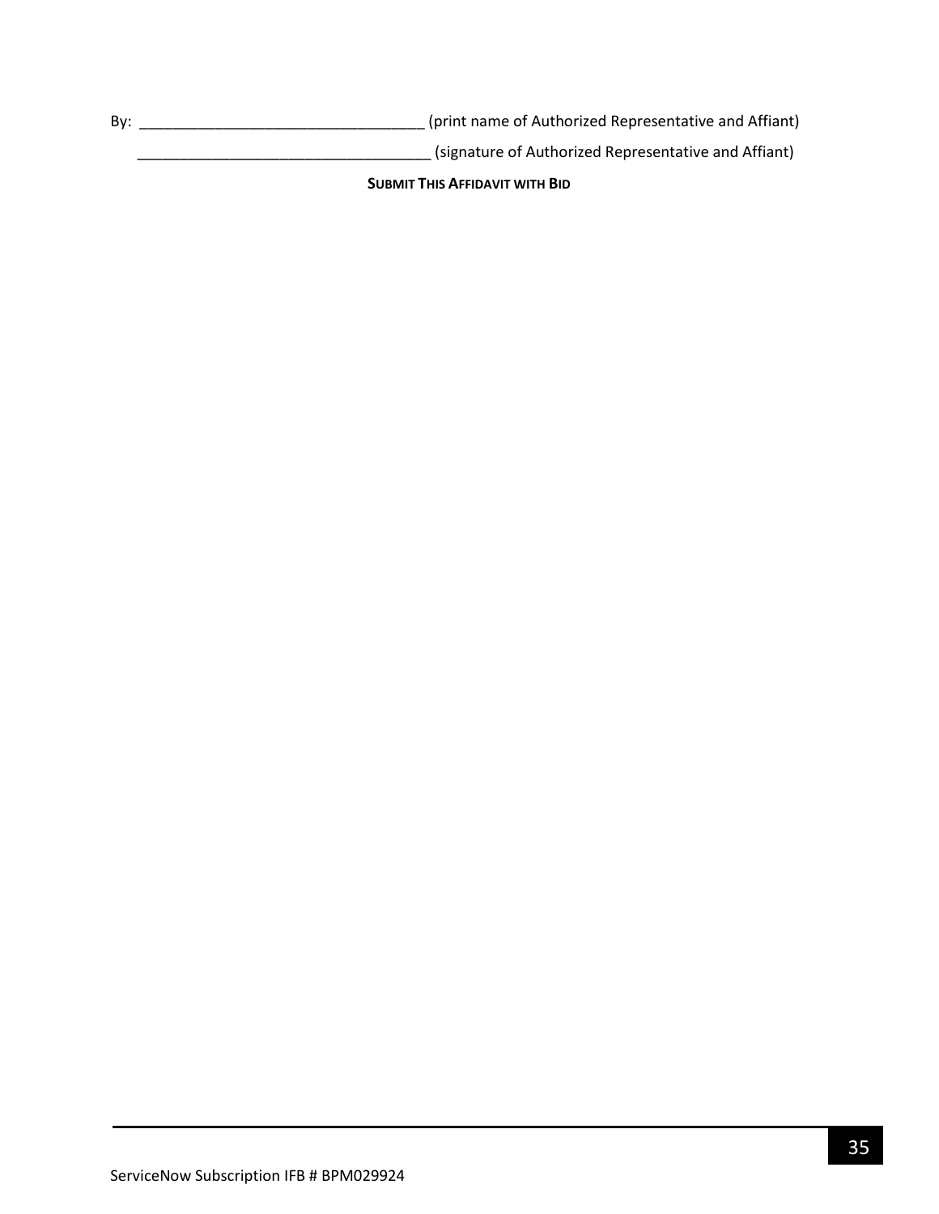By: __________________________________ (print name of Authorized Representative and Affiant)

___________________________________ (signature of Authorized Representative and Affiant)

**SUBMIT THIS AFFIDAVIT WITH BID**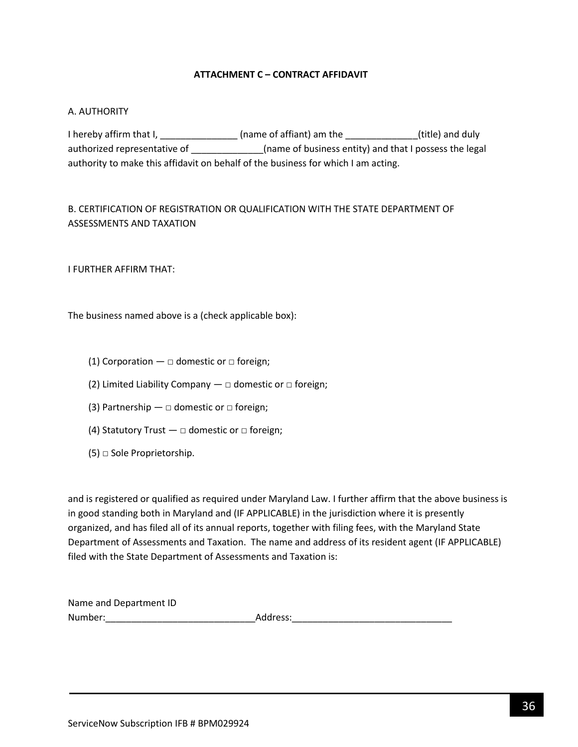**ATTACHMENT C – CONTRACT AFFIDAVIT**

A. AUTHORITY

I hereby affirm that I, _______________ (name of affiant) am the ______________(title) and duly authorized representative of ______________(name of business entity) and that I possess the legal authority to make this affidavit on behalf of the business for which I am acting.

B. CERTIFICATION OF REGISTRATION OR QUALIFICATION WITH THE STATE DEPARTMENT OF ASSESSMENTS AND TAXATION

I FURTHER AFFIRM THAT:

The business named above is a (check applicable box):

(1) Corporation — □ domestic or □ foreign;

(2) Limited Liability Company — □ domestic or □ foreign;

(3) Partnership — □ domestic or □ foreign;

(4) Statutory Trust — □ domestic or □ foreign;

(5) □ Sole Proprietorship.

and is registered or qualified as required under Maryland Law. I further affirm that the above business is in good standing both in Maryland and (IF APPLICABLE) in the jurisdiction where it is presently organized, and has filed all of its annual reports, together with filing fees, with the Maryland State Department of Assessments and Taxation. The name and address of its resident agent (IF APPLICABLE) filed with the State Department of Assessments and Taxation is:

Name and Department ID Number:_____________________________Address:_______________________________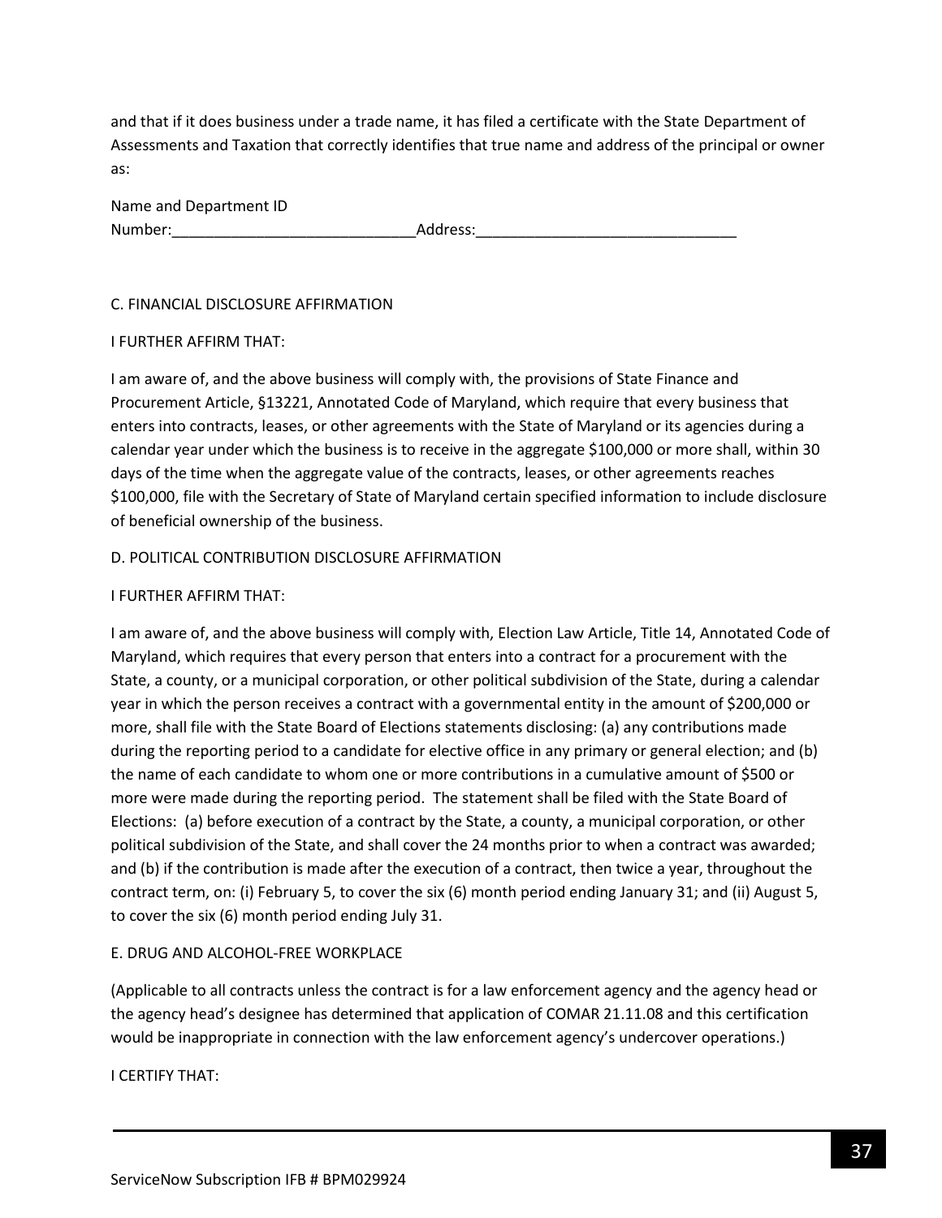and that if it does business under a trade name, it has filed a certificate with the State Department of Assessments and Taxation that correctly identifies that true name and address of the principal or owner as:

Name and Department ID Number:____________________________Address:______________________________

C. FINANCIAL DISCLOSURE AFFIRMATION

I FURTHER AFFIRM THAT:

I am aware of, and the above business will comply with, the provisions of State Finance and Procurement Article, §13221, Annotated Code of Maryland, which require that every business that enters into contracts, leases, or other agreements with the State of Maryland or its agencies during a calendar year under which the business is to receive in the aggregate $100,000 or more shall, within 30 days of the time when the aggregate value of the contracts, leases, or other agreements reaches $100,000, file with the Secretary of State of Maryland certain specified information to include disclosure of beneficial ownership of the business.

D. POLITICAL CONTRIBUTION DISCLOSURE AFFIRMATION

I FURTHER AFFIRM THAT:

I am aware of, and the above business will comply with, Election Law Article, Title 14, Annotated Code of Maryland, which requires that every person that enters into a contract for a procurement with the State, a county, or a municipal corporation, or other political subdivision of the State, during a calendar year in which the person receives a contract with a governmental entity in the amount of $200,000 or more, shall file with the State Board of Elections statements disclosing: (a) any contributions made during the reporting period to a candidate for elective office in any primary or general election; and (b) the name of each candidate to whom one or more contributions in a cumulative amount of $500 or more were made during the reporting period. The statement shall be filed with the State Board of Elections: (a) before execution of a contract by the State, a county, a municipal corporation, or other political subdivision of the State, and shall cover the 24 months prior to when a contract was awarded; and (b) if the contribution is made after the execution of a contract, then twice a year, throughout the contract term, on: (i) February 5, to cover the six (6) month period ending January 31; and (ii) August 5, to cover the six (6) month period ending July 31.

E. DRUG AND ALCOHOL-FREE WORKPLACE

(Applicable to all contracts unless the contract is for a law enforcement agency and the agency head or the agency head's designee has determined that application of COMAR 21.11.08 and this certification would be inappropriate in connection with the law enforcement agency's undercover operations.)

I CERTIFY THAT: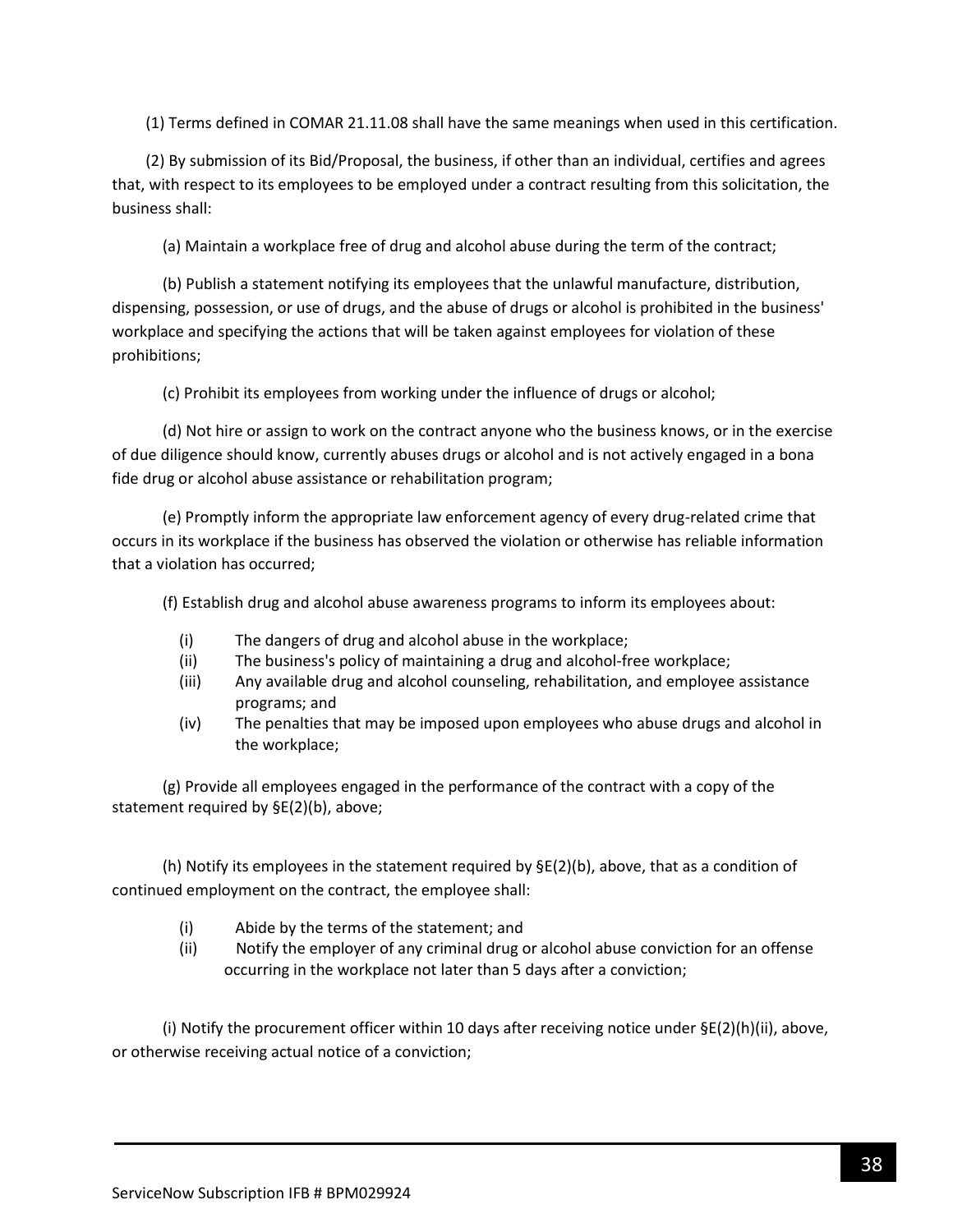(1) Terms defined in COMAR 21.11.08 shall have the same meanings when used in this certification.

(2) By submission of its Bid/Proposal, the business, if other than an individual, certifies and agrees that, with respect to its employees to be employed under a contract resulting from this solicitation, the business shall:

(a) Maintain a workplace free of drug and alcohol abuse during the term of the contract;

(b) Publish a statement notifying its employees that the unlawful manufacture, distribution, dispensing, possession, or use of drugs, and the abuse of drugs or alcohol is prohibited in the business' workplace and specifying the actions that will be taken against employees for violation of these prohibitions;

(c) Prohibit its employees from working under the influence of drugs or alcohol;

(d) Not hire or assign to work on the contract anyone who the business knows, or in the exercise of due diligence should know, currently abuses drugs or alcohol and is not actively engaged in a bona fide drug or alcohol abuse assistance or rehabilitation program;

(e) Promptly inform the appropriate law enforcement agency of every drug-related crime that occurs in its workplace if the business has observed the violation or otherwise has reliable information that a violation has occurred;

(f) Establish drug and alcohol abuse awareness programs to inform its employees about:

- (i) The dangers of drug and alcohol abuse in the workplace;
- (ii) The business's policy of maintaining a drug and alcohol-free workplace;
- (iii) Any available drug and alcohol counseling, rehabilitation, and employee assistance programs; and
- (iv) The penalties that may be imposed upon employees who abuse drugs and alcohol in the workplace;

(g) Provide all employees engaged in the performance of the contract with a copy of the statement required by §E(2)(b), above;

(h) Notify its employees in the statement required by §E(2)(b), above, that as a condition of continued employment on the contract, the employee shall:

- (i) Abide by the terms of the statement; and
- (ii) Notify the employer of any criminal drug or alcohol abuse conviction for an offense occurring in the workplace not later than 5 days after a conviction;

(i) Notify the procurement officer within 10 days after receiving notice under §E(2)(h)(ii), above, or otherwise receiving actual notice of a conviction;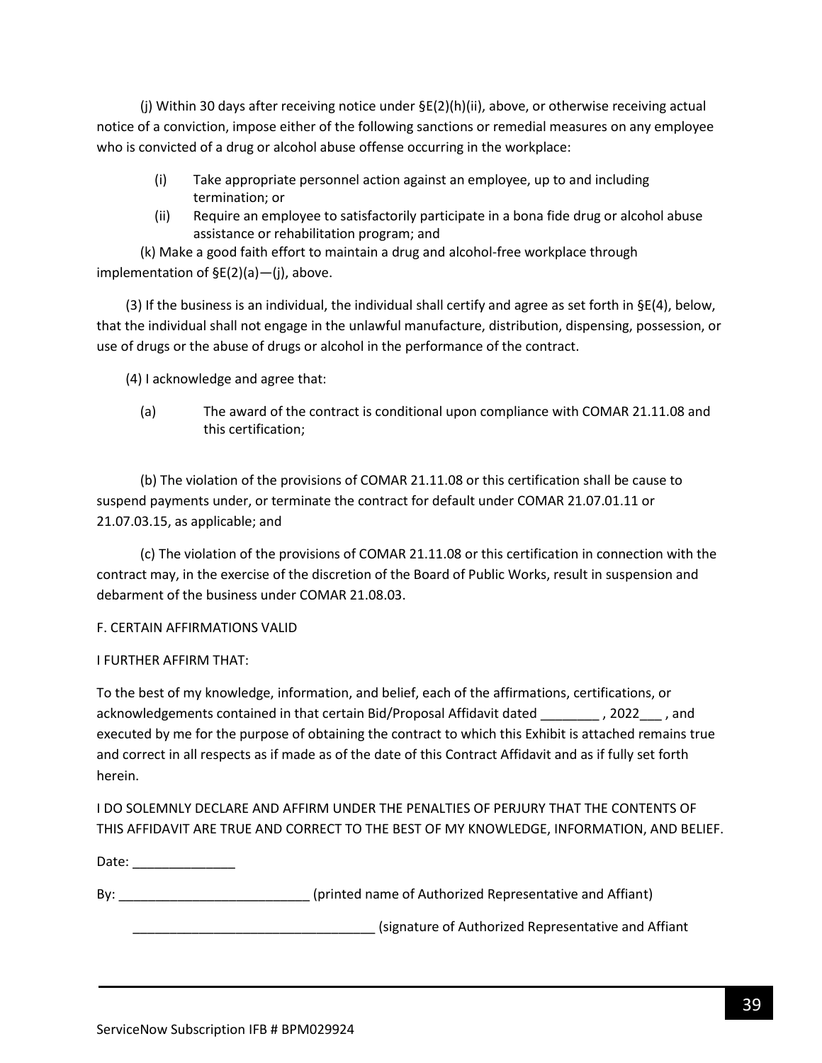(j) Within 30 days after receiving notice under §E(2)(h)(ii), above, or otherwise receiving actual notice of a conviction, impose either of the following sanctions or remedial measures on any employee who is convicted of a drug or alcohol abuse offense occurring in the workplace:

(i) Take appropriate personnel action against an employee, up to and including termination; or

(ii) Require an employee to satisfactorily participate in a bona fide drug or alcohol abuse assistance or rehabilitation program; and

(k) Make a good faith effort to maintain a drug and alcohol-free workplace through implementation of §E(2)(a)—(j), above.

(3) If the business is an individual, the individual shall certify and agree as set forth in §E(4), below, that the individual shall not engage in the unlawful manufacture, distribution, dispensing, possession, or use of drugs or the abuse of drugs or alcohol in the performance of the contract.

(4) I acknowledge and agree that:

(a) The award of the contract is conditional upon compliance with COMAR 21.11.08 and this certification;

(b) The violation of the provisions of COMAR 21.11.08 or this certification shall be cause to suspend payments under, or terminate the contract for default under COMAR 21.07.01.11 or 21.07.03.15, as applicable; and

(c) The violation of the provisions of COMAR 21.11.08 or this certification in connection with the contract may, in the exercise of the discretion of the Board of Public Works, result in suspension and debarment of the business under COMAR 21.08.03.

F. CERTAIN AFFIRMATIONS VALID

I FURTHER AFFIRM THAT:

To the best of my knowledge, information, and belief, each of the affirmations, certifications, or acknowledgements contained in that certain Bid/Proposal Affidavit dated ________ , 2022___ , and executed by me for the purpose of obtaining the contract to which this Exhibit is attached remains true and correct in all respects as if made as of the date of this Contract Affidavit and as if fully set forth herein.

I DO SOLEMNLY DECLARE AND AFFIRM UNDER THE PENALTIES OF PERJURY THAT THE CONTENTS OF THIS AFFIDAVIT ARE TRUE AND CORRECT TO THE BEST OF MY KNOWLEDGE, INFORMATION, AND BELIEF.

Date: ______________

By: __________________________ (printed name of Authorized Representative and Affiant)

_________________________________ (signature of Authorized Representative and Affiant

ServiceNow Subscription IFB # BPM029924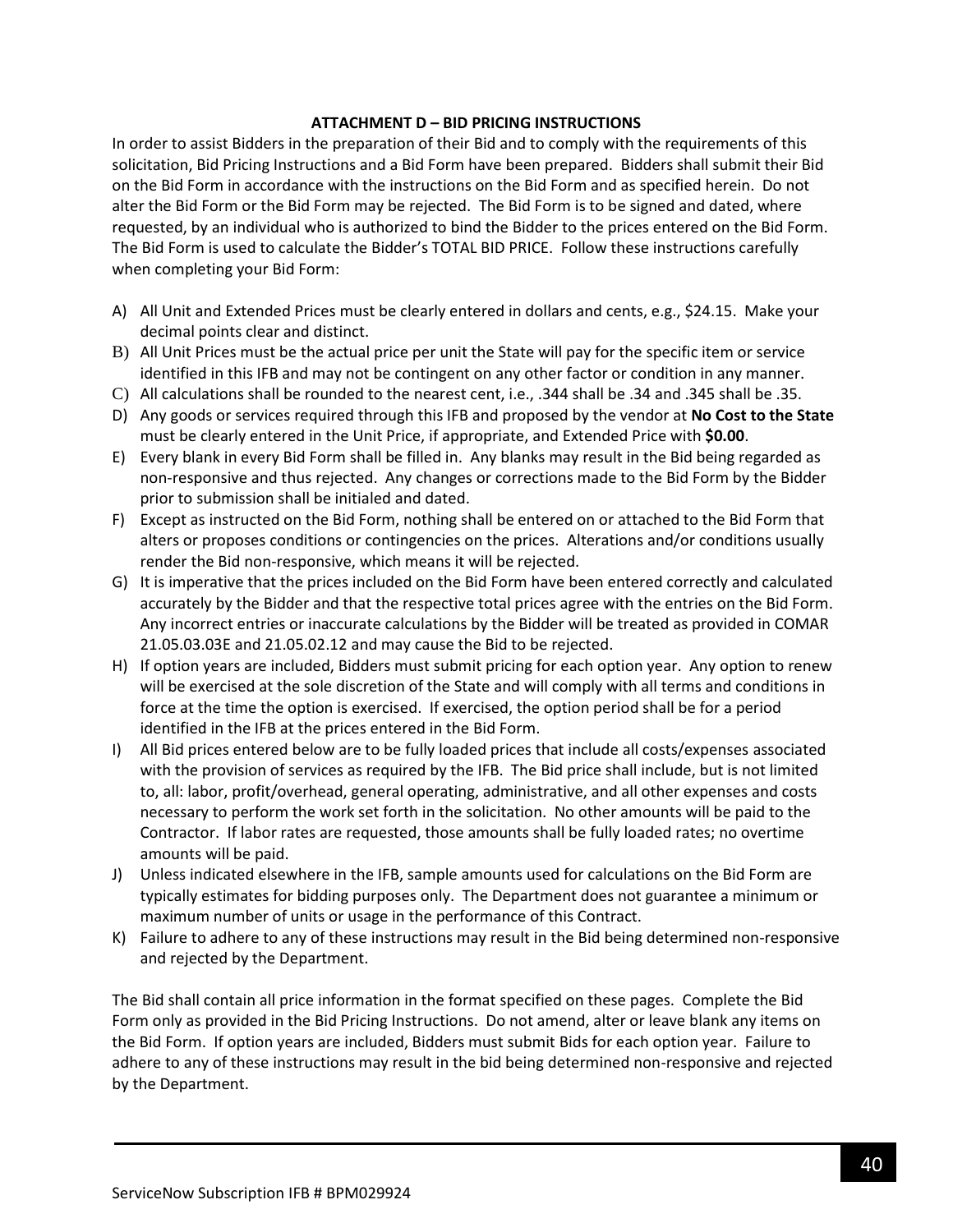## ATTACHMENT D – BID PRICING INSTRUCTIONS

In order to assist Bidders in the preparation of their Bid and to comply with the requirements of this solicitation, Bid Pricing Instructions and a Bid Form have been prepared. Bidders shall submit their Bid on the Bid Form in accordance with the instructions on the Bid Form and as specified herein. Do not alter the Bid Form or the Bid Form may be rejected. The Bid Form is to be signed and dated, where requested, by an individual who is authorized to bind the Bidder to the prices entered on the Bid Form. The Bid Form is used to calculate the Bidder's TOTAL BID PRICE. Follow these instructions carefully when completing your Bid Form:

A) All Unit and Extended Prices must be clearly entered in dollars and cents, e.g., $24.15. Make your decimal points clear and distinct.
B) All Unit Prices must be the actual price per unit the State will pay for the specific item or service identified in this IFB and may not be contingent on any other factor or condition in any manner.
C) All calculations shall be rounded to the nearest cent, i.e., .344 shall be .34 and .345 shall be .35.
D) Any goods or services required through this IFB and proposed by the vendor at **No Cost to the State** must be clearly entered in the Unit Price, if appropriate, and Extended Price with **$0.00**.
E) Every blank in every Bid Form shall be filled in. Any blanks may result in the Bid being regarded as non-responsive and thus rejected. Any changes or corrections made to the Bid Form by the Bidder prior to submission shall be initialed and dated.
F) Except as instructed on the Bid Form, nothing shall be entered on or attached to the Bid Form that alters or proposes conditions or contingencies on the prices. Alterations and/or conditions usually render the Bid non-responsive, which means it will be rejected.
G) It is imperative that the prices included on the Bid Form have been entered correctly and calculated accurately by the Bidder and that the respective total prices agree with the entries on the Bid Form. Any incorrect entries or inaccurate calculations by the Bidder will be treated as provided in COMAR 21.05.03.03E and 21.05.02.12 and may cause the Bid to be rejected.
H) If option years are included, Bidders must submit pricing for each option year. Any option to renew will be exercised at the sole discretion of the State and will comply with all terms and conditions in force at the time the option is exercised. If exercised, the option period shall be for a period identified in the IFB at the prices entered in the Bid Form.
I) All Bid prices entered below are to be fully loaded prices that include all costs/expenses associated with the provision of services as required by the IFB. The Bid price shall include, but is not limited to, all: labor, profit/overhead, general operating, administrative, and all other expenses and costs necessary to perform the work set forth in the solicitation. No other amounts will be paid to the Contractor. If labor rates are requested, those amounts shall be fully loaded rates; no overtime amounts will be paid.
J) Unless indicated elsewhere in the IFB, sample amounts used for calculations on the Bid Form are typically estimates for bidding purposes only. The Department does not guarantee a minimum or maximum number of units or usage in the performance of this Contract.
K) Failure to adhere to any of these instructions may result in the Bid being determined non-responsive and rejected by the Department.

The Bid shall contain all price information in the format specified on these pages. Complete the Bid Form only as provided in the Bid Pricing Instructions. Do not amend, alter or leave blank any items on the Bid Form. If option years are included, Bidders must submit Bids for each option year. Failure to adhere to any of these instructions may result in the bid being determined non-responsive and rejected by the Department.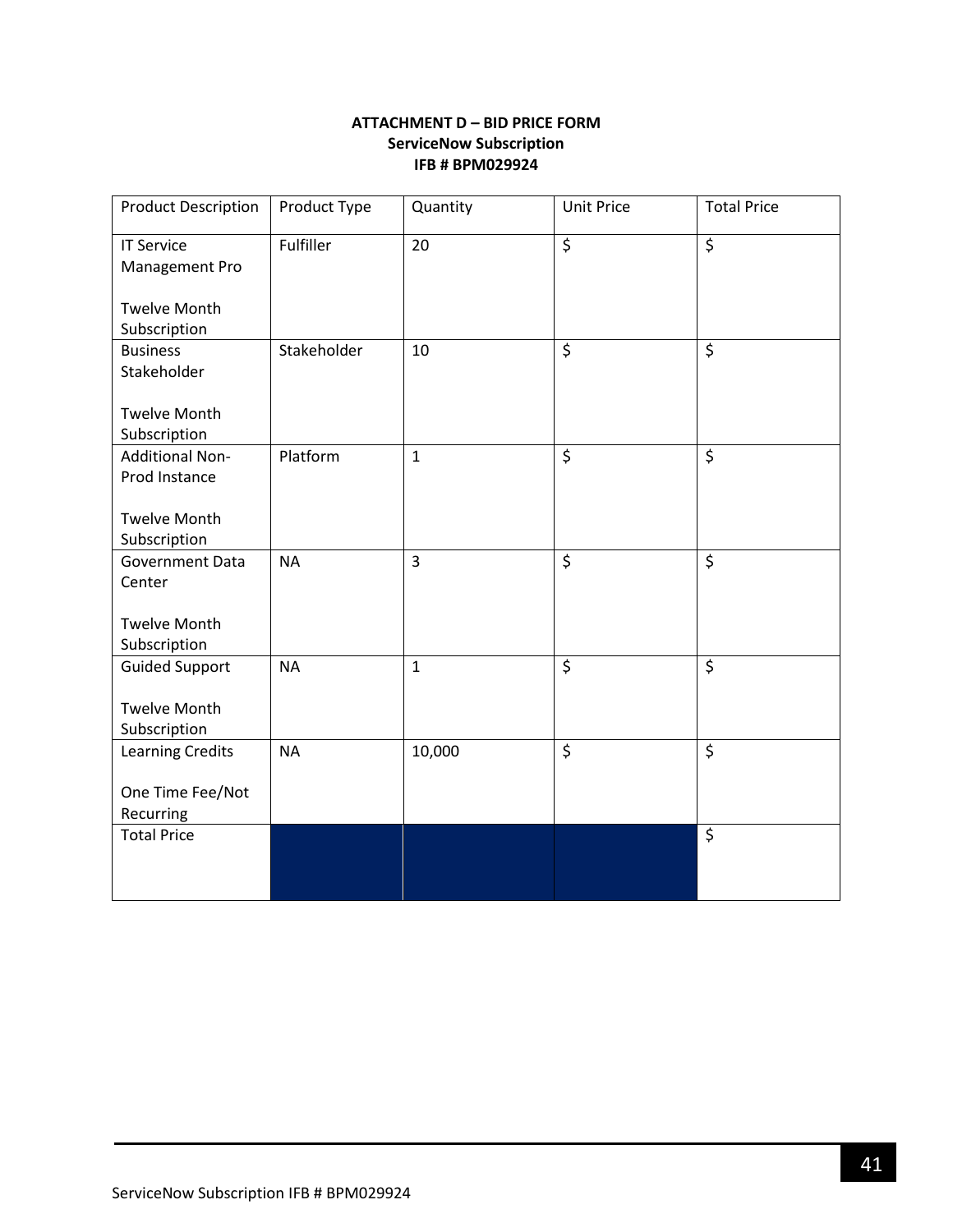**ATTACHMENT D – BID PRICE FORM**
**ServiceNow Subscription**
**IFB # BPM029924**

| Product Description | Product Type | Quantity | Unit Price | Total Price |
|---|---|---|---|---|
| IT Service Management Pro<br><br>Twelve Month Subscription | Fulfiller | 20 | $ | $ |
| Business Stakeholder<br><br>Twelve Month Subscription | Stakeholder | 10 | $ | $ |
| Additional Non-Prod Instance<br><br>Twelve Month Subscription | Platform | 1 | $ | $ |
| Government Data Center<br><br>Twelve Month Subscription | NA | 3 | $ | $ |
| Guided Support<br><br>Twelve Month Subscription | NA | 1 | $ | $ |
| Learning Credits<br><br>One Time Fee/Not Recurring | NA | 10,000 | $ | $ |
| Total Price | | | | $ |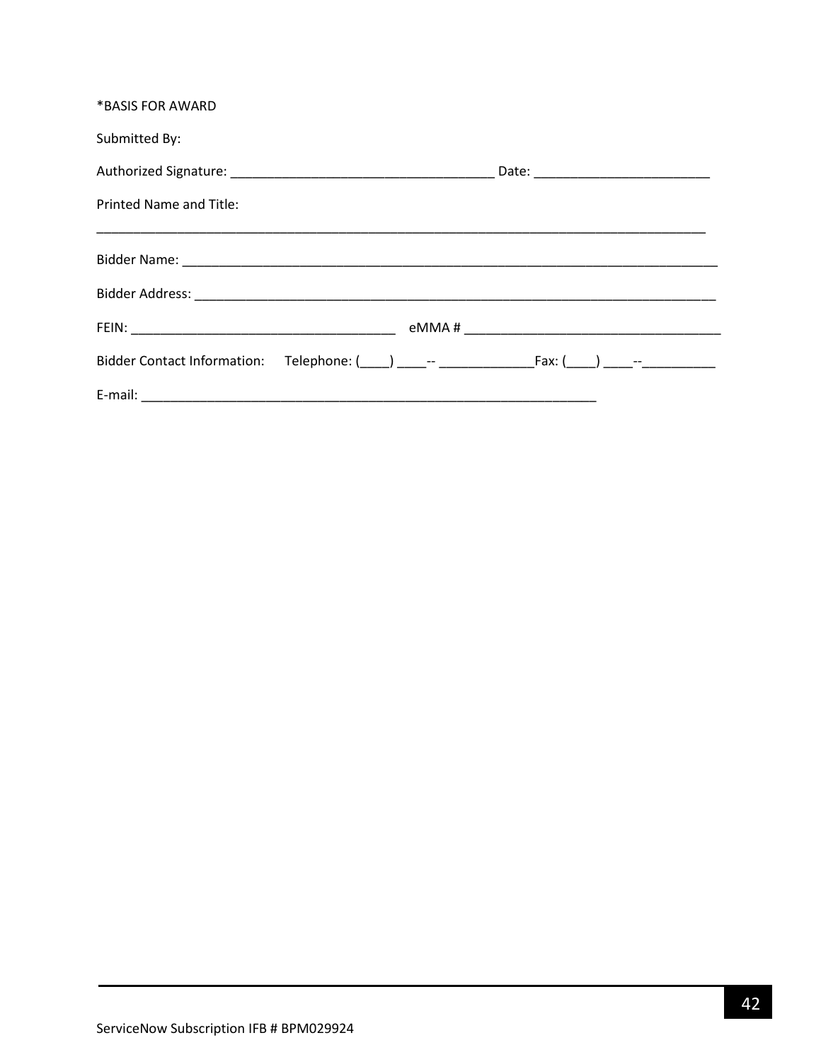*BASIS FOR AWARD

Submitted By:

Authorized Signature: ____________________________________ Date: ________________________

Printed Name and Title:

_________________________________________________________________________________________

Bidder Name: ____________________________________________________________________________

Bidder Address: __________________________________________________________________________

FEIN: ____________________________________ eMMA # ____________________________________

Bidder Contact Information: Telephone: (____) ____-- _____________Fax: (____) ____--__________

E-mail: _________________________________________________________________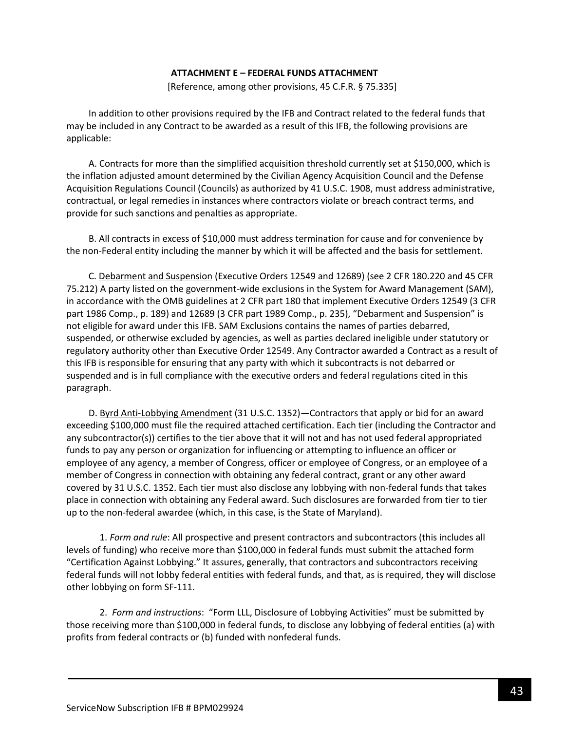## ATTACHMENT E – FEDERAL FUNDS ATTACHMENT

[Reference, among other provisions, 45 C.F.R. § 75.335]

In addition to other provisions required by the IFB and Contract related to the federal funds that may be included in any Contract to be awarded as a result of this IFB, the following provisions are applicable:

A. Contracts for more than the simplified acquisition threshold currently set at $150,000, which is the inflation adjusted amount determined by the Civilian Agency Acquisition Council and the Defense Acquisition Regulations Council (Councils) as authorized by 41 U.S.C. 1908, must address administrative, contractual, or legal remedies in instances where contractors violate or breach contract terms, and provide for such sanctions and penalties as appropriate.

B. All contracts in excess of $10,000 must address termination for cause and for convenience by the non-Federal entity including the manner by which it will be affected and the basis for settlement.

C. Debarment and Suspension (Executive Orders 12549 and 12689) (see 2 CFR 180.220 and 45 CFR 75.212) A party listed on the government-wide exclusions in the System for Award Management (SAM), in accordance with the OMB guidelines at 2 CFR part 180 that implement Executive Orders 12549 (3 CFR part 1986 Comp., p. 189) and 12689 (3 CFR part 1989 Comp., p. 235), "Debarment and Suspension" is not eligible for award under this IFB. SAM Exclusions contains the names of parties debarred, suspended, or otherwise excluded by agencies, as well as parties declared ineligible under statutory or regulatory authority other than Executive Order 12549. Any Contractor awarded a Contract as a result of this IFB is responsible for ensuring that any party with which it subcontracts is not debarred or suspended and is in full compliance with the executive orders and federal regulations cited in this paragraph.

D. Byrd Anti-Lobbying Amendment (31 U.S.C. 1352)—Contractors that apply or bid for an award exceeding $100,000 must file the required attached certification. Each tier (including the Contractor and any subcontractor(s)) certifies to the tier above that it will not and has not used federal appropriated funds to pay any person or organization for influencing or attempting to influence an officer or employee of any agency, a member of Congress, officer or employee of Congress, or an employee of a member of Congress in connection with obtaining any federal contract, grant or any other award covered by 31 U.S.C. 1352. Each tier must also disclose any lobbying with non-federal funds that takes place in connection with obtaining any Federal award. Such disclosures are forwarded from tier to tier up to the non-federal awardee (which, in this case, is the State of Maryland).

1. *Form and rule*: All prospective and present contractors and subcontractors (this includes all levels of funding) who receive more than $100,000 in federal funds must submit the attached form "Certification Against Lobbying." It assures, generally, that contractors and subcontractors receiving federal funds will not lobby federal entities with federal funds, and that, as is required, they will disclose other lobbying on form SF-111.

2. *Form and instructions*: "Form LLL, Disclosure of Lobbying Activities" must be submitted by those receiving more than $100,000 in federal funds, to disclose any lobbying of federal entities (a) with profits from federal contracts or (b) funded with nonfederal funds.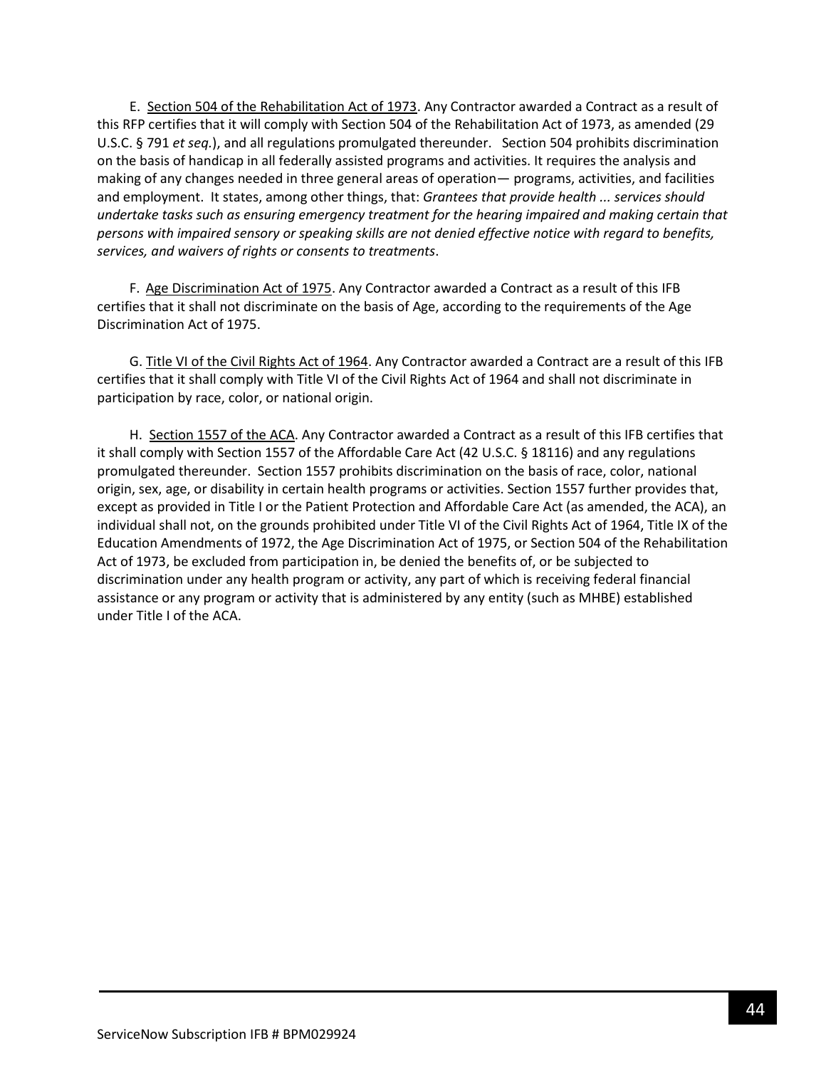E. <u>Section 504 of the Rehabilitation Act of 1973</u>. Any Contractor awarded a Contract as a result of this RFP certifies that it will comply with Section 504 of the Rehabilitation Act of 1973, as amended (29 U.S.C. § 791 *et seq.*), and all regulations promulgated thereunder. Section 504 prohibits discrimination on the basis of handicap in all federally assisted programs and activities. It requires the analysis and making of any changes needed in three general areas of operation— programs, activities, and facilities and employment. It states, among other things, that: *Grantees that provide health ... services should undertake tasks such as ensuring emergency treatment for the hearing impaired and making certain that persons with impaired sensory or speaking skills are not denied effective notice with regard to benefits, services, and waivers of rights or consents to treatments*.

F. <u>Age Discrimination Act of 1975</u>. Any Contractor awarded a Contract as a result of this IFB certifies that it shall not discriminate on the basis of Age, according to the requirements of the Age Discrimination Act of 1975.

G. <u>Title VI of the Civil Rights Act of 1964</u>. Any Contractor awarded a Contract are a result of this IFB certifies that it shall comply with Title VI of the Civil Rights Act of 1964 and shall not discriminate in participation by race, color, or national origin.

H. <u>Section 1557 of the ACA</u>. Any Contractor awarded a Contract as a result of this IFB certifies that it shall comply with Section 1557 of the Affordable Care Act (42 U.S.C. § 18116) and any regulations promulgated thereunder. Section 1557 prohibits discrimination on the basis of race, color, national origin, sex, age, or disability in certain health programs or activities. Section 1557 further provides that, except as provided in Title I or the Patient Protection and Affordable Care Act (as amended, the ACA), an individual shall not, on the grounds prohibited under Title VI of the Civil Rights Act of 1964, Title IX of the Education Amendments of 1972, the Age Discrimination Act of 1975, or Section 504 of the Rehabilitation Act of 1973, be excluded from participation in, be denied the benefits of, or be subjected to discrimination under any health program or activity, any part of which is receiving federal financial assistance or any program or activity that is administered by any entity (such as MHBE) established under Title I of the ACA.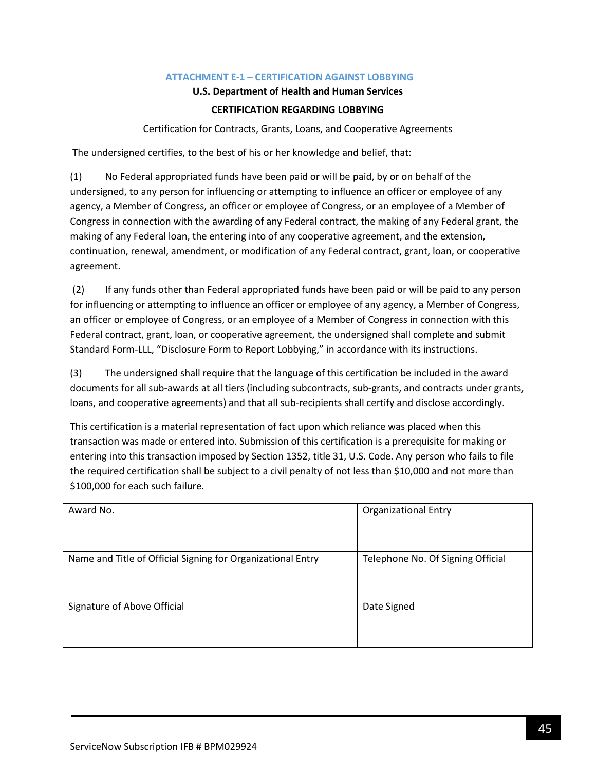## ATTACHMENT E-1 – CERTIFICATION AGAINST LOBBYING

**U.S. Department of Health and Human Services**

**CERTIFICATION REGARDING LOBBYING**

Certification for Contracts, Grants, Loans, and Cooperative Agreements

The undersigned certifies, to the best of his or her knowledge and belief, that:

(1) No Federal appropriated funds have been paid or will be paid, by or on behalf of the undersigned, to any person for influencing or attempting to influence an officer or employee of any agency, a Member of Congress, an officer or employee of Congress, or an employee of a Member of Congress in connection with the awarding of any Federal contract, the making of any Federal grant, the making of any Federal loan, the entering into of any cooperative agreement, and the extension, continuation, renewal, amendment, or modification of any Federal contract, grant, loan, or cooperative agreement.

(2) If any funds other than Federal appropriated funds have been paid or will be paid to any person for influencing or attempting to influence an officer or employee of any agency, a Member of Congress, an officer or employee of Congress, or an employee of a Member of Congress in connection with this Federal contract, grant, loan, or cooperative agreement, the undersigned shall complete and submit Standard Form-LLL, "Disclosure Form to Report Lobbying," in accordance with its instructions.

(3) The undersigned shall require that the language of this certification be included in the award documents for all sub-awards at all tiers (including subcontracts, sub-grants, and contracts under grants, loans, and cooperative agreements) and that all sub-recipients shall certify and disclose accordingly.

This certification is a material representation of fact upon which reliance was placed when this transaction was made or entered into. Submission of this certification is a prerequisite for making or entering into this transaction imposed by Section 1352, title 31, U.S. Code. Any person who fails to file the required certification shall be subject to a civil penalty of not less than $10,000 and not more than $100,000 for each such failure.

| | |
|---|---|
| Award No. | Organizational Entry |
| Name and Title of Official Signing for Organizational Entry | Telephone No. Of Signing Official |
| Signature of Above Official | Date Signed |

ServiceNow Subscription IFB # BPM029924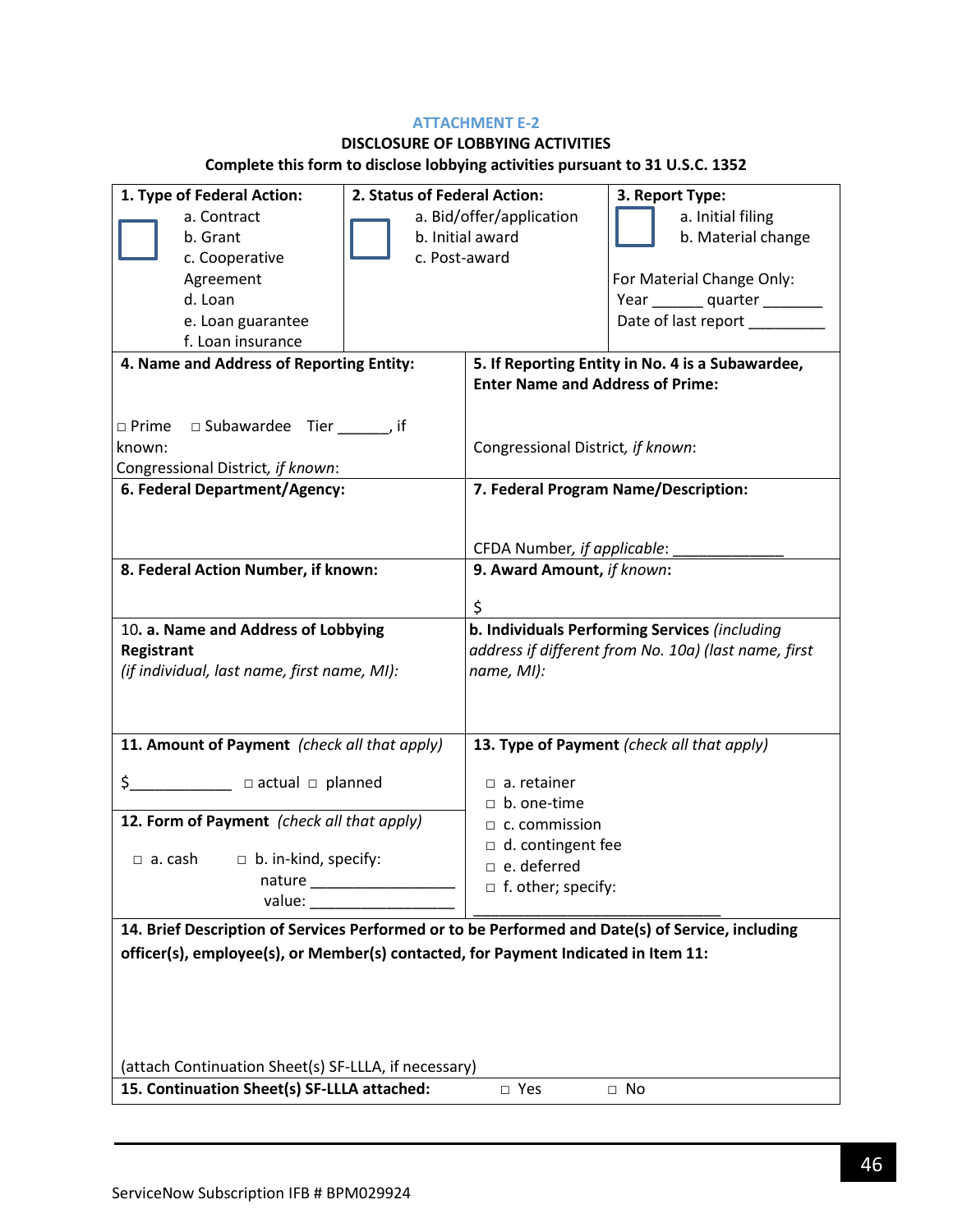### ATTACHMENT E-2

**DISCLOSURE OF LOBBYING ACTIVITIES**

**Complete this form to disclose lobbying activities pursuant to 31 U.S.C. 1352**

| **1. Type of Federal Action:** | **2. Status of Federal Action:** | **3. Report Type:** |
|---|---|---|
| ☐ a. Contract<br>b. Grant<br>c. Cooperative Agreement<br>d. Loan<br>e. Loan guarantee<br>f. Loan insurance | ☐ a. Bid/offer/application<br>b. Initial award<br>c. Post-award | ☐ a. Initial filing<br>b. Material change<br><br>For Material Change Only:<br>Year ______ quarter _______<br>Date of last report _________ |

| | |
|---|---|
| **4. Name and Address of Reporting Entity:**<br><br>□ Prime □ Subawardee Tier ______, if known:<br>Congressional District, *if known*: | **5. If Reporting Entity in No. 4 is a Subawardee, Enter Name and Address of Prime:**<br><br>Congressional District, *if known*: |
| **6. Federal Department/Agency:** | **7. Federal Program Name/Description:**<br><br>CFDA Number, *if applicable*: _____________ |
| **8. Federal Action Number, if known:** | **9. Award Amount,** ***if known*****:**<br><br>$ |
| 10. **a. Name and Address of Lobbying Registrant**<br>*(if individual, last name, first name, MI):* | **b. Individuals Performing Services** *(including address if different from No. 10a) (last name, first name, MI):* |
| **11. Amount of Payment** *(check all that apply)*<br><br>$____________ □ actual □ planned<br><br>**12. Form of Payment** *(check all that apply)*<br><br>□ a. cash □ b. in-kind, specify:<br>nature _________________<br>value: _________________ | **13. Type of Payment** *(check all that apply)*<br><br>□ a. retainer<br>□ b. one-time<br>□ c. commission<br>□ d. contingent fee<br>□ e. deferred<br>□ f. other; specify:<br>_____________________________ |

**14. Brief Description of Services Performed or to be Performed and Date(s) of Service, including officer(s), employee(s), or Member(s) contacted, for Payment Indicated in Item 11:**

(attach Continuation Sheet(s) SF-LLLA, if necessary)

**15. Continuation Sheet(s) SF-LLLA attached:** □ Yes □ No

ServiceNow Subscription IFB # BPM029924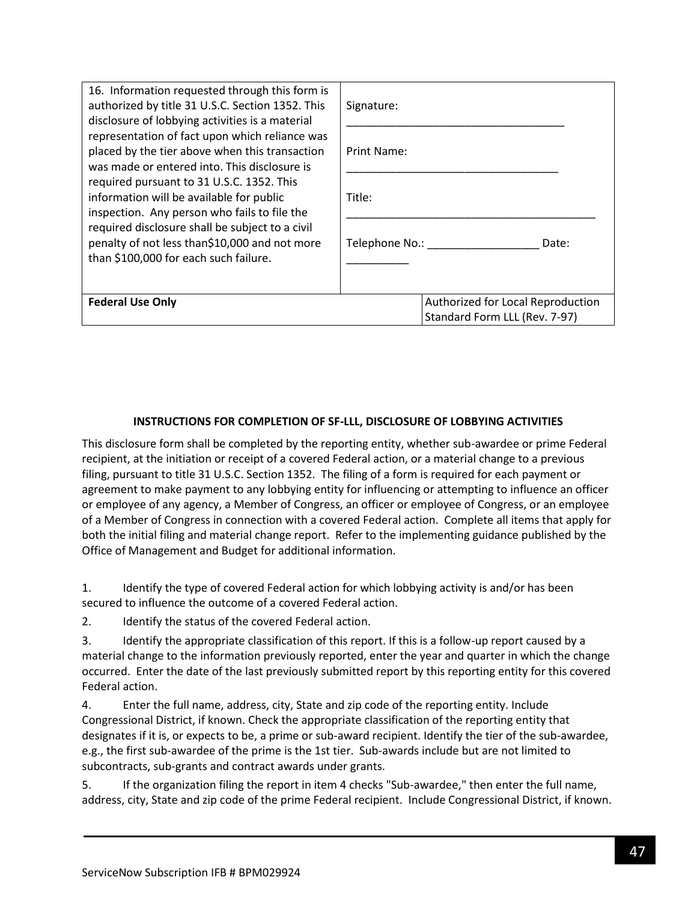| 16. Information requested through this form is authorized by title 31 U.S.C. Section 1352. This disclosure of lobbying activities is a material representation of fact upon which reliance was placed by the tier above when this transaction was made or entered into. This disclosure is required pursuant to 31 U.S.C. 1352. This information will be available for public inspection. Any person who fails to file the required disclosure shall be subject to a civil penalty of not less than$10,000 and not more than $100,000 for each such failure. | Signature: ___________________________________<br><br>Print Name: __________________________________<br><br>Title: __________________________________________<br><br>Telephone No.: __________________ Date: __________ | |
|---|---|---|
| **Federal Use Only** | | Authorized for Local Reproduction<br>Standard Form LLL (Rev. 7-97) |

**INSTRUCTIONS FOR COMPLETION OF SF-LLL, DISCLOSURE OF LOBBYING ACTIVITIES**

This disclosure form shall be completed by the reporting entity, whether sub-awardee or prime Federal recipient, at the initiation or receipt of a covered Federal action, or a material change to a previous filing, pursuant to title 31 U.S.C. Section 1352. The filing of a form is required for each payment or agreement to make payment to any lobbying entity for influencing or attempting to influence an officer or employee of any agency, a Member of Congress, an officer or employee of Congress, or an employee of a Member of Congress in connection with a covered Federal action. Complete all items that apply for both the initial filing and material change report. Refer to the implementing guidance published by the Office of Management and Budget for additional information.

1. Identify the type of covered Federal action for which lobbying activity is and/or has been secured to influence the outcome of a covered Federal action.
2. Identify the status of the covered Federal action.
3. Identify the appropriate classification of this report. If this is a follow-up report caused by a material change to the information previously reported, enter the year and quarter in which the change occurred. Enter the date of the last previously submitted report by this reporting entity for this covered Federal action.
4. Enter the full name, address, city, State and zip code of the reporting entity. Include Congressional District, if known. Check the appropriate classification of the reporting entity that designates if it is, or expects to be, a prime or sub-award recipient. Identify the tier of the sub-awardee, e.g., the first sub-awardee of the prime is the 1st tier. Sub-awards include but are not limited to subcontracts, sub-grants and contract awards under grants.
5. If the organization filing the report in item 4 checks "Sub-awardee," then enter the full name, address, city, State and zip code of the prime Federal recipient. Include Congressional District, if known.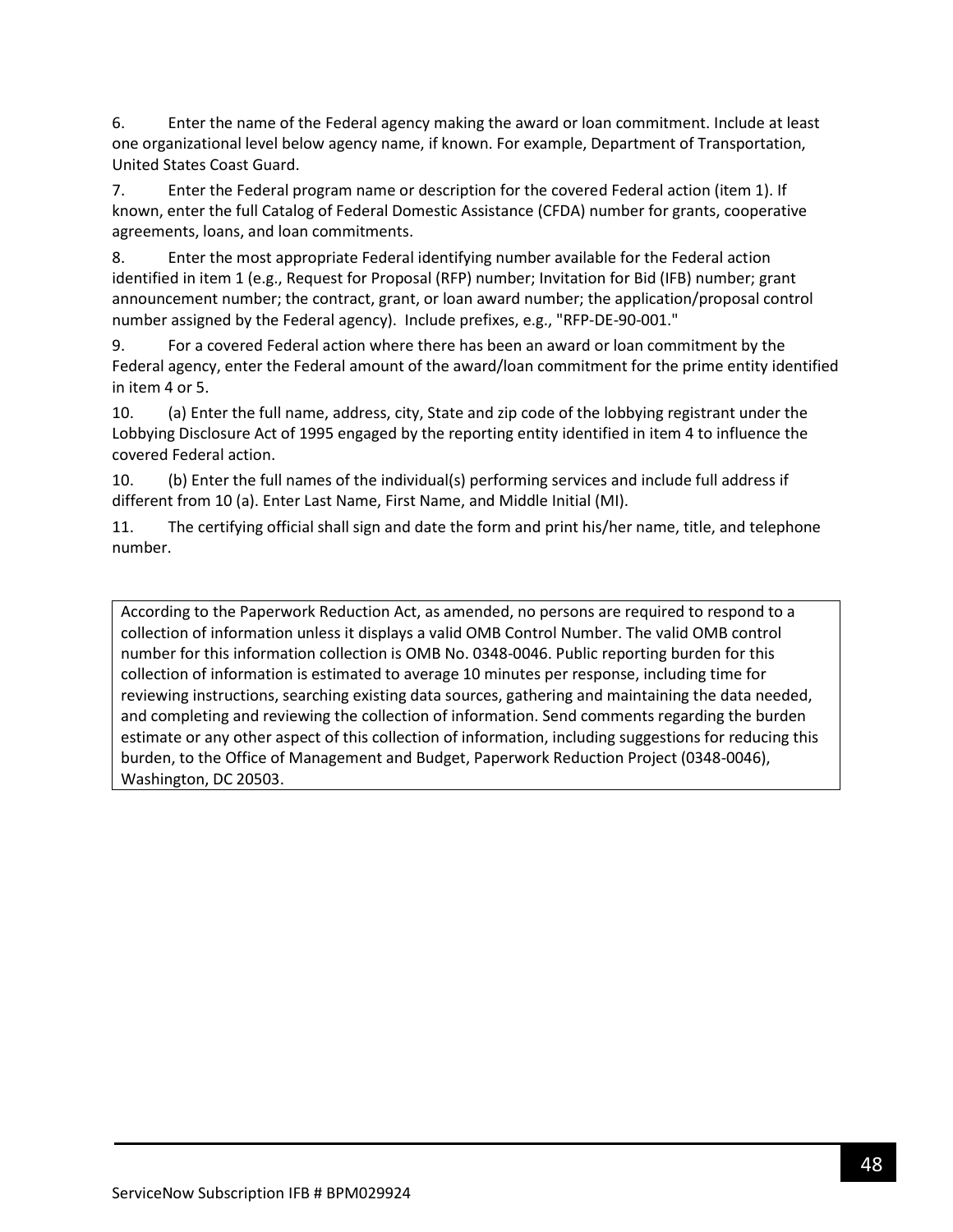6. Enter the name of the Federal agency making the award or loan commitment. Include at least one organizational level below agency name, if known. For example, Department of Transportation, United States Coast Guard.

7. Enter the Federal program name or description for the covered Federal action (item 1). If known, enter the full Catalog of Federal Domestic Assistance (CFDA) number for grants, cooperative agreements, loans, and loan commitments.

8. Enter the most appropriate Federal identifying number available for the Federal action identified in item 1 (e.g., Request for Proposal (RFP) number; Invitation for Bid (IFB) number; grant announcement number; the contract, grant, or loan award number; the application/proposal control number assigned by the Federal agency). Include prefixes, e.g., "RFP-DE-90-001."

9. For a covered Federal action where there has been an award or loan commitment by the Federal agency, enter the Federal amount of the award/loan commitment for the prime entity identified in item 4 or 5.

10. (a) Enter the full name, address, city, State and zip code of the lobbying registrant under the Lobbying Disclosure Act of 1995 engaged by the reporting entity identified in item 4 to influence the covered Federal action.

10. (b) Enter the full names of the individual(s) performing services and include full address if different from 10 (a). Enter Last Name, First Name, and Middle Initial (MI).

11. The certifying official shall sign and date the form and print his/her name, title, and telephone number.

According to the Paperwork Reduction Act, as amended, no persons are required to respond to a collection of information unless it displays a valid OMB Control Number. The valid OMB control number for this information collection is OMB No. 0348-0046. Public reporting burden for this collection of information is estimated to average 10 minutes per response, including time for reviewing instructions, searching existing data sources, gathering and maintaining the data needed, and completing and reviewing the collection of information. Send comments regarding the burden estimate or any other aspect of this collection of information, including suggestions for reducing this burden, to the Office of Management and Budget, Paperwork Reduction Project (0348-0046), Washington, DC 20503.